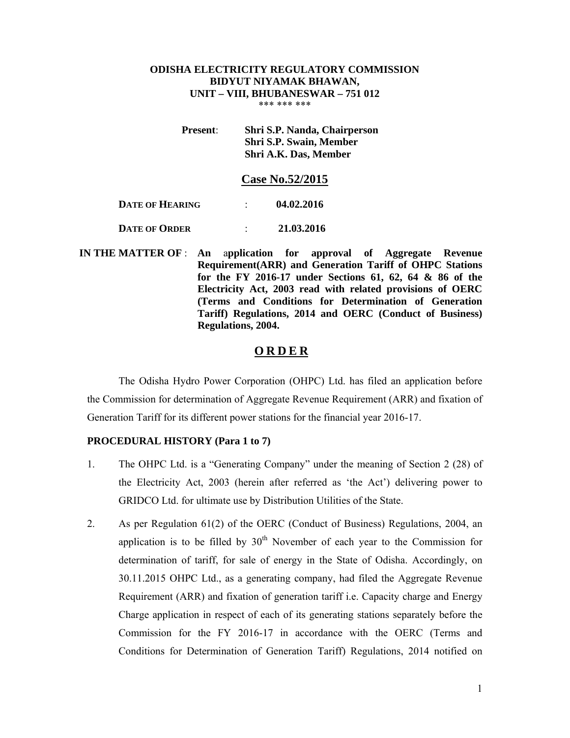**ODISHA ELECTRICITY REGULATORY COMMISSION**
**BIDYUT NIYAMAK BHAWAN,**
**UNIT – VIII, BHUBANESWAR – 751 012**
\*\*\* \*\*\* \*\*\*

**Present**: **Shri S.P. Nanda, Chairperson**
**Shri S.P. Swain, Member**
**Shri A.K. Das, Member**

## Case No.52/2015

**DATE OF HEARING** : **04.02.2016**

**DATE OF ORDER** : **21.03.2016**

**IN THE MATTER OF** : **An application for approval of Aggregate Revenue Requirement(ARR) and Generation Tariff of OHPC Stations for the FY 2016-17 under Sections 61, 62, 64 & 86 of the Electricity Act, 2003 read with related provisions of OERC (Terms and Conditions for Determination of Generation Tariff) Regulations, 2014 and OERC (Conduct of Business) Regulations, 2004.**

## O R D E R

The Odisha Hydro Power Corporation (OHPC) Ltd. has filed an application before the Commission for determination of Aggregate Revenue Requirement (ARR) and fixation of Generation Tariff for its different power stations for the financial year 2016-17.

### PROCEDURAL HISTORY (Para 1 to 7)

1. The OHPC Ltd. is a "Generating Company" under the meaning of Section 2 (28) of the Electricity Act, 2003 (herein after referred as 'the Act') delivering power to GRIDCO Ltd. for ultimate use by Distribution Utilities of the State.

2. As per Regulation 61(2) of the OERC (Conduct of Business) Regulations, 2004, an application is to be filled by 30th November of each year to the Commission for determination of tariff, for sale of energy in the State of Odisha. Accordingly, on 30.11.2015 OHPC Ltd., as a generating company, had filed the Aggregate Revenue Requirement (ARR) and fixation of generation tariff i.e. Capacity charge and Energy Charge application in respect of each of its generating stations separately before the Commission for the FY 2016-17 in accordance with the OERC (Terms and Conditions for Determination of Generation Tariff) Regulations, 2014 notified on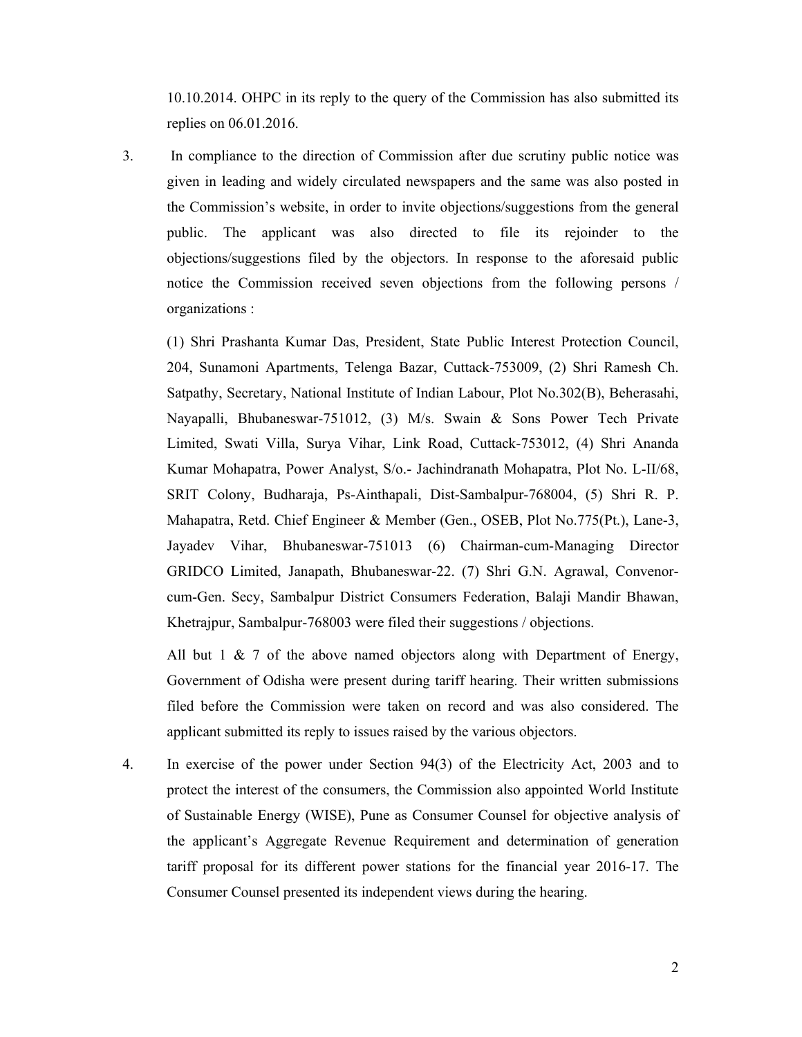10.10.2014. OHPC in its reply to the query of the Commission has also submitted its replies on 06.01.2016.

3. In compliance to the direction of Commission after due scrutiny public notice was given in leading and widely circulated newspapers and the same was also posted in the Commission's website, in order to invite objections/suggestions from the general public. The applicant was also directed to file its rejoinder to the objections/suggestions filed by the objectors. In response to the aforesaid public notice the Commission received seven objections from the following persons / organizations :

   (1) Shri Prashanta Kumar Das, President, State Public Interest Protection Council, 204, Sunamoni Apartments, Telenga Bazar, Cuttack-753009, (2) Shri Ramesh Ch. Satpathy, Secretary, National Institute of Indian Labour, Plot No.302(B), Beherasahi, Nayapalli, Bhubaneswar-751012, (3) M/s. Swain & Sons Power Tech Private Limited, Swati Villa, Surya Vihar, Link Road, Cuttack-753012, (4) Shri Ananda Kumar Mohapatra, Power Analyst, S/o.- Jachindranath Mohapatra, Plot No. L-II/68, SRIT Colony, Budharaja, Ps-Ainthapali, Dist-Sambalpur-768004, (5) Shri R. P. Mahapatra, Retd. Chief Engineer & Member (Gen., OSEB, Plot No.775(Pt.), Lane-3, Jayadev Vihar, Bhubaneswar-751013 (6) Chairman-cum-Managing Director GRIDCO Limited, Janapath, Bhubaneswar-22. (7) Shri G.N. Agrawal, Convenor-cum-Gen. Secy, Sambalpur District Consumers Federation, Balaji Mandir Bhawan, Khetrajpur, Sambalpur-768003 were filed their suggestions / objections.

   All but 1 & 7 of the above named objectors along with Department of Energy, Government of Odisha were present during tariff hearing. Their written submissions filed before the Commission were taken on record and was also considered. The applicant submitted its reply to issues raised by the various objectors.

4. In exercise of the power under Section 94(3) of the Electricity Act, 2003 and to protect the interest of the consumers, the Commission also appointed World Institute of Sustainable Energy (WISE), Pune as Consumer Counsel for objective analysis of the applicant's Aggregate Revenue Requirement and determination of generation tariff proposal for its different power stations for the financial year 2016-17. The Consumer Counsel presented its independent views during the hearing.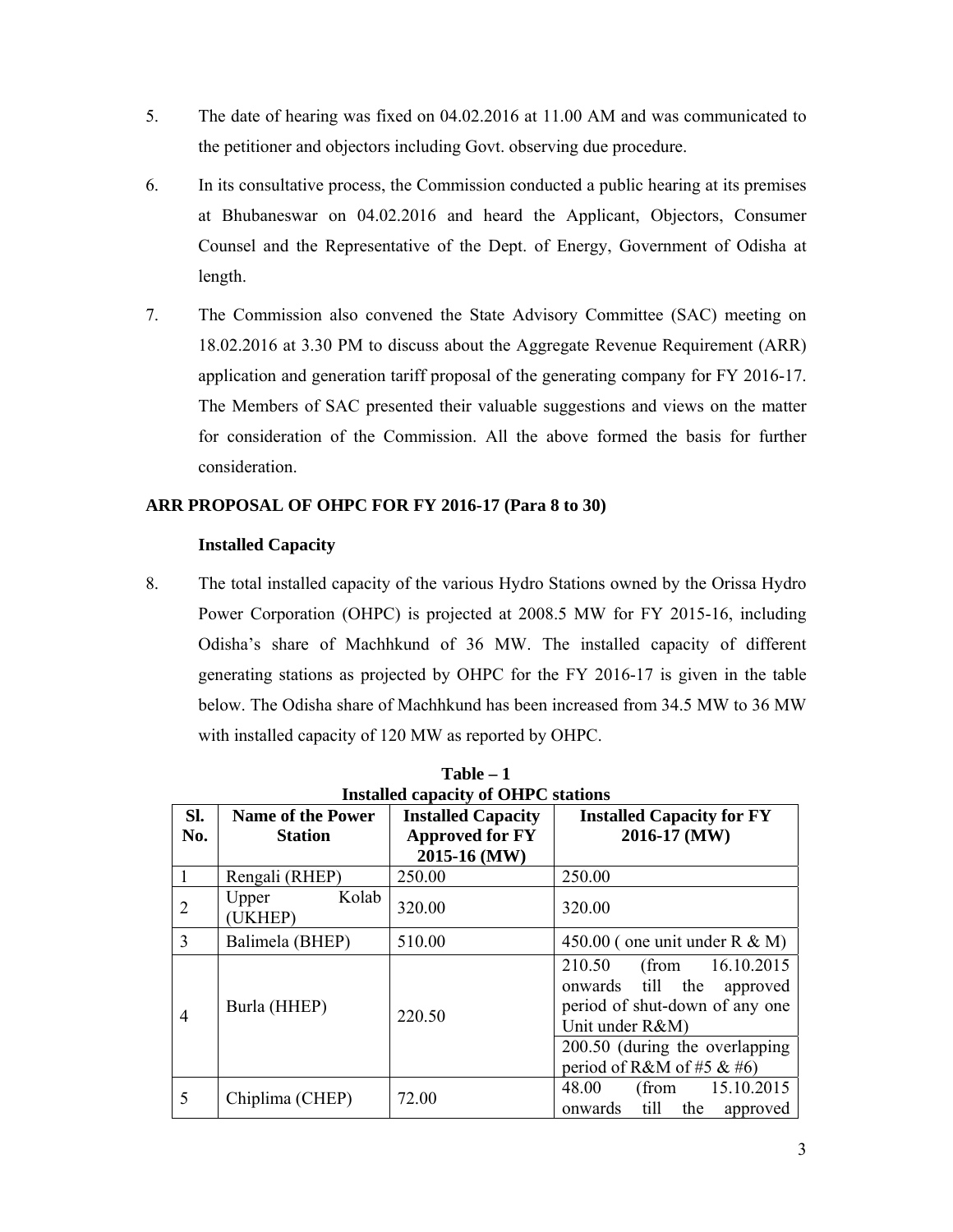5. The date of hearing was fixed on 04.02.2016 at 11.00 AM and was communicated to the petitioner and objectors including Govt. observing due procedure.

6. In its consultative process, the Commission conducted a public hearing at its premises at Bhubaneswar on 04.02.2016 and heard the Applicant, Objectors, Consumer Counsel and the Representative of the Dept. of Energy, Government of Odisha at length.

7. The Commission also convened the State Advisory Committee (SAC) meeting on 18.02.2016 at 3.30 PM to discuss about the Aggregate Revenue Requirement (ARR) application and generation tariff proposal of the generating company for FY 2016-17. The Members of SAC presented their valuable suggestions and views on the matter for consideration of the Commission. All the above formed the basis for further consideration.

**ARR PROPOSAL OF OHPC FOR FY 2016-17 (Para 8 to 30)**

**Installed Capacity**

8. The total installed capacity of the various Hydro Stations owned by the Orissa Hydro Power Corporation (OHPC) is projected at 2008.5 MW for FY 2015-16, including Odisha's share of Machhkund of 36 MW. The installed capacity of different generating stations as projected by OHPC for the FY 2016-17 is given in the table below. The Odisha share of Machhkund has been increased from 34.5 MW to 36 MW with installed capacity of 120 MW as reported by OHPC.

**Table – 1**
**Installed capacity of OHPC stations**

| Sl. No. | Name of the Power Station | Installed Capacity Approved for FY 2015-16 (MW) | Installed Capacity for FY 2016-17 (MW) |
|---|---|---|---|
| 1 | Rengali (RHEP) | 250.00 | 250.00 |
| 2 | Upper Kolab (UKHEP) | 320.00 | 320.00 |
| 3 | Balimela (BHEP) | 510.00 | 450.00 ( one unit under R & M) |
| 4 | Burla (HHEP) | 220.50 | 210.50 (from 16.10.2015 onwards till the approved period of shut-down of any one Unit under R&M) |
| | | | 200.50 (during the overlapping period of R&M of #5 & #6) |
| 5 | Chiplima (CHEP) | 72.00 | 48.00 (from 15.10.2015 onwards till the approved |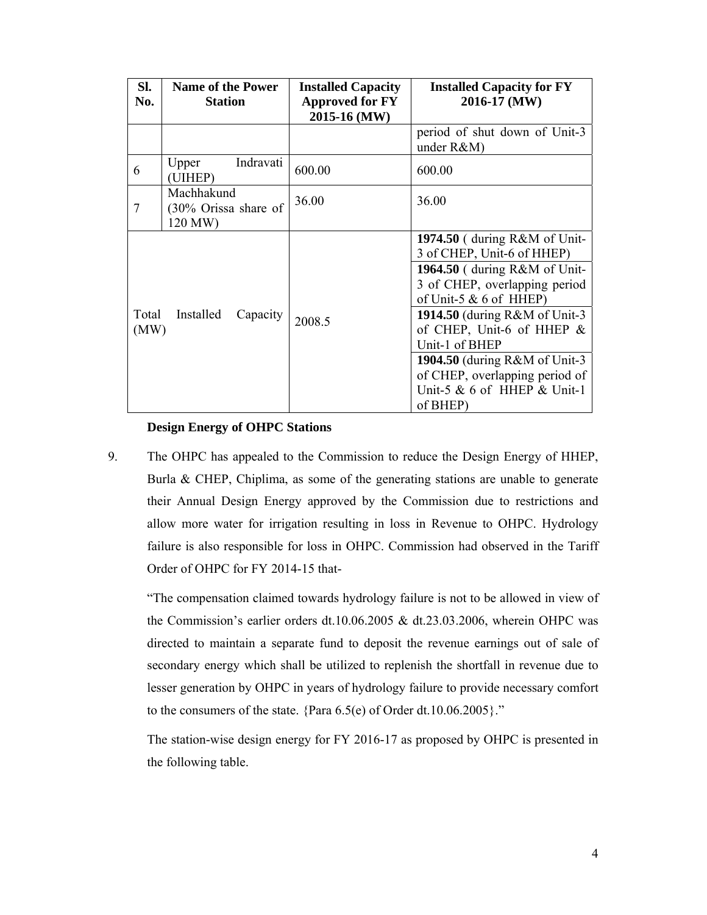| Sl. No. | Name of the Power Station | Installed Capacity Approved for FY 2015-16 (MW) | Installed Capacity for FY 2016-17 (MW) |
|---|---|---|---|
| | | | period of shut down of Unit-3 under R&M) |
| 6 | Upper Indravati (UIHEP) | 600.00 | 600.00 |
| 7 | Machhakund (30% Orissa share of 120 MW) | 36.00 | 36.00 |
| Total Installed Capacity (MW) | | 2008.5 | **1974.50** ( during R&M of Unit-3 of CHEP, Unit-6 of HHEP) |
| | | | **1964.50** ( during R&M of Unit-3 of CHEP, overlapping period of Unit-5 & 6 of HHEP) |
| | | | **1914.50** (during R&M of Unit-3 of CHEP, Unit-6 of HHEP & Unit-1 of BHEP |
| | | | **1904.50** (during R&M of Unit-3 of CHEP, overlapping period of Unit-5 & 6 of HHEP & Unit-1 of BHEP) |

**Design Energy of OHPC Stations**

9. The OHPC has appealed to the Commission to reduce the Design Energy of HHEP, Burla & CHEP, Chiplima, as some of the generating stations are unable to generate their Annual Design Energy approved by the Commission due to restrictions and allow more water for irrigation resulting in loss in Revenue to OHPC. Hydrology failure is also responsible for loss in OHPC. Commission had observed in the Tariff Order of OHPC for FY 2014-15 that-

   "The compensation claimed towards hydrology failure is not to be allowed in view of the Commission's earlier orders dt.10.06.2005 & dt.23.03.2006, wherein OHPC was directed to maintain a separate fund to deposit the revenue earnings out of sale of secondary energy which shall be utilized to replenish the shortfall in revenue due to lesser generation by OHPC in years of hydrology failure to provide necessary comfort to the consumers of the state. {Para 6.5(e) of Order dt.10.06.2005}."

   The station-wise design energy for FY 2016-17 as proposed by OHPC is presented in the following table.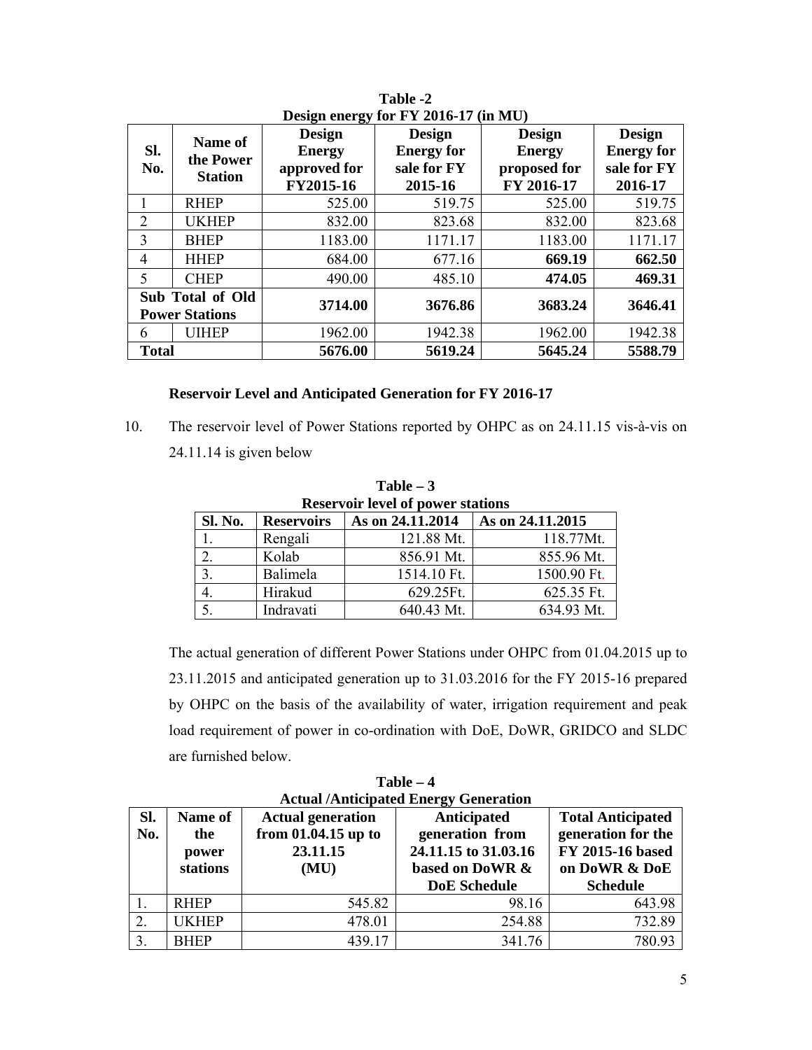**Table -2**
**Design energy for FY 2016-17 (in MU)**

| Sl. No. | Name of the Power Station | Design Energy approved for FY2015-16 | Design Energy for sale for FY 2015-16 | Design Energy proposed for FY 2016-17 | Design Energy for sale for FY 2016-17 |
|---|---|---|---|---|---|
| 1 | RHEP | 525.00 | 519.75 | 525.00 | 519.75 |
| 2 | UKHEP | 832.00 | 823.68 | 832.00 | 823.68 |
| 3 | BHEP | 1183.00 | 1171.17 | 1183.00 | 1171.17 |
| 4 | HHEP | 684.00 | 677.16 | **669.19** | **662.50** |
| 5 | CHEP | 490.00 | 485.10 | **474.05** | **469.31** |
| **Sub Total of Old Power Stations** | | **3714.00** | **3676.86** | **3683.24** | **3646.41** |
| 6 | UIHEP | 1962.00 | 1942.38 | 1962.00 | 1942.38 |
| **Total** | | **5676.00** | **5619.24** | **5645.24** | **5588.79** |

**Reservoir Level and Anticipated Generation for FY 2016-17**

10. The reservoir level of Power Stations reported by OHPC as on 24.11.15 vis-à-vis on 24.11.14 is given below

**Table – 3**
**Reservoir level of power stations**

| Sl. No. | Reservoirs | As on 24.11.2014 | As on 24.11.2015 |
|---|---|---|---|
| 1. | Rengali | 121.88 Mt. | 118.77Mt. |
| 2. | Kolab | 856.91 Mt. | 855.96 Mt. |
| 3. | Balimela | 1514.10 Ft. | 1500.90 Ft. |
| 4. | Hirakud | 629.25Ft. | 625.35 Ft. |
| 5. | Indravati | 640.43 Mt. | 634.93 Mt. |

The actual generation of different Power Stations under OHPC from 01.04.2015 up to 23.11.2015 and anticipated generation up to 31.03.2016 for the FY 2015-16 prepared by OHPC on the basis of the availability of water, irrigation requirement and peak load requirement of power in co-ordination with DoE, DoWR, GRIDCO and SLDC are furnished below.

**Table – 4**
**Actual /Anticipated Energy Generation**

| Sl. No. | Name of the power stations | Actual generation from 01.04.15 up to 23.11.15 (MU) | Anticipated generation from 24.11.15 to 31.03.16 based on DoWR & DoE Schedule | Total Anticipated generation for the FY 2015-16 based on DoWR & DoE Schedule |
|---|---|---|---|---|
| 1. | RHEP | 545.82 | 98.16 | 643.98 |
| 2. | UKHEP | 478.01 | 254.88 | 732.89 |
| 3. | BHEP | 439.17 | 341.76 | 780.93 |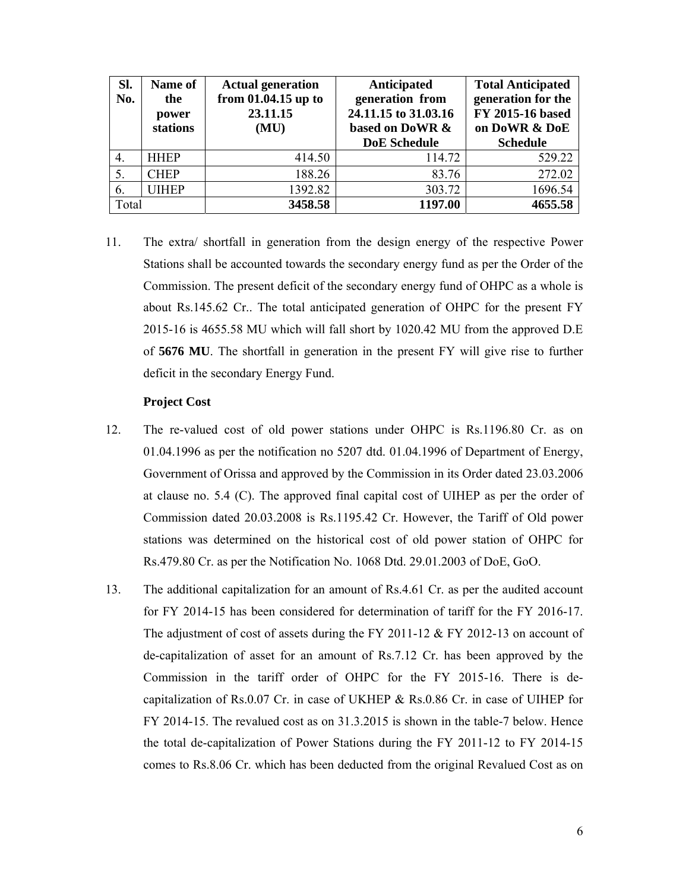| Sl. No. | Name of the power stations | Actual generation from 01.04.15 up to 23.11.15 (MU) | Anticipated generation from 24.11.15 to 31.03.16 based on DoWR & DoE Schedule | Total Anticipated generation for the FY 2015-16 based on DoWR & DoE Schedule |
|---|---|---|---|---|
| 4. | HHEP | 414.50 | 114.72 | 529.22 |
| 5. | CHEP | 188.26 | 83.76 | 272.02 |
| 6. | UIHEP | 1392.82 | 303.72 | 1696.54 |
| Total | | **3458.58** | **1197.00** | **4655.58** |

11. The extra/ shortfall in generation from the design energy of the respective Power Stations shall be accounted towards the secondary energy fund as per the Order of the Commission. The present deficit of the secondary energy fund of OHPC as a whole is about Rs.145.62 Cr.. The total anticipated generation of OHPC for the present FY 2015-16 is 4655.58 MU which will fall short by 1020.42 MU from the approved D.E of **5676 MU**. The shortfall in generation in the present FY will give rise to further deficit in the secondary Energy Fund.

**Project Cost**

12. The re-valued cost of old power stations under OHPC is Rs.1196.80 Cr. as on 01.04.1996 as per the notification no 5207 dtd. 01.04.1996 of Department of Energy, Government of Orissa and approved by the Commission in its Order dated 23.03.2006 at clause no. 5.4 (C). The approved final capital cost of UIHEP as per the order of Commission dated 20.03.2008 is Rs.1195.42 Cr. However, the Tariff of Old power stations was determined on the historical cost of old power station of OHPC for Rs.479.80 Cr. as per the Notification No. 1068 Dtd. 29.01.2003 of DoE, GoO.

13. The additional capitalization for an amount of Rs.4.61 Cr. as per the audited account for FY 2014-15 has been considered for determination of tariff for the FY 2016-17. The adjustment of cost of assets during the FY 2011-12 & FY 2012-13 on account of de-capitalization of asset for an amount of Rs.7.12 Cr. has been approved by the Commission in the tariff order of OHPC for the FY 2015-16. There is de-capitalization of Rs.0.07 Cr. in case of UKHEP & Rs.0.86 Cr. in case of UIHEP for FY 2014-15. The revalued cost as on 31.3.2015 is shown in the table-7 below. Hence the total de-capitalization of Power Stations during the FY 2011-12 to FY 2014-15 comes to Rs.8.06 Cr. which has been deducted from the original Revalued Cost as on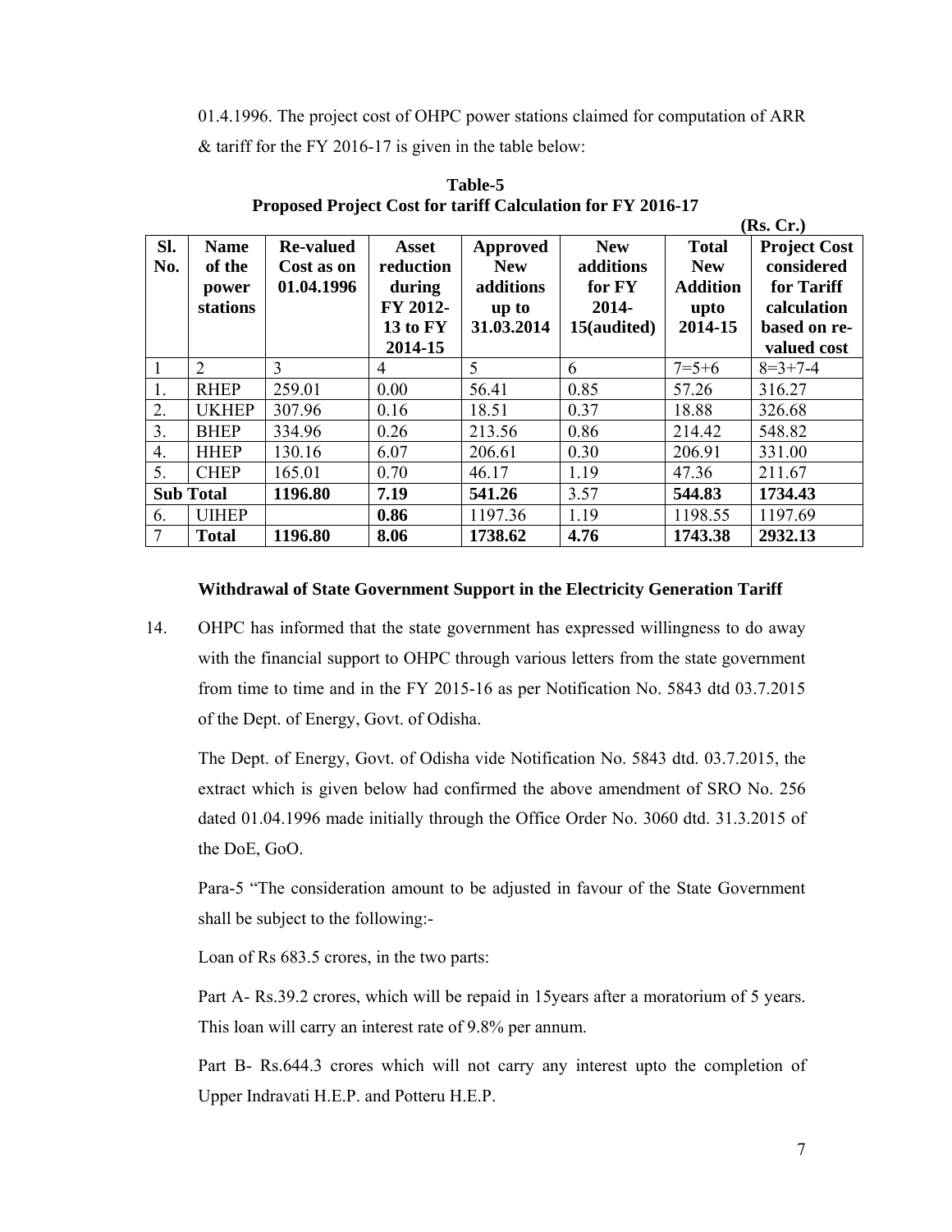01.4.1996. The project cost of OHPC power stations claimed for computation of ARR & tariff for the FY 2016-17 is given in the table below:

**Table-5**
**Proposed Project Cost for tariff Calculation for FY 2016-17**

**(Rs. Cr.)**

| Sl. No. | Name of the power stations | Re-valued Cost as on 01.04.1996 | Asset reduction during FY 2012-13 to FY 2014-15 | Approved New additions up to 31.03.2014 | New additions for FY 2014-15(audited) | Total New Addition upto 2014-15 | Project Cost considered for Tariff calculation based on re-valued cost |
|---|---|---|---|---|---|---|---|
| 1 | 2 | 3 | 4 | 5 | 6 | 7=5+6 | 8=3+7-4 |
| 1. | RHEP | 259.01 | 0.00 | 56.41 | 0.85 | 57.26 | 316.27 |
| 2. | UKHEP | 307.96 | 0.16 | 18.51 | 0.37 | 18.88 | 326.68 |
| 3. | BHEP | 334.96 | 0.26 | 213.56 | 0.86 | 214.42 | 548.82 |
| 4. | HHEP | 130.16 | 6.07 | 206.61 | 0.30 | 206.91 | 331.00 |
| 5. | CHEP | 165.01 | 0.70 | 46.17 | 1.19 | 47.36 | 211.67 |
| **Sub Total** | | **1196.80** | **7.19** | **541.26** | 3.57 | **544.83** | **1734.43** |
| 6. | UIHEP | | **0.86** | 1197.36 | 1.19 | 1198.55 | 1197.69 |
| 7 | **Total** | **1196.80** | **8.06** | **1738.62** | **4.76** | **1743.38** | **2932.13** |

**Withdrawal of State Government Support in the Electricity Generation Tariff**

14. OHPC has informed that the state government has expressed willingness to do away with the financial support to OHPC through various letters from the state government from time to time and in the FY 2015-16 as per Notification No. 5843 dtd 03.7.2015 of the Dept. of Energy, Govt. of Odisha.

The Dept. of Energy, Govt. of Odisha vide Notification No. 5843 dtd. 03.7.2015, the extract which is given below had confirmed the above amendment of SRO No. 256 dated 01.04.1996 made initially through the Office Order No. 3060 dtd. 31.3.2015 of the DoE, GoO.

Para-5 "The consideration amount to be adjusted in favour of the State Government shall be subject to the following:-

Loan of Rs 683.5 crores, in the two parts:

Part A- Rs.39.2 crores, which will be repaid in 15years after a moratorium of 5 years. This loan will carry an interest rate of 9.8% per annum.

Part B- Rs.644.3 crores which will not carry any interest upto the completion of Upper Indravati H.E.P. and Potteru H.E.P.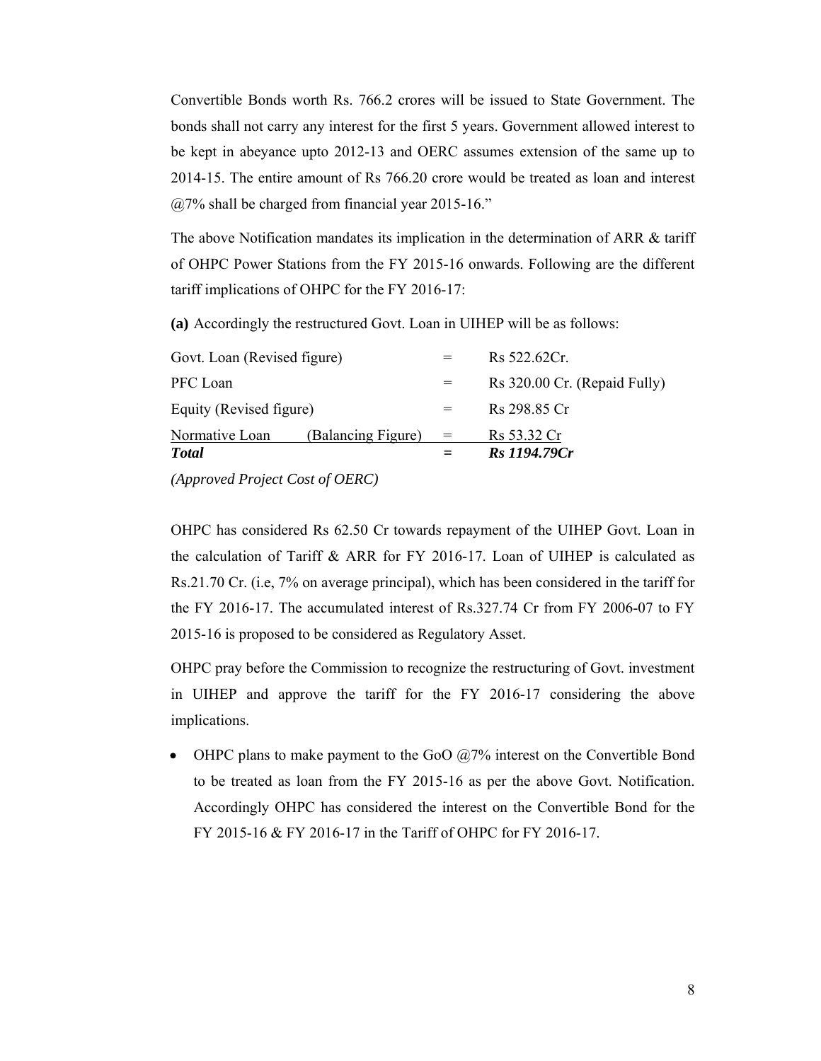Convertible Bonds worth Rs. 766.2 crores will be issued to State Government. The bonds shall not carry any interest for the first 5 years. Government allowed interest to be kept in abeyance upto 2012-13 and OERC assumes extension of the same up to 2014-15. The entire amount of Rs 766.20 crore would be treated as loan and interest @7% shall be charged from financial year 2015-16."

The above Notification mandates its implication in the determination of ARR & tariff of OHPC Power Stations from the FY 2015-16 onwards. Following are the different tariff implications of OHPC for the FY 2016-17:

**(a)** Accordingly the restructured Govt. Loan in UIHEP will be as follows:

| | | |
|---|---|---|
| Govt. Loan (Revised figure) | = | Rs 522.62Cr. |
| PFC Loan | = | Rs 320.00 Cr. (Repaid Fully) |
| Equity (Revised figure) | = | Rs 298.85 Cr |
| Normative Loan (Balancing Figure) | = | Rs 53.32 Cr |
| ***Total*** | **=** | ***Rs 1194.79Cr*** |

*(Approved Project Cost of OERC)*

OHPC has considered Rs 62.50 Cr towards repayment of the UIHEP Govt. Loan in the calculation of Tariff & ARR for FY 2016-17. Loan of UIHEP is calculated as Rs.21.70 Cr. (i.e, 7% on average principal), which has been considered in the tariff for the FY 2016-17. The accumulated interest of Rs.327.74 Cr from FY 2006-07 to FY 2015-16 is proposed to be considered as Regulatory Asset.

OHPC pray before the Commission to recognize the restructuring of Govt. investment in UIHEP and approve the tariff for the FY 2016-17 considering the above implications.

- OHPC plans to make payment to the GoO @7% interest on the Convertible Bond to be treated as loan from the FY 2015-16 as per the above Govt. Notification. Accordingly OHPC has considered the interest on the Convertible Bond for the FY 2015-16 & FY 2016-17 in the Tariff of OHPC for FY 2016-17.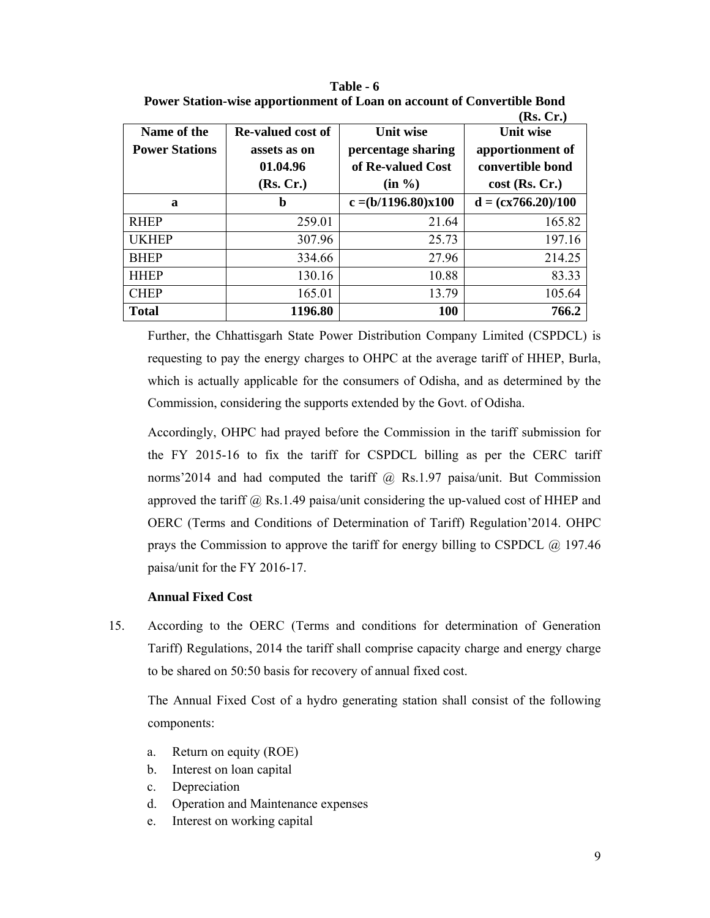**Table - 6**

**Power Station-wise apportionment of Loan on account of Convertible Bond**

**(Rs. Cr.)**

| Name of the Power Stations | Re-valued cost of assets as on 01.04.96 (Rs. Cr.) | Unit wise percentage sharing of Re-valued Cost (in %) | Unit wise apportionment of convertible bond cost (Rs. Cr.) |
|---|---|---|---|
| **a** | **b** | **c =(b/1196.80)x100** | **d = (cx766.20)/100** |
| RHEP | 259.01 | 21.64 | 165.82 |
| UKHEP | 307.96 | 25.73 | 197.16 |
| BHEP | 334.66 | 27.96 | 214.25 |
| HHEP | 130.16 | 10.88 | 83.33 |
| CHEP | 165.01 | 13.79 | 105.64 |
| **Total** | **1196.80** | **100** | **766.2** |

Further, the Chhattisgarh State Power Distribution Company Limited (CSPDCL) is requesting to pay the energy charges to OHPC at the average tariff of HHEP, Burla, which is actually applicable for the consumers of Odisha, and as determined by the Commission, considering the supports extended by the Govt. of Odisha.

Accordingly, OHPC had prayed before the Commission in the tariff submission for the FY 2015-16 to fix the tariff for CSPDCL billing as per the CERC tariff norms'2014 and had computed the tariff @ Rs.1.97 paisa/unit. But Commission approved the tariff @ Rs.1.49 paisa/unit considering the up-valued cost of HHEP and OERC (Terms and Conditions of Determination of Tariff) Regulation'2014. OHPC prays the Commission to approve the tariff for energy billing to CSPDCL @ 197.46 paisa/unit for the FY 2016-17.

**Annual Fixed Cost**

15. According to the OERC (Terms and conditions for determination of Generation Tariff) Regulations, 2014 the tariff shall comprise capacity charge and energy charge to be shared on 50:50 basis for recovery of annual fixed cost.

The Annual Fixed Cost of a hydro generating station shall consist of the following components:

a. Return on equity (ROE)
b. Interest on loan capital
c. Depreciation
d. Operation and Maintenance expenses
e. Interest on working capital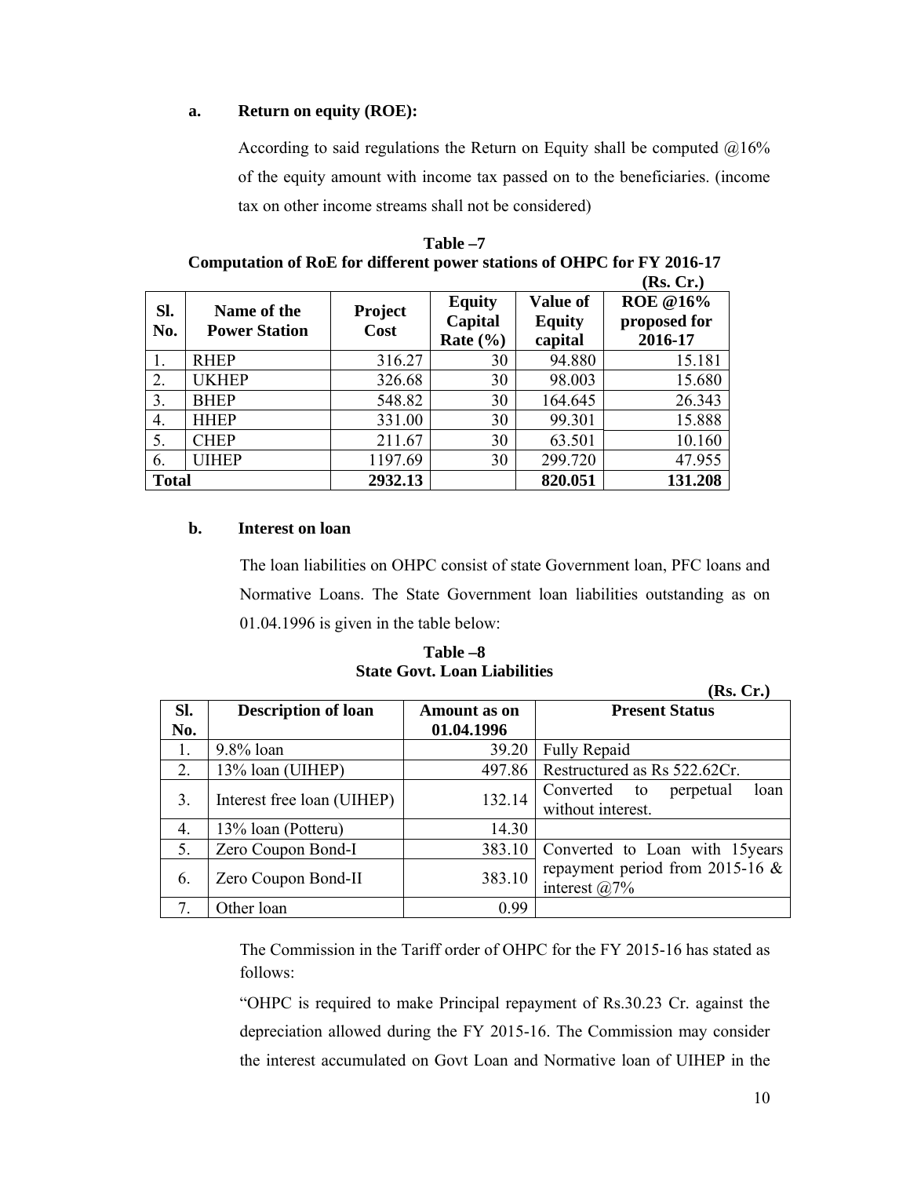**a. Return on equity (ROE):**

According to said regulations the Return on Equity shall be computed @16% of the equity amount with income tax passed on to the beneficiaries. (income tax on other income streams shall not be considered)

**Table –7**
**Computation of RoE for different power stations of OHPC for FY 2016-17**

**(Rs. Cr.)**

| Sl. No. | Name of the Power Station | Project Cost | Equity Capital Rate (%) | Value of Equity capital | ROE @16% proposed for 2016-17 |
|---|---|---|---|---|---|
| 1. | RHEP | 316.27 | 30 | 94.880 | 15.181 |
| 2. | UKHEP | 326.68 | 30 | 98.003 | 15.680 |
| 3. | BHEP | 548.82 | 30 | 164.645 | 26.343 |
| 4. | HHEP | 331.00 | 30 | 99.301 | 15.888 |
| 5. | CHEP | 211.67 | 30 | 63.501 | 10.160 |
| 6. | UIHEP | 1197.69 | 30 | 299.720 | 47.955 |
| **Total** | | **2932.13** | | **820.051** | **131.208** |

**b. Interest on loan**

The loan liabilities on OHPC consist of state Government loan, PFC loans and Normative Loans. The State Government loan liabilities outstanding as on 01.04.1996 is given in the table below:

**Table –8**
**State Govt. Loan Liabilities**

**(Rs. Cr.)**

| Sl. No. | Description of loan | Amount as on 01.04.1996 | Present Status |
|---|---|---|---|
| 1. | 9.8% loan | 39.20 | Fully Repaid |
| 2. | 13% loan (UIHEP) | 497.86 | Restructured as Rs 522.62Cr. |
| 3. | Interest free loan (UIHEP) | 132.14 | Converted to perpetual loan without interest. |
| 4. | 13% loan (Potteru) | 14.30 | |
| 5. | Zero Coupon Bond-I | 383.10 | Converted to Loan with 15years repayment period from 2015-16 & interest @7% |
| 6. | Zero Coupon Bond-II | 383.10 | |
| 7. | Other loan | 0.99 | |

The Commission in the Tariff order of OHPC for the FY 2015-16 has stated as follows:

"OHPC is required to make Principal repayment of Rs.30.23 Cr. against the depreciation allowed during the FY 2015-16. The Commission may consider the interest accumulated on Govt Loan and Normative loan of UIHEP in the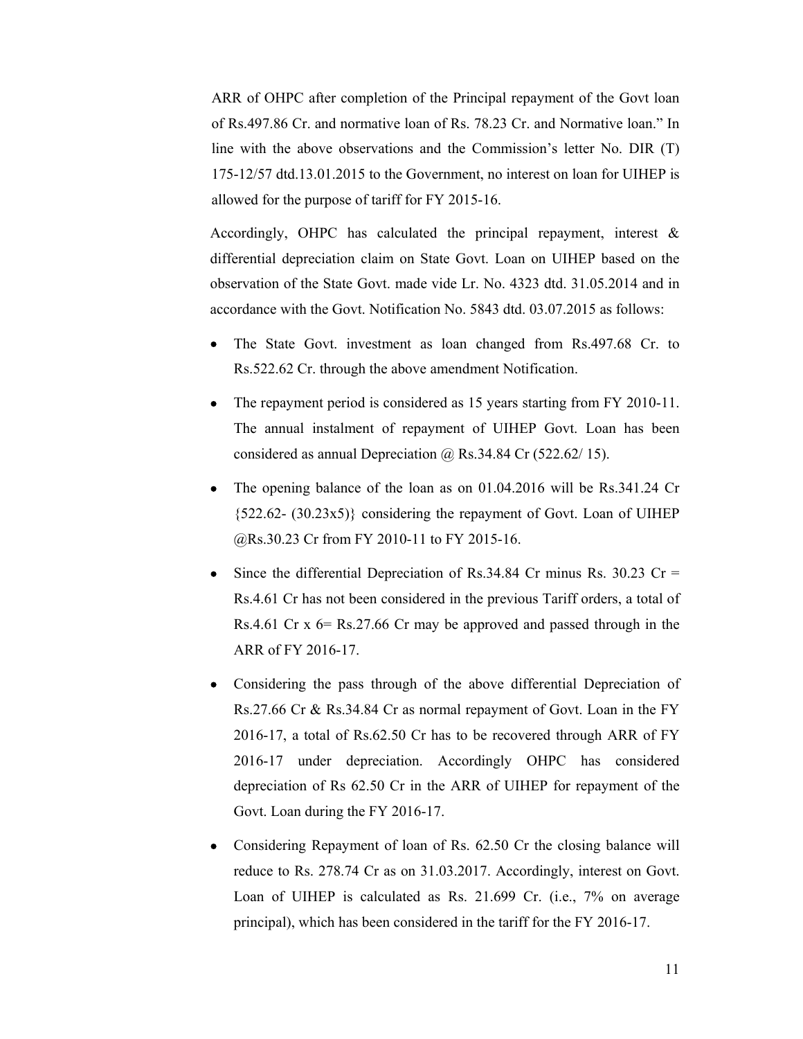ARR of OHPC after completion of the Principal repayment of the Govt loan of Rs.497.86 Cr. and normative loan of Rs. 78.23 Cr. and Normative loan." In line with the above observations and the Commission's letter No. DIR (T) 175-12/57 dtd.13.01.2015 to the Government, no interest on loan for UIHEP is allowed for the purpose of tariff for FY 2015-16.

Accordingly, OHPC has calculated the principal repayment, interest & differential depreciation claim on State Govt. Loan on UIHEP based on the observation of the State Govt. made vide Lr. No. 4323 dtd. 31.05.2014 and in accordance with the Govt. Notification No. 5843 dtd. 03.07.2015 as follows:

- The State Govt. investment as loan changed from Rs.497.68 Cr. to Rs.522.62 Cr. through the above amendment Notification.
- The repayment period is considered as 15 years starting from FY 2010-11. The annual instalment of repayment of UIHEP Govt. Loan has been considered as annual Depreciation @ Rs.34.84 Cr (522.62/ 15).
- The opening balance of the loan as on 01.04.2016 will be Rs.341.24 Cr {522.62- (30.23x5)} considering the repayment of Govt. Loan of UIHEP @Rs.30.23 Cr from FY 2010-11 to FY 2015-16.
- Since the differential Depreciation of Rs.34.84 Cr minus Rs. 30.23 Cr = Rs.4.61 Cr has not been considered in the previous Tariff orders, a total of Rs.4.61 Cr x 6= Rs.27.66 Cr may be approved and passed through in the ARR of FY 2016-17.
- Considering the pass through of the above differential Depreciation of Rs.27.66 Cr & Rs.34.84 Cr as normal repayment of Govt. Loan in the FY 2016-17, a total of Rs.62.50 Cr has to be recovered through ARR of FY 2016-17 under depreciation. Accordingly OHPC has considered depreciation of Rs 62.50 Cr in the ARR of UIHEP for repayment of the Govt. Loan during the FY 2016-17.
- Considering Repayment of loan of Rs. 62.50 Cr the closing balance will reduce to Rs. 278.74 Cr as on 31.03.2017. Accordingly, interest on Govt. Loan of UIHEP is calculated as Rs. 21.699 Cr. (i.e., 7% on average principal), which has been considered in the tariff for the FY 2016-17.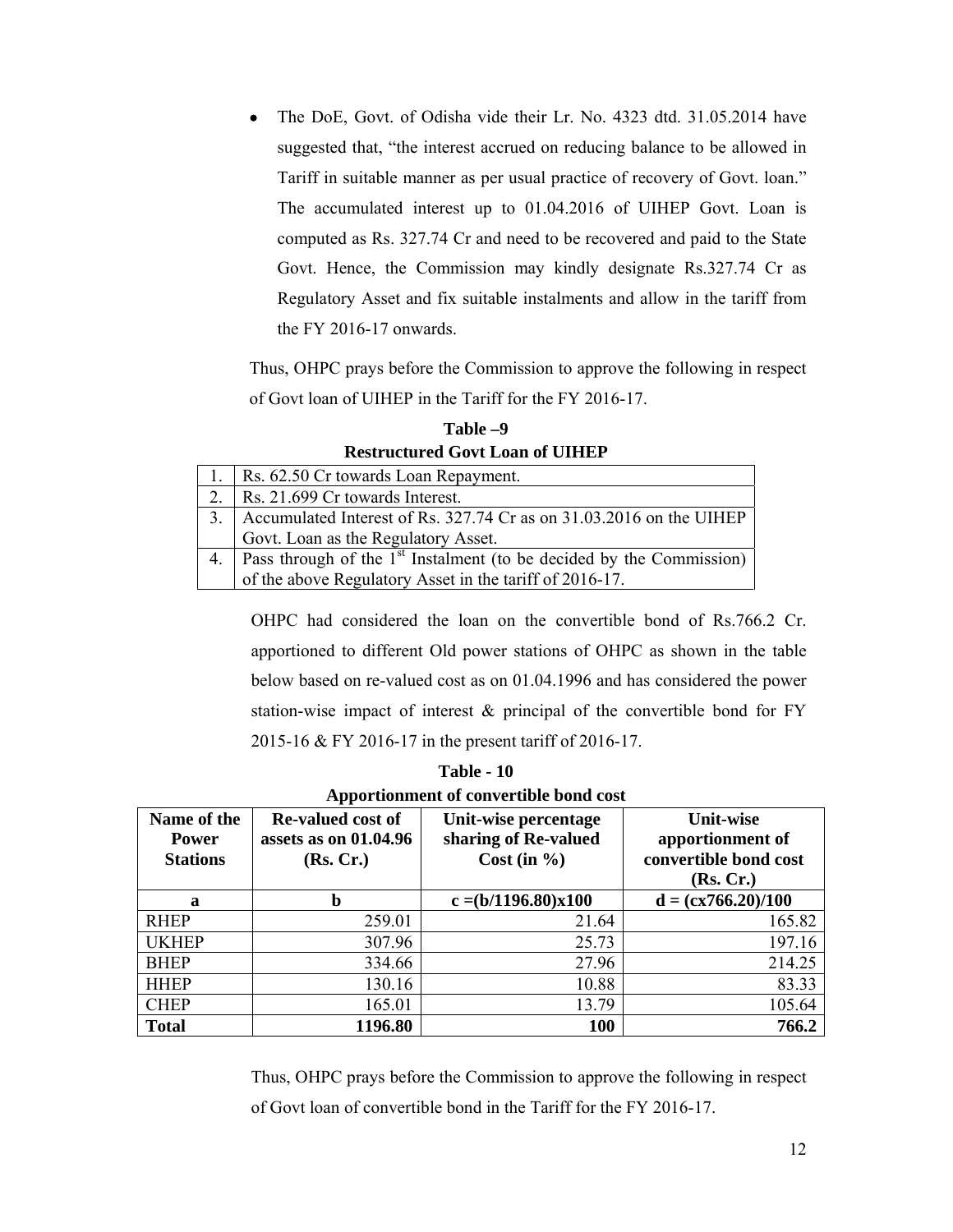- The DoE, Govt. of Odisha vide their Lr. No. 4323 dtd. 31.05.2014 have suggested that, "the interest accrued on reducing balance to be allowed in Tariff in suitable manner as per usual practice of recovery of Govt. loan." The accumulated interest up to 01.04.2016 of UIHEP Govt. Loan is computed as Rs. 327.74 Cr and need to be recovered and paid to the State Govt. Hence, the Commission may kindly designate Rs.327.74 Cr as Regulatory Asset and fix suitable instalments and allow in the tariff from the FY 2016-17 onwards.

Thus, OHPC prays before the Commission to approve the following in respect of Govt loan of UIHEP in the Tariff for the FY 2016-17.

**Table –9**
**Restructured Govt Loan of UIHEP**

| | |
|---|---|
| 1. | Rs. 62.50 Cr towards Loan Repayment. |
| 2. | Rs. 21.699 Cr towards Interest. |
| 3. | Accumulated Interest of Rs. 327.74 Cr as on 31.03.2016 on the UIHEP Govt. Loan as the Regulatory Asset. |
| 4. | Pass through of the 1st Instalment (to be decided by the Commission) of the above Regulatory Asset in the tariff of 2016-17. |

OHPC had considered the loan on the convertible bond of Rs.766.2 Cr. apportioned to different Old power stations of OHPC as shown in the table below based on re-valued cost as on 01.04.1996 and has considered the power station-wise impact of interest & principal of the convertible bond for FY 2015-16 & FY 2016-17 in the present tariff of 2016-17.

**Table - 10**
**Apportionment of convertible bond cost**

| Name of the Power Stations | Re-valued cost of assets as on 01.04.96 (Rs. Cr.) | Unit-wise percentage sharing of Re-valued Cost (in %) | Unit-wise apportionment of convertible bond cost (Rs. Cr.) |
|---|---|---|---|
| **a** | **b** | **c =(b/1196.80)x100** | **d = (cx766.20)/100** |
| RHEP | 259.01 | 21.64 | 165.82 |
| UKHEP | 307.96 | 25.73 | 197.16 |
| BHEP | 334.66 | 27.96 | 214.25 |
| HHEP | 130.16 | 10.88 | 83.33 |
| CHEP | 165.01 | 13.79 | 105.64 |
| **Total** | **1196.80** | **100** | **766.2** |

Thus, OHPC prays before the Commission to approve the following in respect of Govt loan of convertible bond in the Tariff for the FY 2016-17.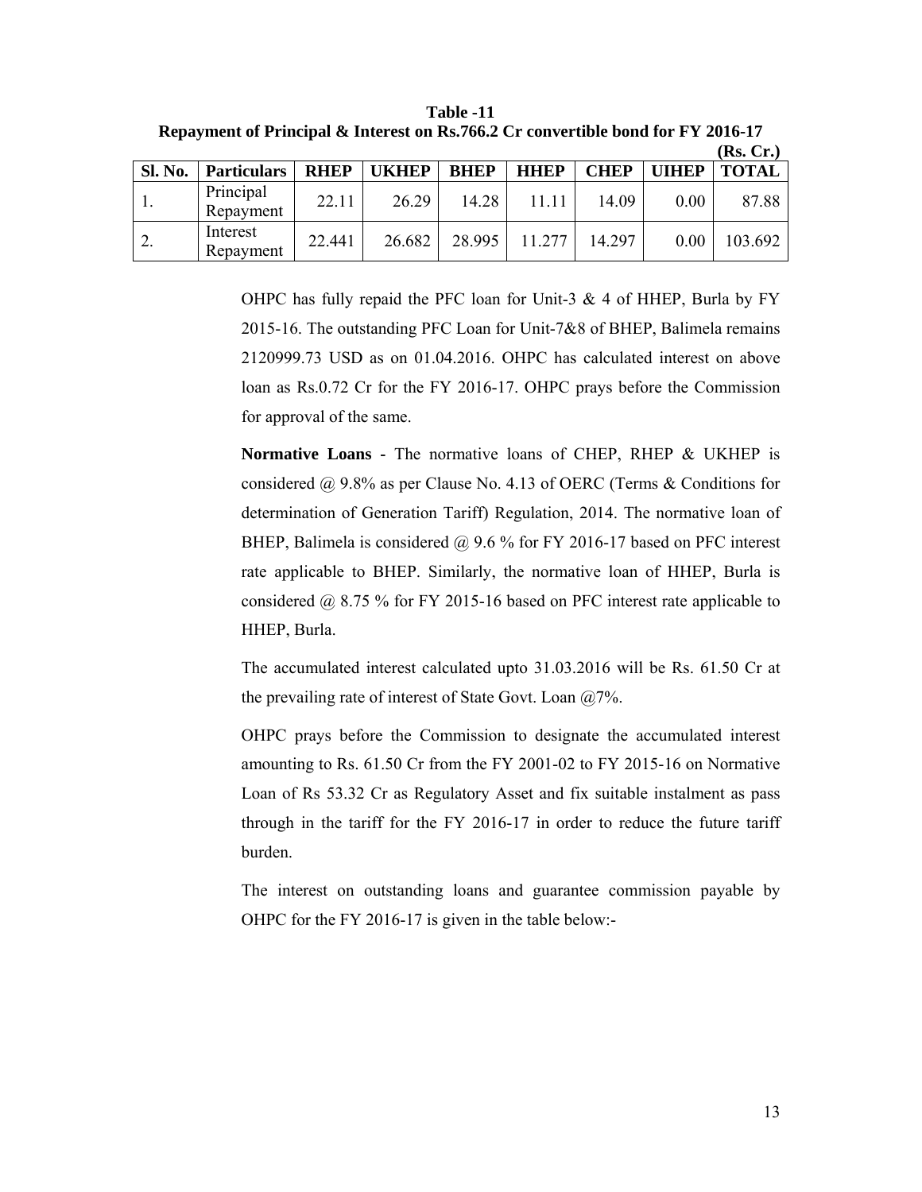**Table -11**
**Repayment of Principal & Interest on Rs.766.2 Cr convertible bond for FY 2016-17**

**(Rs. Cr.)**

| Sl. No. | Particulars | RHEP | UKHEP | BHEP | HHEP | CHEP | UIHEP | TOTAL |
|---|---|---|---|---|---|---|---|---|
| 1. | Principal Repayment | 22.11 | 26.29 | 14.28 | 11.11 | 14.09 | 0.00 | 87.88 |
| 2. | Interest Repayment | 22.441 | 26.682 | 28.995 | 11.277 | 14.297 | 0.00 | 103.692 |

OHPC has fully repaid the PFC loan for Unit-3 & 4 of HHEP, Burla by FY 2015-16. The outstanding PFC Loan for Unit-7&8 of BHEP, Balimela remains 2120999.73 USD as on 01.04.2016. OHPC has calculated interest on above loan as Rs.0.72 Cr for the FY 2016-17. OHPC prays before the Commission for approval of the same.

**Normative Loans -** The normative loans of CHEP, RHEP & UKHEP is considered @ 9.8% as per Clause No. 4.13 of OERC (Terms & Conditions for determination of Generation Tariff) Regulation, 2014. The normative loan of BHEP, Balimela is considered @ 9.6 % for FY 2016-17 based on PFC interest rate applicable to BHEP. Similarly, the normative loan of HHEP, Burla is considered @ 8.75 % for FY 2015-16 based on PFC interest rate applicable to HHEP, Burla.

The accumulated interest calculated upto 31.03.2016 will be Rs. 61.50 Cr at the prevailing rate of interest of State Govt. Loan @7%.

OHPC prays before the Commission to designate the accumulated interest amounting to Rs. 61.50 Cr from the FY 2001-02 to FY 2015-16 on Normative Loan of Rs 53.32 Cr as Regulatory Asset and fix suitable instalment as pass through in the tariff for the FY 2016-17 in order to reduce the future tariff burden.

The interest on outstanding loans and guarantee commission payable by OHPC for the FY 2016-17 is given in the table below:-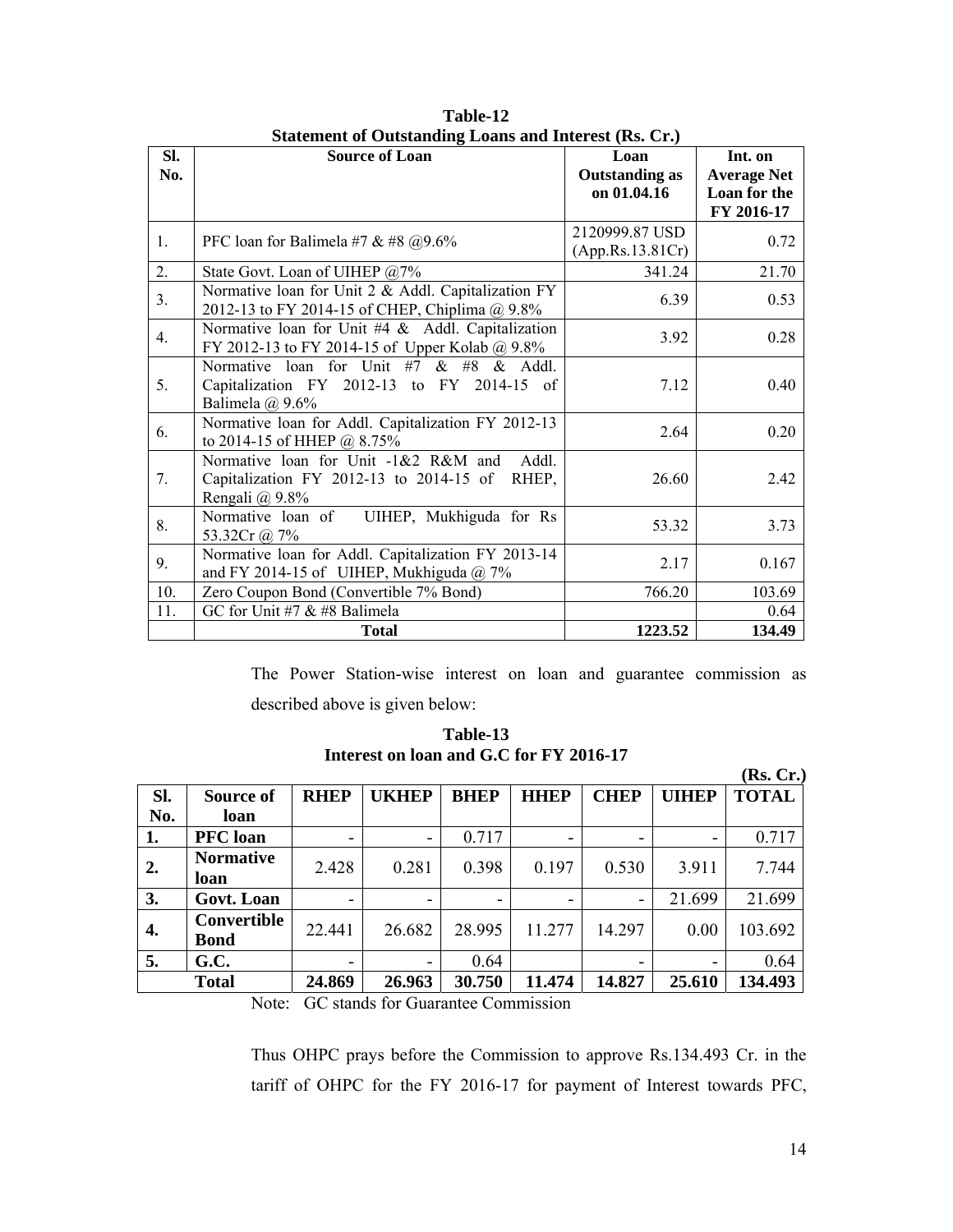**Table-12**
**Statement of Outstanding Loans and Interest (Rs. Cr.)**

| Sl. No. | Source of Loan | Loan Outstanding as on 01.04.16 | Int. on Average Net Loan for the FY 2016-17 |
|---|---|---|---|
| 1. | PFC loan for Balimela #7 & #8 @9.6% | 2120999.87 USD (App.Rs.13.81Cr) | 0.72 |
| 2. | State Govt. Loan of UIHEP @7% | 341.24 | 21.70 |
| 3. | Normative loan for Unit 2 & Addl. Capitalization FY 2012-13 to FY 2014-15 of CHEP, Chiplima @ 9.8% | 6.39 | 0.53 |
| 4. | Normative loan for Unit #4 & Addl. Capitalization FY 2012-13 to FY 2014-15 of Upper Kolab @ 9.8% | 3.92 | 0.28 |
| 5. | Normative loan for Unit #7 & #8 & Addl. Capitalization FY 2012-13 to FY 2014-15 of Balimela @ 9.6% | 7.12 | 0.40 |
| 6. | Normative loan for Addl. Capitalization FY 2012-13 to 2014-15 of HHEP @ 8.75% | 2.64 | 0.20 |
| 7. | Normative loan for Unit -1&2 R&M and Addl. Capitalization FY 2012-13 to 2014-15 of RHEP, Rengali @ 9.8% | 26.60 | 2.42 |
| 8. | Normative loan of UIHEP, Mukhiguda for Rs 53.32Cr @ 7% | 53.32 | 3.73 |
| 9. | Normative loan for Addl. Capitalization FY 2013-14 and FY 2014-15 of UIHEP, Mukhiguda @ 7% | 2.17 | 0.167 |
| 10. | Zero Coupon Bond (Convertible 7% Bond) | 766.20 | 103.69 |
| 11. | GC for Unit #7 & #8 Balimela | | 0.64 |
| | **Total** | **1223.52** | **134.49** |

The Power Station-wise interest on loan and guarantee commission as described above is given below:

**Table-13**
**Interest on loan and G.C for FY 2016-17**

**(Rs. Cr.)**

| Sl. No. | Source of loan | RHEP | UKHEP | BHEP | HHEP | CHEP | UIHEP | TOTAL |
|---|---|---|---|---|---|---|---|---|
| **1.** | **PFC loan** | - | - | 0.717 | - | - | - | 0.717 |
| **2.** | **Normative loan** | 2.428 | 0.281 | 0.398 | 0.197 | 0.530 | 3.911 | 7.744 |
| **3.** | **Govt. Loan** | - | - | - | - | - | 21.699 | 21.699 |
| **4.** | **Convertible Bond** | 22.441 | 26.682 | 28.995 | 11.277 | 14.297 | 0.00 | 103.692 |
| **5.** | **G.C.** | - | - | 0.64 | | - | - | 0.64 |
| | **Total** | **24.869** | **26.963** | **30.750** | **11.474** | **14.827** | **25.610** | **134.493** |

Note: GC stands for Guarantee Commission

Thus OHPC prays before the Commission to approve Rs.134.493 Cr. in the tariff of OHPC for the FY 2016-17 for payment of Interest towards PFC,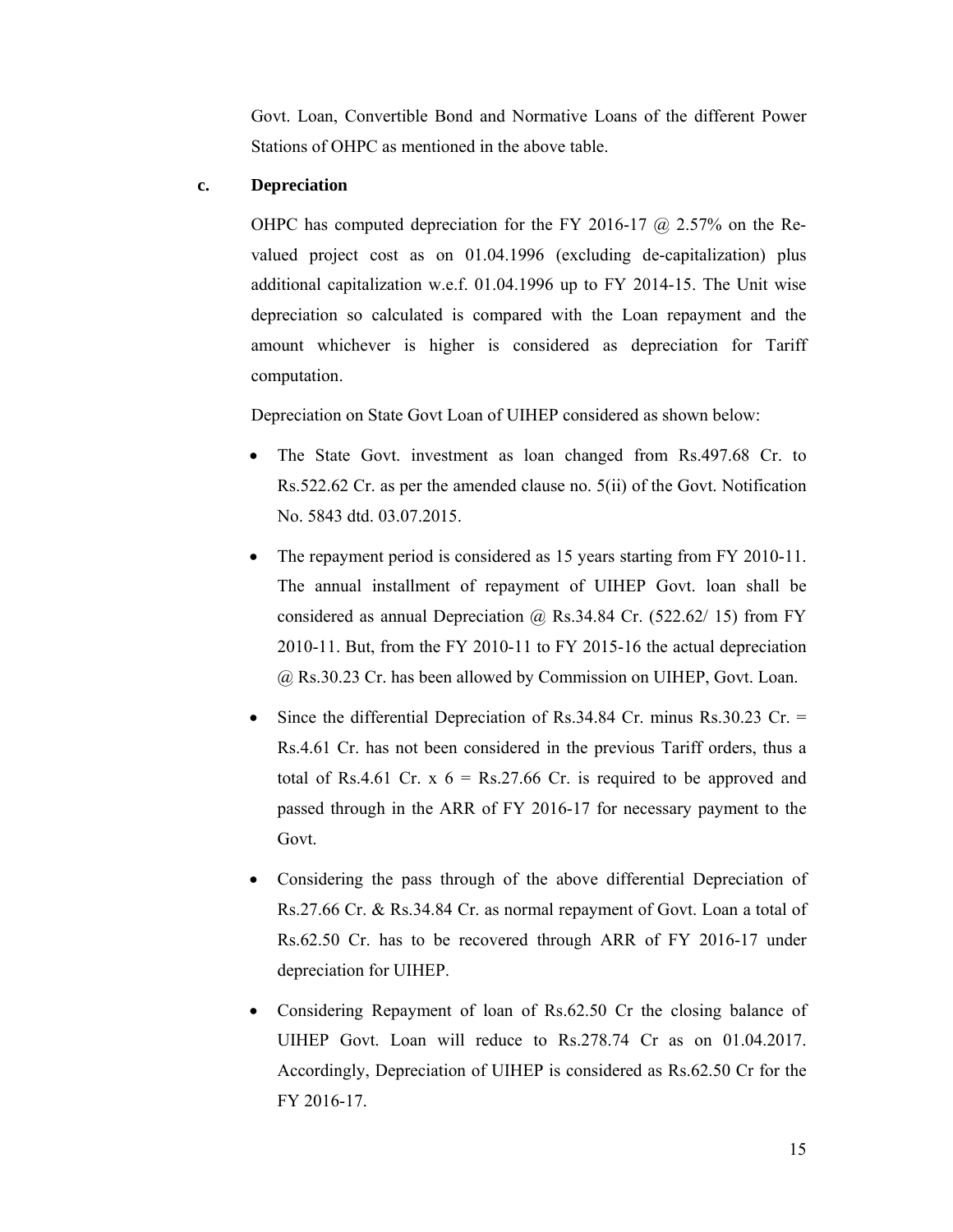Govt. Loan, Convertible Bond and Normative Loans of the different Power Stations of OHPC as mentioned in the above table.

**c. Depreciation**

OHPC has computed depreciation for the FY 2016-17 @ 2.57% on the Re-valued project cost as on 01.04.1996 (excluding de-capitalization) plus additional capitalization w.e.f. 01.04.1996 up to FY 2014-15. The Unit wise depreciation so calculated is compared with the Loan repayment and the amount whichever is higher is considered as depreciation for Tariff computation.

Depreciation on State Govt Loan of UIHEP considered as shown below:

- The State Govt. investment as loan changed from Rs.497.68 Cr. to Rs.522.62 Cr. as per the amended clause no. 5(ii) of the Govt. Notification No. 5843 dtd. 03.07.2015.
- The repayment period is considered as 15 years starting from FY 2010-11. The annual installment of repayment of UIHEP Govt. loan shall be considered as annual Depreciation @ Rs.34.84 Cr. (522.62/ 15) from FY 2010-11. But, from the FY 2010-11 to FY 2015-16 the actual depreciation @ Rs.30.23 Cr. has been allowed by Commission on UIHEP, Govt. Loan.
- Since the differential Depreciation of Rs.34.84 Cr. minus Rs.30.23 Cr. = Rs.4.61 Cr. has not been considered in the previous Tariff orders, thus a total of Rs.4.61 Cr. x 6 = Rs.27.66 Cr. is required to be approved and passed through in the ARR of FY 2016-17 for necessary payment to the Govt.
- Considering the pass through of the above differential Depreciation of Rs.27.66 Cr. & Rs.34.84 Cr. as normal repayment of Govt. Loan a total of Rs.62.50 Cr. has to be recovered through ARR of FY 2016-17 under depreciation for UIHEP.
- Considering Repayment of loan of Rs.62.50 Cr the closing balance of UIHEP Govt. Loan will reduce to Rs.278.74 Cr as on 01.04.2017. Accordingly, Depreciation of UIHEP is considered as Rs.62.50 Cr for the FY 2016-17.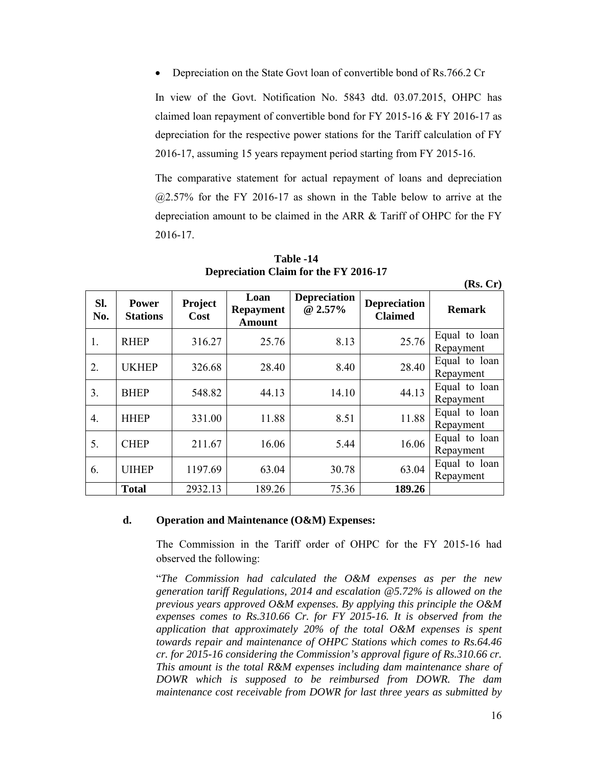- Depreciation on the State Govt loan of convertible bond of Rs.766.2 Cr

In view of the Govt. Notification No. 5843 dtd. 03.07.2015, OHPC has claimed loan repayment of convertible bond for FY 2015-16 & FY 2016-17 as depreciation for the respective power stations for the Tariff calculation of FY 2016-17, assuming 15 years repayment period starting from FY 2015-16.

The comparative statement for actual repayment of loans and depreciation @2.57% for the FY 2016-17 as shown in the Table below to arrive at the depreciation amount to be claimed in the ARR & Tariff of OHPC for the FY 2016-17.

**Table -14**
**Depreciation Claim for the FY 2016-17**

**(Rs. Cr)**

| Sl. No. | Power Stations | Project Cost | Loan Repayment Amount | Depreciation @ 2.57% | Depreciation Claimed | Remark |
|---|---|---|---|---|---|---|
| 1. | RHEP | 316.27 | 25.76 | 8.13 | 25.76 | Equal to loan Repayment |
| 2. | UKHEP | 326.68 | 28.40 | 8.40 | 28.40 | Equal to loan Repayment |
| 3. | BHEP | 548.82 | 44.13 | 14.10 | 44.13 | Equal to loan Repayment |
| 4. | HHEP | 331.00 | 11.88 | 8.51 | 11.88 | Equal to loan Repayment |
| 5. | CHEP | 211.67 | 16.06 | 5.44 | 16.06 | Equal to loan Repayment |
| 6. | UIHEP | 1197.69 | 63.04 | 30.78 | 63.04 | Equal to loan Repayment |
| | **Total** | 2932.13 | 189.26 | 75.36 | **189.26** | |

**d. Operation and Maintenance (O&M) Expenses:**

The Commission in the Tariff order of OHPC for the FY 2015-16 had observed the following:

"*The Commission had calculated the O&M expenses as per the new generation tariff Regulations, 2014 and escalation @5.72% is allowed on the previous years approved O&M expenses. By applying this principle the O&M expenses comes to Rs.310.66 Cr. for FY 2015-16. It is observed from the application that approximately 20% of the total O&M expenses is spent towards repair and maintenance of OHPC Stations which comes to Rs.64.46 cr. for 2015-16 considering the Commission's approval figure of Rs.310.66 cr. This amount is the total R&M expenses including dam maintenance share of DOWR which is supposed to be reimbursed from DOWR. The dam maintenance cost receivable from DOWR for last three years as submitted by*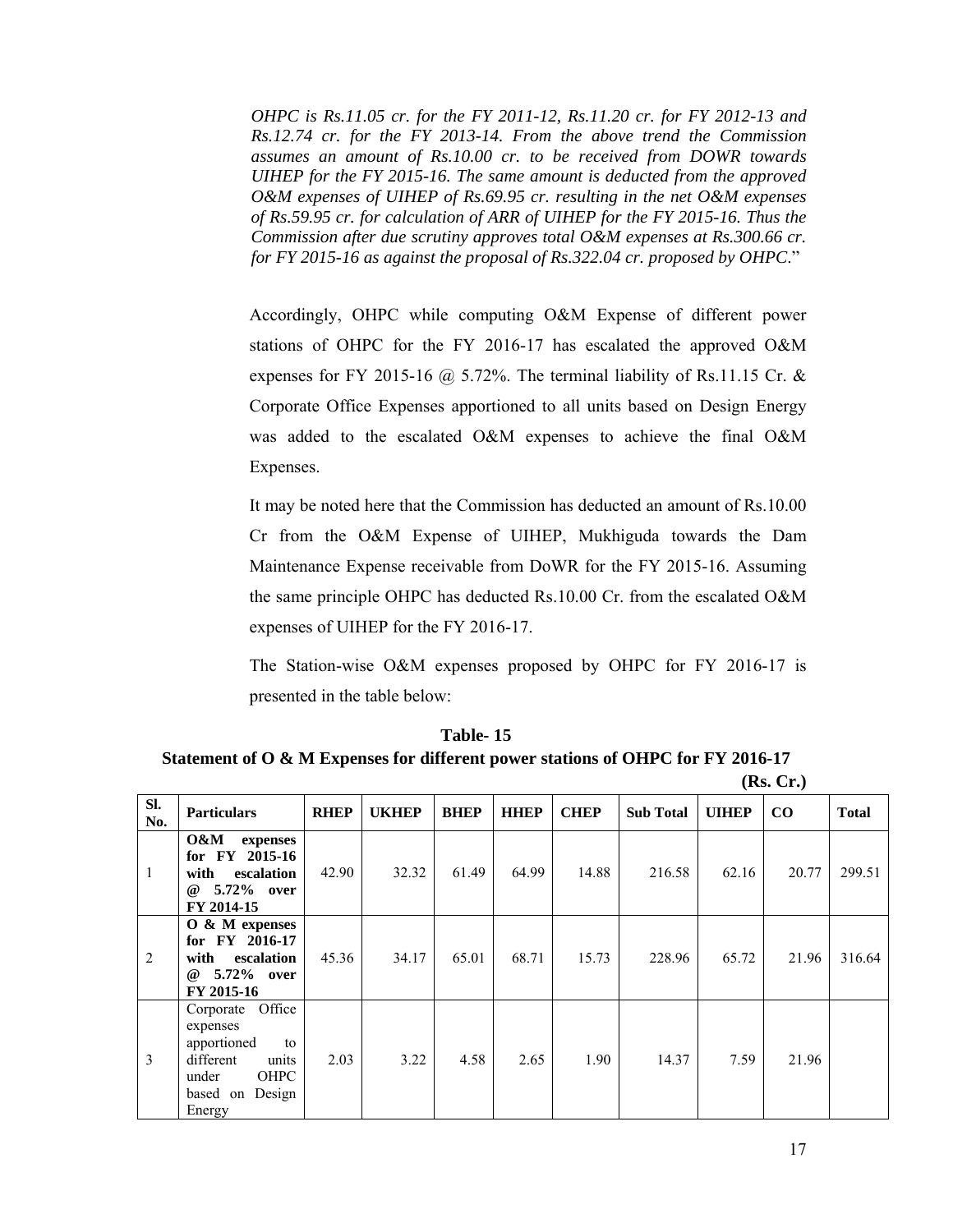*OHPC is Rs.11.05 cr. for the FY 2011-12, Rs.11.20 cr. for FY 2012-13 and Rs.12.74 cr. for the FY 2013-14. From the above trend the Commission assumes an amount of Rs.10.00 cr. to be received from DOWR towards UIHEP for the FY 2015-16. The same amount is deducted from the approved O&M expenses of UIHEP of Rs.69.95 cr. resulting in the net O&M expenses of Rs.59.95 cr. for calculation of ARR of UIHEP for the FY 2015-16. Thus the Commission after due scrutiny approves total O&M expenses at Rs.300.66 cr. for FY 2015-16 as against the proposal of Rs.322.04 cr. proposed by OHPC.*"

Accordingly, OHPC while computing O&M Expense of different power stations of OHPC for the FY 2016-17 has escalated the approved O&M expenses for FY 2015-16 @ 5.72%. The terminal liability of Rs.11.15 Cr. & Corporate Office Expenses apportioned to all units based on Design Energy was added to the escalated O&M expenses to achieve the final O&M Expenses.

It may be noted here that the Commission has deducted an amount of Rs.10.00 Cr from the O&M Expense of UIHEP, Mukhiguda towards the Dam Maintenance Expense receivable from DoWR for the FY 2015-16. Assuming the same principle OHPC has deducted Rs.10.00 Cr. from the escalated O&M expenses of UIHEP for the FY 2016-17.

The Station-wise O&M expenses proposed by OHPC for FY 2016-17 is presented in the table below:

**Table- 15**

**Statement of O & M Expenses for different power stations of OHPC for FY 2016-17**

**(Rs. Cr.)**

| Sl. No. | Particulars | RHEP | UKHEP | BHEP | HHEP | CHEP | Sub Total | UIHEP | CO | Total |
|---|---|---|---|---|---|---|---|---|---|---|
| 1 | **O&M expenses for FY 2015-16 with escalation @ 5.72% over FY 2014-15** | 42.90 | 32.32 | 61.49 | 64.99 | 14.88 | 216.58 | 62.16 | 20.77 | 299.51 |
| 2 | **O & M expenses for FY 2016-17 with escalation @ 5.72% over FY 2015-16** | 45.36 | 34.17 | 65.01 | 68.71 | 15.73 | 228.96 | 65.72 | 21.96 | 316.64 |
| 3 | Corporate Office expenses apportioned to different units under OHPC based on Design Energy | 2.03 | 3.22 | 4.58 | 2.65 | 1.90 | 14.37 | 7.59 | 21.96 | |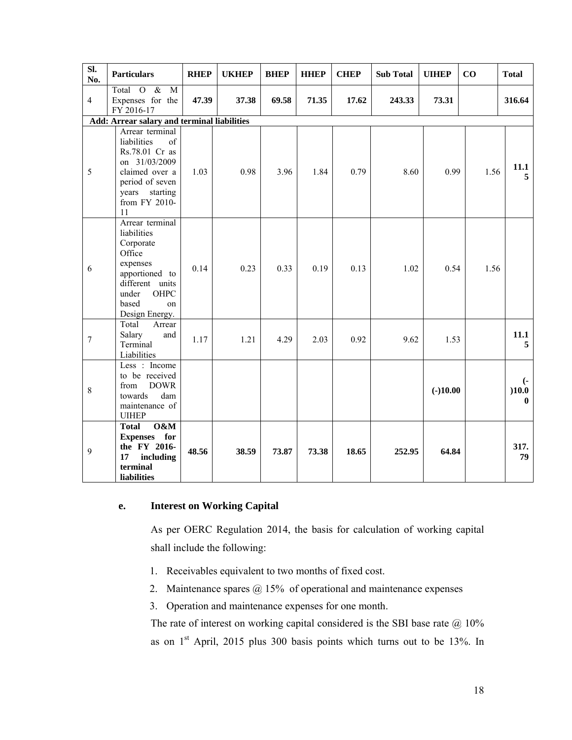| Sl. No. | Particulars | RHEP | UKHEP | BHEP | HHEP | CHEP | Sub Total | UIHEP | CO | Total |
|---|---|---|---|---|---|---|---|---|---|---|
| 4 | Total O & M Expenses for the FY 2016-17 | **47.39** | **37.38** | **69.58** | **71.35** | **17.62** | **243.33** | **73.31** | | **316.64** |
| **Add: Arrear salary and terminal liabilities** | | | | | | | | | | |
| 5 | Arrear terminal liabilities of Rs.78.01 Cr as on 31/03/2009 claimed over a period of seven years starting from FY 2010-11 | 1.03 | 0.98 | 3.96 | 1.84 | 0.79 | 8.60 | 0.99 | 1.56 | **11.15** |
| 6 | Arrear terminal liabilities Corporate Office expenses apportioned to different units under OHPC based on Design Energy. | 0.14 | 0.23 | 0.33 | 0.19 | 0.13 | 1.02 | 0.54 | 1.56 | |
| 7 | Total Arrear Salary and Terminal Liabilities | 1.17 | 1.21 | 4.29 | 2.03 | 0.92 | 9.62 | 1.53 | | **11.15** |
| 8 | Less : Income to be received from DOWR towards dam maintenance of UIHEP | | | | | | | **(-)10.00** | | **(-)10.00** |
| 9 | **Total O&M Expenses for the FY 2016-17 including terminal liabilities** | **48.56** | **38.59** | **73.87** | **73.38** | **18.65** | **252.95** | **64.84** | | **317.79** |

### e. Interest on Working Capital

As per OERC Regulation 2014, the basis for calculation of working capital shall include the following:

1. Receivables equivalent to two months of fixed cost.
2. Maintenance spares @ 15% of operational and maintenance expenses
3. Operation and maintenance expenses for one month.

The rate of interest on working capital considered is the SBI base rate @ 10% as on 1st April, 2015 plus 300 basis points which turns out to be 13%. In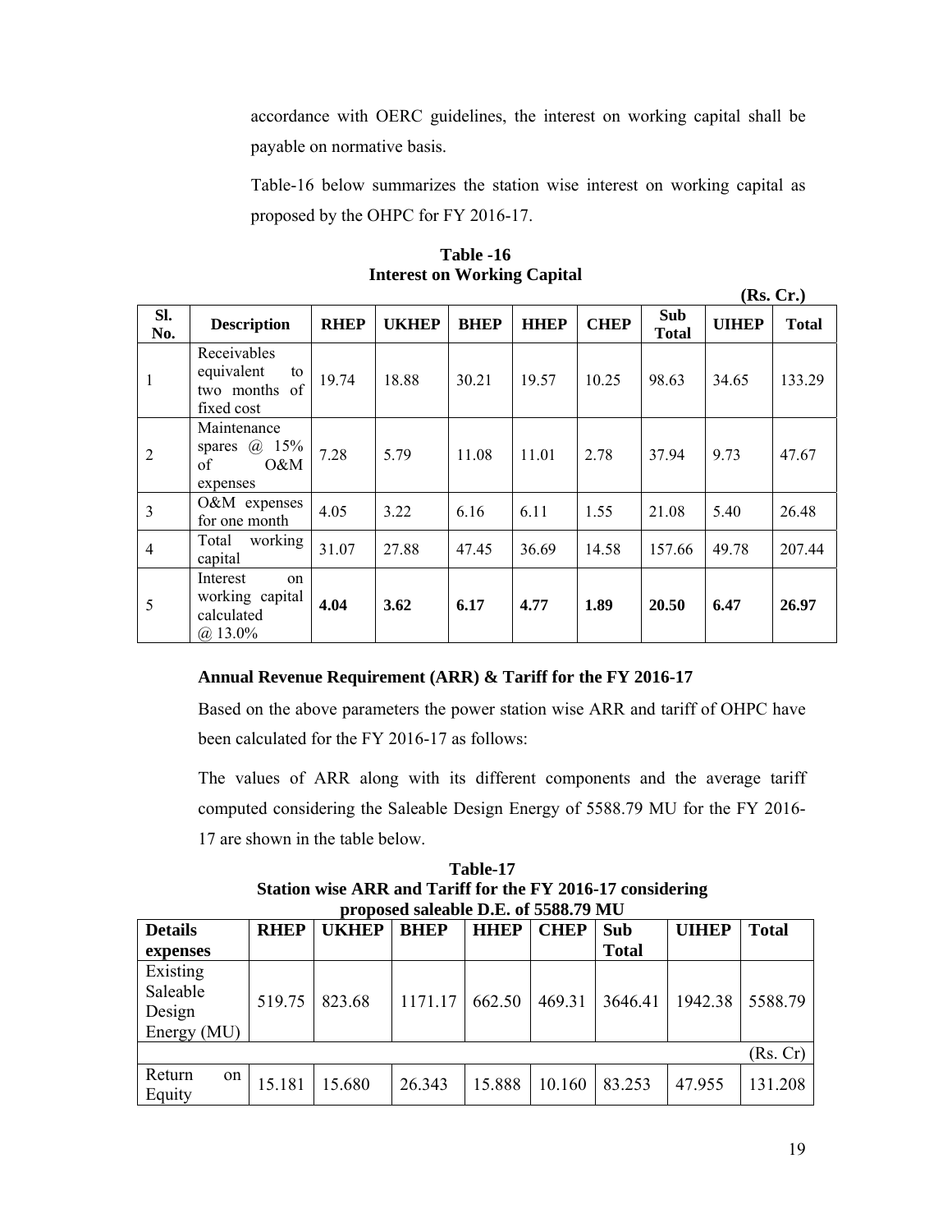accordance with OERC guidelines, the interest on working capital shall be payable on normative basis.

Table-16 below summarizes the station wise interest on working capital as proposed by the OHPC for FY 2016-17.

**Table -16**
**Interest on Working Capital**

**(Rs. Cr.)**

| Sl. No. | Description | RHEP | UKHEP | BHEP | HHEP | CHEP | Sub Total | UIHEP | Total |
|---|---|---|---|---|---|---|---|---|---|
| 1 | Receivables equivalent to two months of fixed cost | 19.74 | 18.88 | 30.21 | 19.57 | 10.25 | 98.63 | 34.65 | 133.29 |
| 2 | Maintenance spares @ 15% of O&M expenses | 7.28 | 5.79 | 11.08 | 11.01 | 2.78 | 37.94 | 9.73 | 47.67 |
| 3 | O&M expenses for one month | 4.05 | 3.22 | 6.16 | 6.11 | 1.55 | 21.08 | 5.40 | 26.48 |
| 4 | Total working capital | 31.07 | 27.88 | 47.45 | 36.69 | 14.58 | 157.66 | 49.78 | 207.44 |
| 5 | Interest on working capital calculated @ 13.0% | **4.04** | **3.62** | **6.17** | **4.77** | **1.89** | **20.50** | **6.47** | **26.97** |

**Annual Revenue Requirement (ARR) & Tariff for the FY 2016-17**

Based on the above parameters the power station wise ARR and tariff of OHPC have been calculated for the FY 2016-17 as follows:

The values of ARR along with its different components and the average tariff computed considering the Saleable Design Energy of 5588.79 MU for the FY 2016-17 are shown in the table below.

**Table-17**
**Station wise ARR and Tariff for the FY 2016-17 considering proposed saleable D.E. of 5588.79 MU**

| Details expenses | RHEP | UKHEP | BHEP | HHEP | CHEP | Sub Total | UIHEP | Total |
|---|---|---|---|---|---|---|---|---|
| Existing Saleable Design Energy (MU) | 519.75 | 823.68 | 1171.17 | 662.50 | 469.31 | 3646.41 | 1942.38 | 5588.79 |
| | | | | | | | | (Rs. Cr) |
| Return on Equity | 15.181 | 15.680 | 26.343 | 15.888 | 10.160 | 83.253 | 47.955 | 131.208 |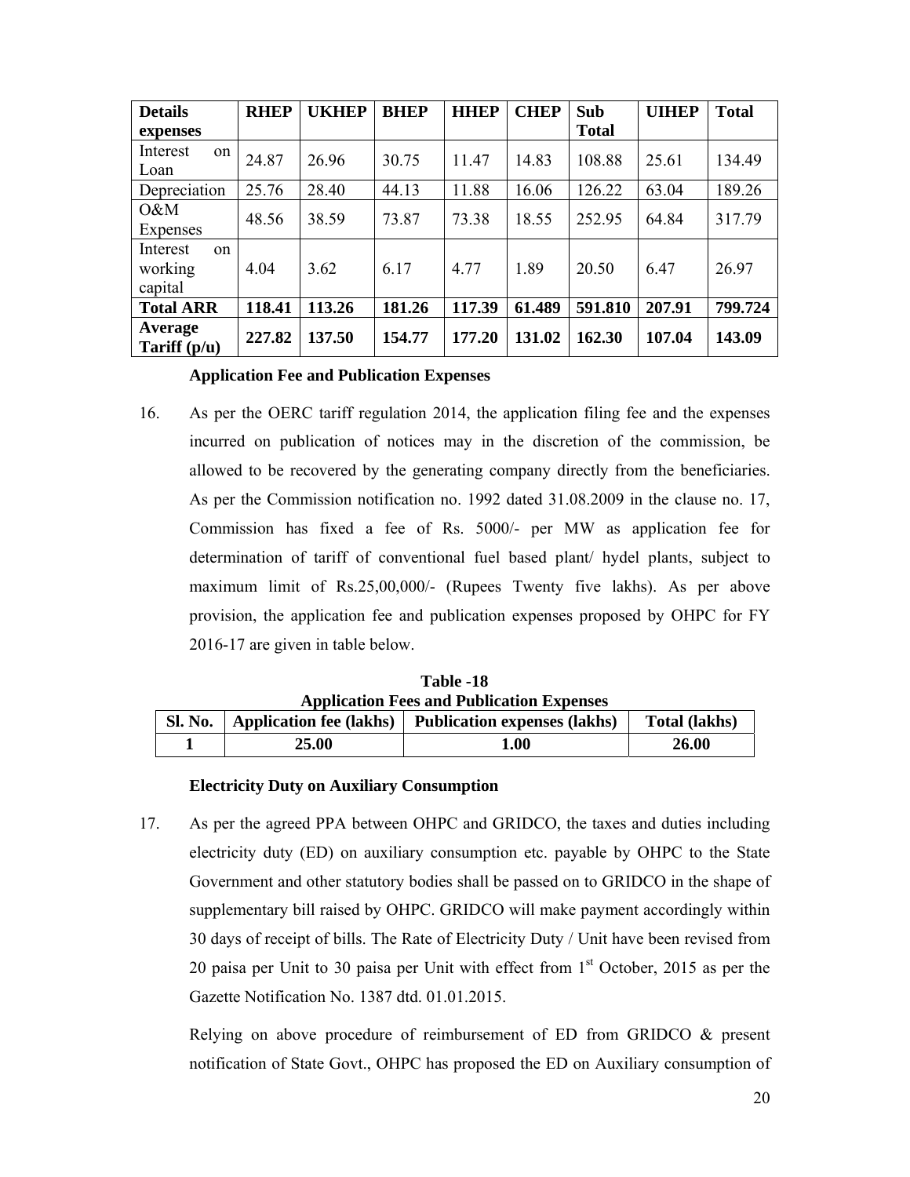| Details expenses | RHEP | UKHEP | BHEP | HHEP | CHEP | Sub Total | UIHEP | Total |
|---|---|---|---|---|---|---|---|---|
| Interest on Loan | 24.87 | 26.96 | 30.75 | 11.47 | 14.83 | 108.88 | 25.61 | 134.49 |
| Depreciation | 25.76 | 28.40 | 44.13 | 11.88 | 16.06 | 126.22 | 63.04 | 189.26 |
| O&M Expenses | 48.56 | 38.59 | 73.87 | 73.38 | 18.55 | 252.95 | 64.84 | 317.79 |
| Interest on working capital | 4.04 | 3.62 | 6.17 | 4.77 | 1.89 | 20.50 | 6.47 | 26.97 |
| **Total ARR** | **118.41** | **113.26** | **181.26** | **117.39** | **61.489** | **591.810** | **207.91** | **799.724** |
| **Average Tariff (p/u)** | **227.82** | **137.50** | **154.77** | **177.20** | **131.02** | **162.30** | **107.04** | **143.09** |

**Application Fee and Publication Expenses**

16. As per the OERC tariff regulation 2014, the application filing fee and the expenses incurred on publication of notices may in the discretion of the commission, be allowed to be recovered by the generating company directly from the beneficiaries. As per the Commission notification no. 1992 dated 31.08.2009 in the clause no. 17, Commission has fixed a fee of Rs. 5000/- per MW as application fee for determination of tariff of conventional fuel based plant/ hydel plants, subject to maximum limit of Rs.25,00,000/- (Rupees Twenty five lakhs). As per above provision, the application fee and publication expenses proposed by OHPC for FY 2016-17 are given in table below.

**Table -18**
**Application Fees and Publication Expenses**

| Sl. No. | Application fee (lakhs) | Publication expenses (lakhs) | Total (lakhs) |
|---|---|---|---|
| **1** | **25.00** | **1.00** | **26.00** |

**Electricity Duty on Auxiliary Consumption**

17. As per the agreed PPA between OHPC and GRIDCO, the taxes and duties including electricity duty (ED) on auxiliary consumption etc. payable by OHPC to the State Government and other statutory bodies shall be passed on to GRIDCO in the shape of supplementary bill raised by OHPC. GRIDCO will make payment accordingly within 30 days of receipt of bills. The Rate of Electricity Duty / Unit have been revised from 20 paisa per Unit to 30 paisa per Unit with effect from 1st October, 2015 as per the Gazette Notification No. 1387 dtd. 01.01.2015.

Relying on above procedure of reimbursement of ED from GRIDCO & present notification of State Govt., OHPC has proposed the ED on Auxiliary consumption of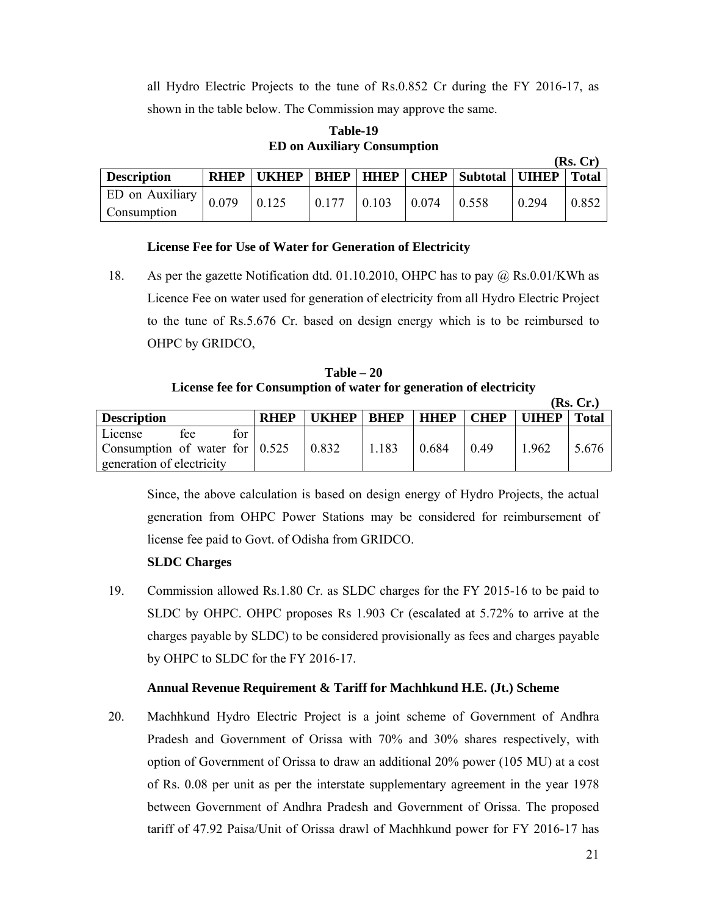all Hydro Electric Projects to the tune of Rs.0.852 Cr during the FY 2016-17, as shown in the table below. The Commission may approve the same.

**Table-19**
**ED on Auxiliary Consumption**

**(Rs. Cr)**

| Description | RHEP | UKHEP | BHEP | HHEP | CHEP | Subtotal | UIHEP | Total |
|---|---|---|---|---|---|---|---|---|
| ED on Auxiliary Consumption | 0.079 | 0.125 | 0.177 | 0.103 | 0.074 | 0.558 | 0.294 | 0.852 |

**License Fee for Use of Water for Generation of Electricity**

18. As per the gazette Notification dtd. 01.10.2010, OHPC has to pay @ Rs.0.01/KWh as Licence Fee on water used for generation of electricity from all Hydro Electric Project to the tune of Rs.5.676 Cr. based on design energy which is to be reimbursed to OHPC by GRIDCO,

**Table – 20**
**License fee for Consumption of water for generation of electricity**

**(Rs. Cr.)**

| Description | RHEP | UKHEP | BHEP | HHEP | CHEP | UIHEP | Total |
|---|---|---|---|---|---|---|---|
| License fee for Consumption of water for generation of electricity | 0.525 | 0.832 | 1.183 | 0.684 | 0.49 | 1.962 | 5.676 |

Since, the above calculation is based on design energy of Hydro Projects, the actual generation from OHPC Power Stations may be considered for reimbursement of license fee paid to Govt. of Odisha from GRIDCO.

**SLDC Charges**

19. Commission allowed Rs.1.80 Cr. as SLDC charges for the FY 2015-16 to be paid to SLDC by OHPC. OHPC proposes Rs 1.903 Cr (escalated at 5.72% to arrive at the charges payable by SLDC) to be considered provisionally as fees and charges payable by OHPC to SLDC for the FY 2016-17.

**Annual Revenue Requirement & Tariff for Machhkund H.E. (Jt.) Scheme**

20. Machhkund Hydro Electric Project is a joint scheme of Government of Andhra Pradesh and Government of Orissa with 70% and 30% shares respectively, with option of Government of Orissa to draw an additional 20% power (105 MU) at a cost of Rs. 0.08 per unit as per the interstate supplementary agreement in the year 1978 between Government of Andhra Pradesh and Government of Orissa. The proposed tariff of 47.92 Paisa/Unit of Orissa drawl of Machhkund power for FY 2016-17 has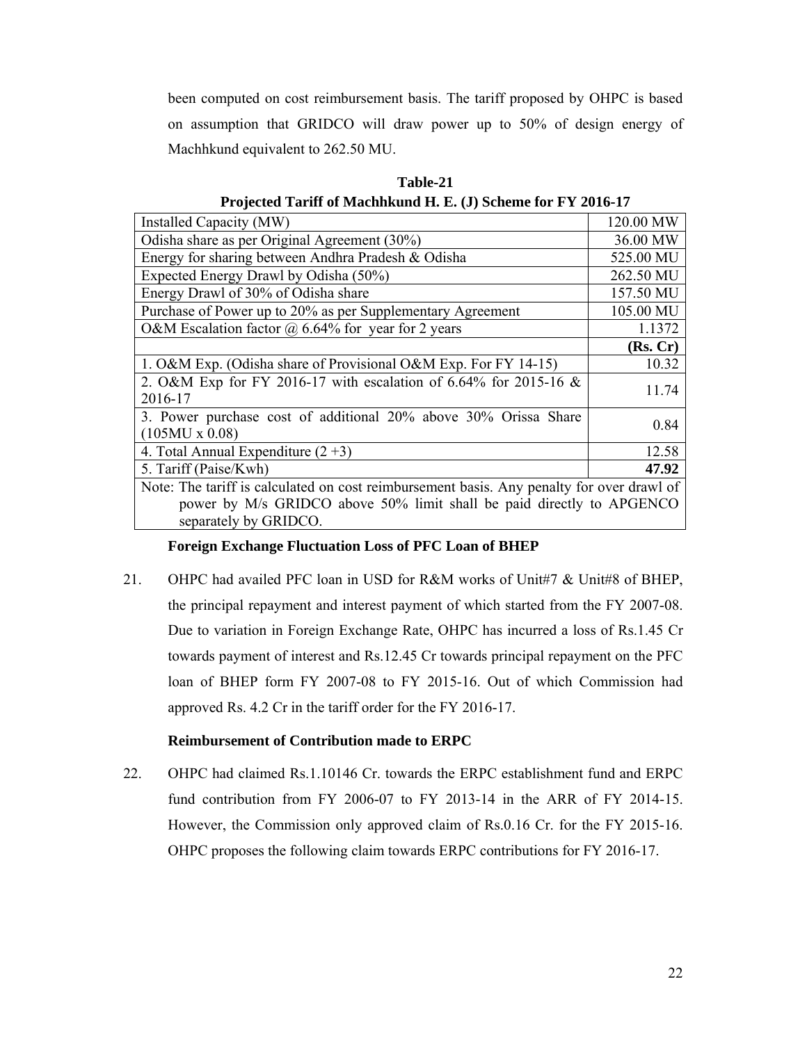been computed on cost reimbursement basis. The tariff proposed by OHPC is based on assumption that GRIDCO will draw power up to 50% of design energy of Machhkund equivalent to 262.50 MU.

**Table-21**

**Projected Tariff of Machhkund H. E. (J) Scheme for FY 2016-17**

| | |
|---|---|
| Installed Capacity (MW) | 120.00 MW |
| Odisha share as per Original Agreement (30%) | 36.00 MW |
| Energy for sharing between Andhra Pradesh & Odisha | 525.00 MU |
| Expected Energy Drawl by Odisha (50%) | 262.50 MU |
| Energy Drawl of 30% of Odisha share | 157.50 MU |
| Purchase of Power up to 20% as per Supplementary Agreement | 105.00 MU |
| O&M Escalation factor @ 6.64% for year for 2 years | 1.1372 |
| | **(Rs. Cr)** |
| 1. O&M Exp. (Odisha share of Provisional O&M Exp. For FY 14-15) | 10.32 |
| 2. O&M Exp for FY 2016-17 with escalation of 6.64% for 2015-16 & 2016-17 | 11.74 |
| 3. Power purchase cost of additional 20% above 30% Orissa Share (105MU x 0.08) | 0.84 |
| 4. Total Annual Expenditure (2 +3) | 12.58 |
| 5. Tariff (Paise/Kwh) | **47.92** |
| Note: The tariff is calculated on cost reimbursement basis. Any penalty for over drawl of power by M/s GRIDCO above 50% limit shall be paid directly to APGENCO separately by GRIDCO. | |

**Foreign Exchange Fluctuation Loss of PFC Loan of BHEP**

21. OHPC had availed PFC loan in USD for R&M works of Unit#7 & Unit#8 of BHEP, the principal repayment and interest payment of which started from the FY 2007-08. Due to variation in Foreign Exchange Rate, OHPC has incurred a loss of Rs.1.45 Cr towards payment of interest and Rs.12.45 Cr towards principal repayment on the PFC loan of BHEP form FY 2007-08 to FY 2015-16. Out of which Commission had approved Rs. 4.2 Cr in the tariff order for the FY 2016-17.

**Reimbursement of Contribution made to ERPC**

22. OHPC had claimed Rs.1.10146 Cr. towards the ERPC establishment fund and ERPC fund contribution from FY 2006-07 to FY 2013-14 in the ARR of FY 2014-15. However, the Commission only approved claim of Rs.0.16 Cr. for the FY 2015-16. OHPC proposes the following claim towards ERPC contributions for FY 2016-17.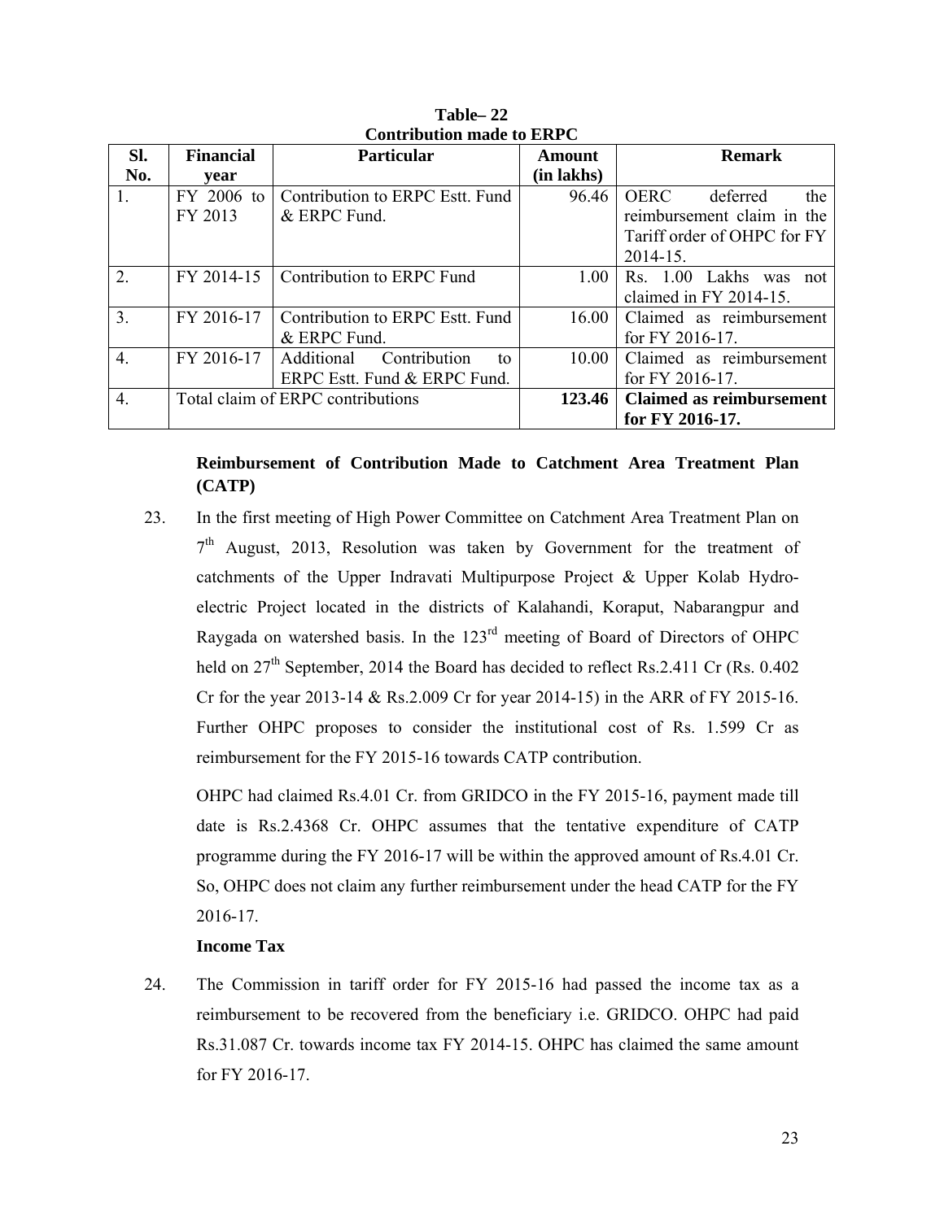**Table– 22**
**Contribution made to ERPC**

| Sl. No. | Financial year | Particular | Amount (in lakhs) | Remark |
|---|---|---|---|---|
| 1. | FY 2006 to FY 2013 | Contribution to ERPC Estt. Fund & ERPC Fund. | 96.46 | OERC deferred the reimbursement claim in the Tariff order of OHPC for FY 2014-15. |
| 2. | FY 2014-15 | Contribution to ERPC Fund | 1.00 | Rs. 1.00 Lakhs was not claimed in FY 2014-15. |
| 3. | FY 2016-17 | Contribution to ERPC Estt. Fund & ERPC Fund. | 16.00 | Claimed as reimbursement for FY 2016-17. |
| 4. | FY 2016-17 | Additional Contribution to ERPC Estt. Fund & ERPC Fund. | 10.00 | Claimed as reimbursement for FY 2016-17. |
| 4. | Total claim of ERPC contributions | | **123.46** | **Claimed as reimbursement for FY 2016-17.** |

**Reimbursement of Contribution Made to Catchment Area Treatment Plan (CATP)**

23. In the first meeting of High Power Committee on Catchment Area Treatment Plan on 7th August, 2013, Resolution was taken by Government for the treatment of catchments of the Upper Indravati Multipurpose Project & Upper Kolab Hydro-electric Project located in the districts of Kalahandi, Koraput, Nabarangpur and Raygada on watershed basis. In the 123rd meeting of Board of Directors of OHPC held on 27th September, 2014 the Board has decided to reflect Rs.2.411 Cr (Rs. 0.402 Cr for the year 2013-14 & Rs.2.009 Cr for year 2014-15) in the ARR of FY 2015-16. Further OHPC proposes to consider the institutional cost of Rs. 1.599 Cr as reimbursement for the FY 2015-16 towards CATP contribution.

    OHPC had claimed Rs.4.01 Cr. from GRIDCO in the FY 2015-16, payment made till date is Rs.2.4368 Cr. OHPC assumes that the tentative expenditure of CATP programme during the FY 2016-17 will be within the approved amount of Rs.4.01 Cr. So, OHPC does not claim any further reimbursement under the head CATP for the FY 2016-17.

**Income Tax**

24. The Commission in tariff order for FY 2015-16 had passed the income tax as a reimbursement to be recovered from the beneficiary i.e. GRIDCO. OHPC had paid Rs.31.087 Cr. towards income tax FY 2014-15. OHPC has claimed the same amount for FY 2016-17.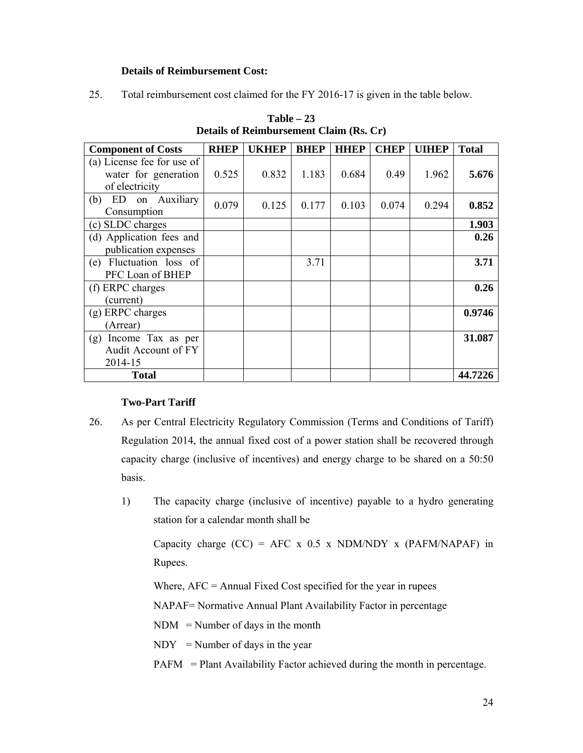**Details of Reimbursement Cost:**

25. Total reimbursement cost claimed for the FY 2016-17 is given in the table below.

**Table – 23**
**Details of Reimbursement Claim (Rs. Cr)**

| Component of Costs | RHEP | UKHEP | BHEP | HHEP | CHEP | UIHEP | Total |
|---|---|---|---|---|---|---|---|
| (a) License fee for use of water for generation of electricity | 0.525 | 0.832 | 1.183 | 0.684 | 0.49 | 1.962 | **5.676** |
| (b) ED on Auxiliary Consumption | 0.079 | 0.125 | 0.177 | 0.103 | 0.074 | 0.294 | **0.852** |
| (c) SLDC charges | | | | | | | **1.903** |
| (d) Application fees and publication expenses | | | | | | | **0.26** |
| (e) Fluctuation loss of PFC Loan of BHEP | | | 3.71 | | | | **3.71** |
| (f) ERPC charges (current) | | | | | | | **0.26** |
| (g) ERPC charges (Arrear) | | | | | | | **0.9746** |
| (g) Income Tax as per Audit Account of FY 2014-15 | | | | | | | **31.087** |
| **Total** | | | | | | | **44.7226** |

**Two-Part Tariff**

26. As per Central Electricity Regulatory Commission (Terms and Conditions of Tariff) Regulation 2014, the annual fixed cost of a power station shall be recovered through capacity charge (inclusive of incentives) and energy charge to be shared on a 50:50 basis.

   1) The capacity charge (inclusive of incentive) payable to a hydro generating station for a calendar month shall be

      Capacity charge (CC) = AFC x 0.5 x NDM/NDY x (PAFM/NAPAF) in Rupees.

      Where, AFC = Annual Fixed Cost specified for the year in rupees

      NAPAF= Normative Annual Plant Availability Factor in percentage

      NDM = Number of days in the month

      NDY = Number of days in the year

      PAFM = Plant Availability Factor achieved during the month in percentage.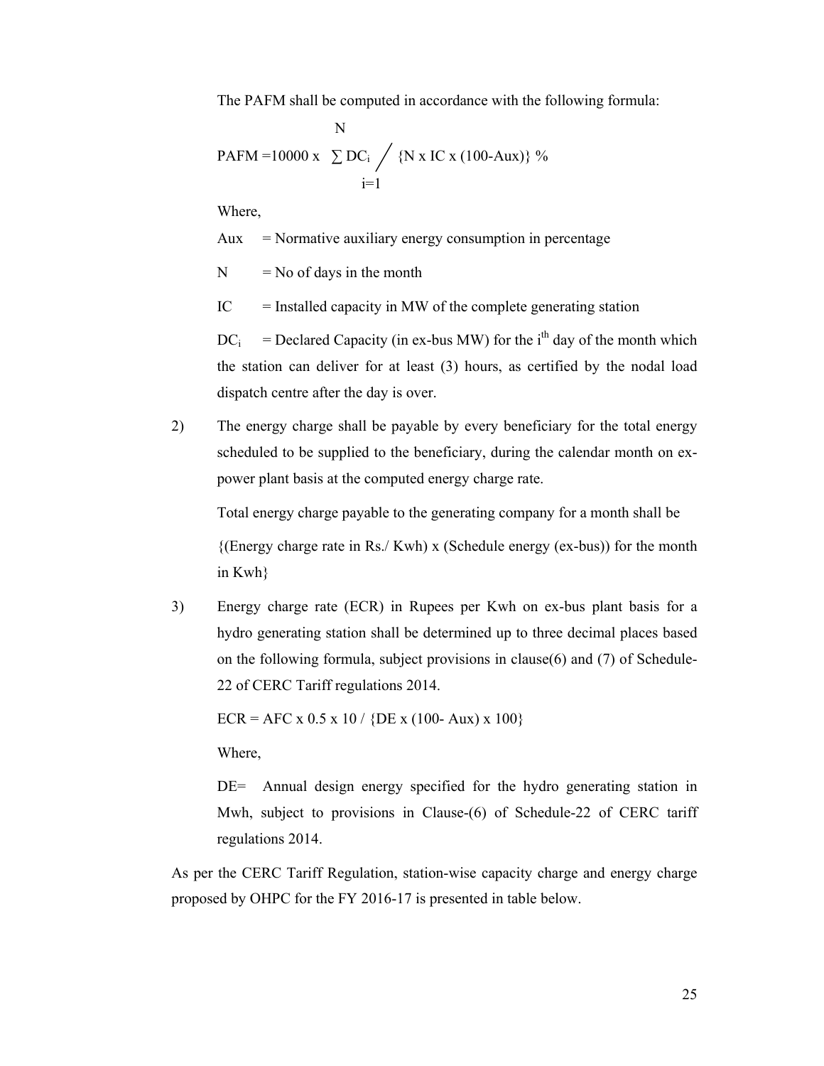The PAFM shall be computed in accordance with the following formula:

$$PAFM = 10000 \times \sum_{i=1}^{N} DC_i \Big/ \{N \times IC \times (100 - Aux)\} \ \%$$

Where,

Aux = Normative auxiliary energy consumption in percentage

N = No of days in the month

IC = Installed capacity in MW of the complete generating station

$DC_i$ = Declared Capacity (in ex-bus MW) for the $i^{th}$ day of the month which the station can deliver for at least (3) hours, as certified by the nodal load dispatch centre after the day is over.

2) The energy charge shall be payable by every beneficiary for the total energy scheduled to be supplied to the beneficiary, during the calendar month on ex-power plant basis at the computed energy charge rate.

   Total energy charge payable to the generating company for a month shall be

   {(Energy charge rate in Rs./ Kwh) x (Schedule energy (ex-bus)) for the month in Kwh}

3) Energy charge rate (ECR) in Rupees per Kwh on ex-bus plant basis for a hydro generating station shall be determined up to three decimal places based on the following formula, subject provisions in clause(6) and (7) of Schedule-22 of CERC Tariff regulations 2014.

   $$ECR = AFC \times 0.5 \times 10 / \{DE \times (100 - Aux) \times 100\}$$

   Where,

   DE= Annual design energy specified for the hydro generating station in Mwh, subject to provisions in Clause-(6) of Schedule-22 of CERC tariff regulations 2014.

As per the CERC Tariff Regulation, station-wise capacity charge and energy charge proposed by OHPC for the FY 2016-17 is presented in table below.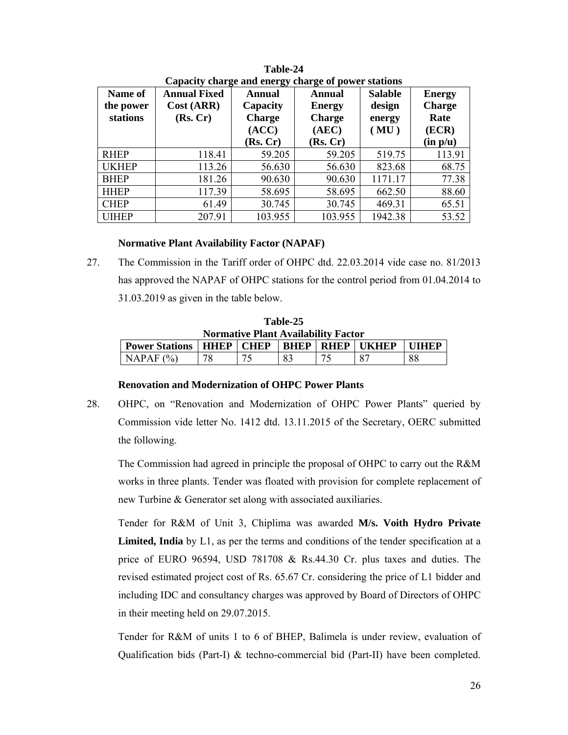**Table-24**
**Capacity charge and energy charge of power stations**

| Name of the power stations | Annual Fixed Cost (ARR) (Rs. Cr) | Annual Capacity Charge (ACC) (Rs. Cr) | Annual Energy Charge (AEC) (Rs. Cr) | Salable design energy ( MU ) | Energy Charge Rate (ECR) (in p/u) |
|---|---|---|---|---|---|
| RHEP | 118.41 | 59.205 | 59.205 | 519.75 | 113.91 |
| UKHEP | 113.26 | 56.630 | 56.630 | 823.68 | 68.75 |
| BHEP | 181.26 | 90.630 | 90.630 | 1171.17 | 77.38 |
| HHEP | 117.39 | 58.695 | 58.695 | 662.50 | 88.60 |
| CHEP | 61.49 | 30.745 | 30.745 | 469.31 | 65.51 |
| UIHEP | 207.91 | 103.955 | 103.955 | 1942.38 | 53.52 |

**Normative Plant Availability Factor (NAPAF)**

27. The Commission in the Tariff order of OHPC dtd. 22.03.2014 vide case no. 81/2013 has approved the NAPAF of OHPC stations for the control period from 01.04.2014 to 31.03.2019 as given in the table below.

**Table-25**
**Normative Plant Availability Factor**

| Power Stations | HHEP | CHEP | BHEP | RHEP | UKHEP | UIHEP |
|---|---|---|---|---|---|---|
| NAPAF (%) | 78 | 75 | 83 | 75 | 87 | 88 |

**Renovation and Modernization of OHPC Power Plants**

28. OHPC, on "Renovation and Modernization of OHPC Power Plants" queried by Commission vide letter No. 1412 dtd. 13.11.2015 of the Secretary, OERC submitted the following.

The Commission had agreed in principle the proposal of OHPC to carry out the R&M works in three plants. Tender was floated with provision for complete replacement of new Turbine & Generator set along with associated auxiliaries.

Tender for R&M of Unit 3, Chiplima was awarded **M/s. Voith Hydro Private Limited, India** by L1, as per the terms and conditions of the tender specification at a price of EURO 96594, USD 781708 & Rs.44.30 Cr. plus taxes and duties. The revised estimated project cost of Rs. 65.67 Cr. considering the price of L1 bidder and including IDC and consultancy charges was approved by Board of Directors of OHPC in their meeting held on 29.07.2015.

Tender for R&M of units 1 to 6 of BHEP, Balimela is under review, evaluation of Qualification bids (Part-I) & techno-commercial bid (Part-II) have been completed.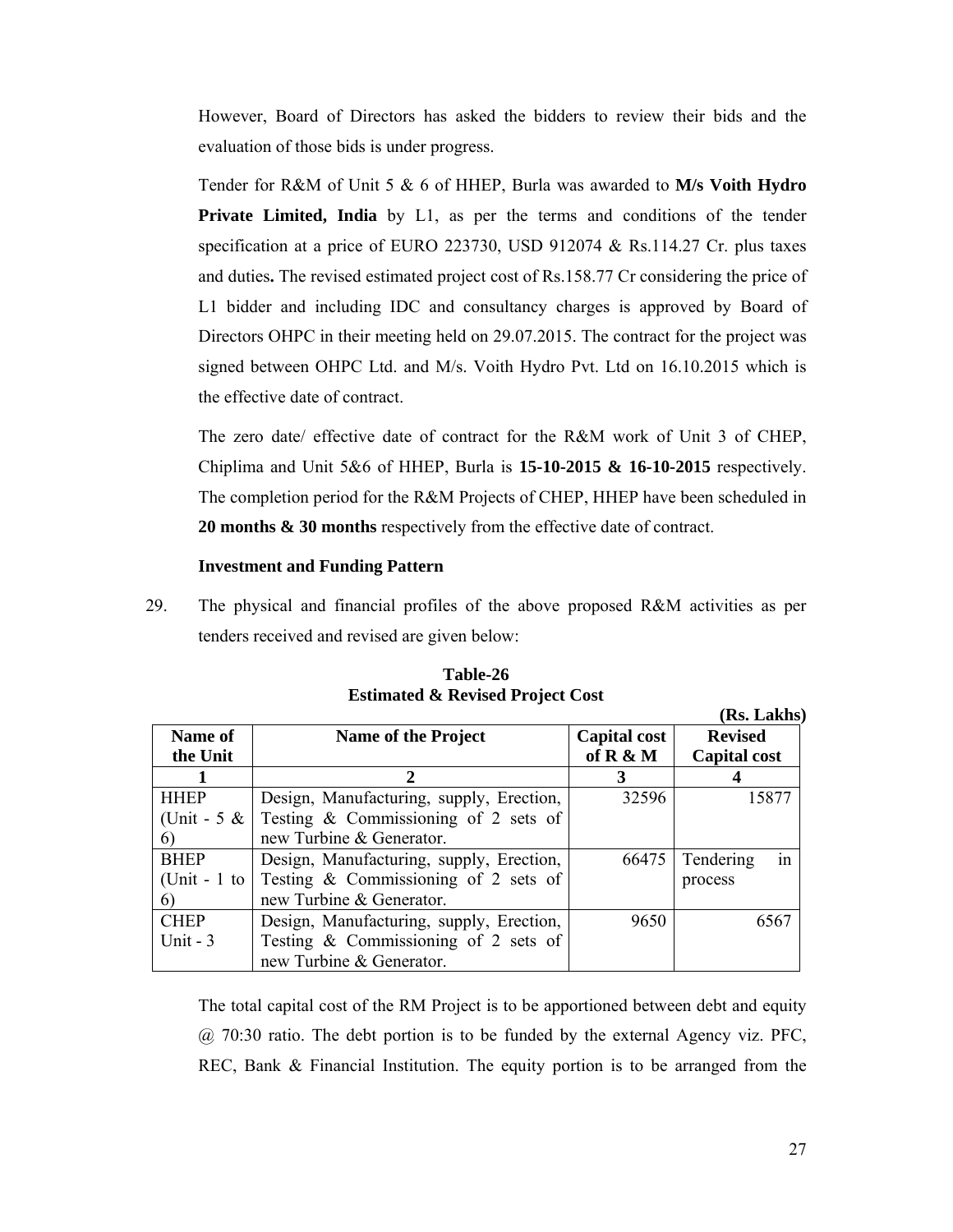However, Board of Directors has asked the bidders to review their bids and the evaluation of those bids is under progress.

Tender for R&M of Unit 5 & 6 of HHEP, Burla was awarded to **M/s Voith Hydro Private Limited, India** by L1, as per the terms and conditions of the tender specification at a price of EURO 223730, USD 912074 & Rs.114.27 Cr. plus taxes and duties**.** The revised estimated project cost of Rs.158.77 Cr considering the price of L1 bidder and including IDC and consultancy charges is approved by Board of Directors OHPC in their meeting held on 29.07.2015. The contract for the project was signed between OHPC Ltd. and M/s. Voith Hydro Pvt. Ltd on 16.10.2015 which is the effective date of contract.

The zero date/ effective date of contract for the R&M work of Unit 3 of CHEP, Chiplima and Unit 5&6 of HHEP, Burla is **15-10-2015 & 16-10-2015** respectively. The completion period for the R&M Projects of CHEP, HHEP have been scheduled in **20 months & 30 months** respectively from the effective date of contract.

**Investment and Funding Pattern**

29. The physical and financial profiles of the above proposed R&M activities as per tenders received and revised are given below:

**Table-26**
**Estimated & Revised Project Cost**

**(Rs. Lakhs)**

| Name of the Unit | Name of the Project | Capital cost of R & M | Revised Capital cost |
|---|---|---|---|
| **1** | **2** | **3** | **4** |
| HHEP (Unit - 5 & 6) | Design, Manufacturing, supply, Erection, Testing & Commissioning of 2 sets of new Turbine & Generator. | 32596 | 15877 |
| BHEP (Unit - 1 to 6) | Design, Manufacturing, supply, Erection, Testing & Commissioning of 2 sets of new Turbine & Generator. | 66475 | Tendering in process |
| CHEP Unit - 3 | Design, Manufacturing, supply, Erection, Testing & Commissioning of 2 sets of new Turbine & Generator. | 9650 | 6567 |

The total capital cost of the RM Project is to be apportioned between debt and equity @ 70:30 ratio. The debt portion is to be funded by the external Agency viz. PFC, REC, Bank & Financial Institution. The equity portion is to be arranged from the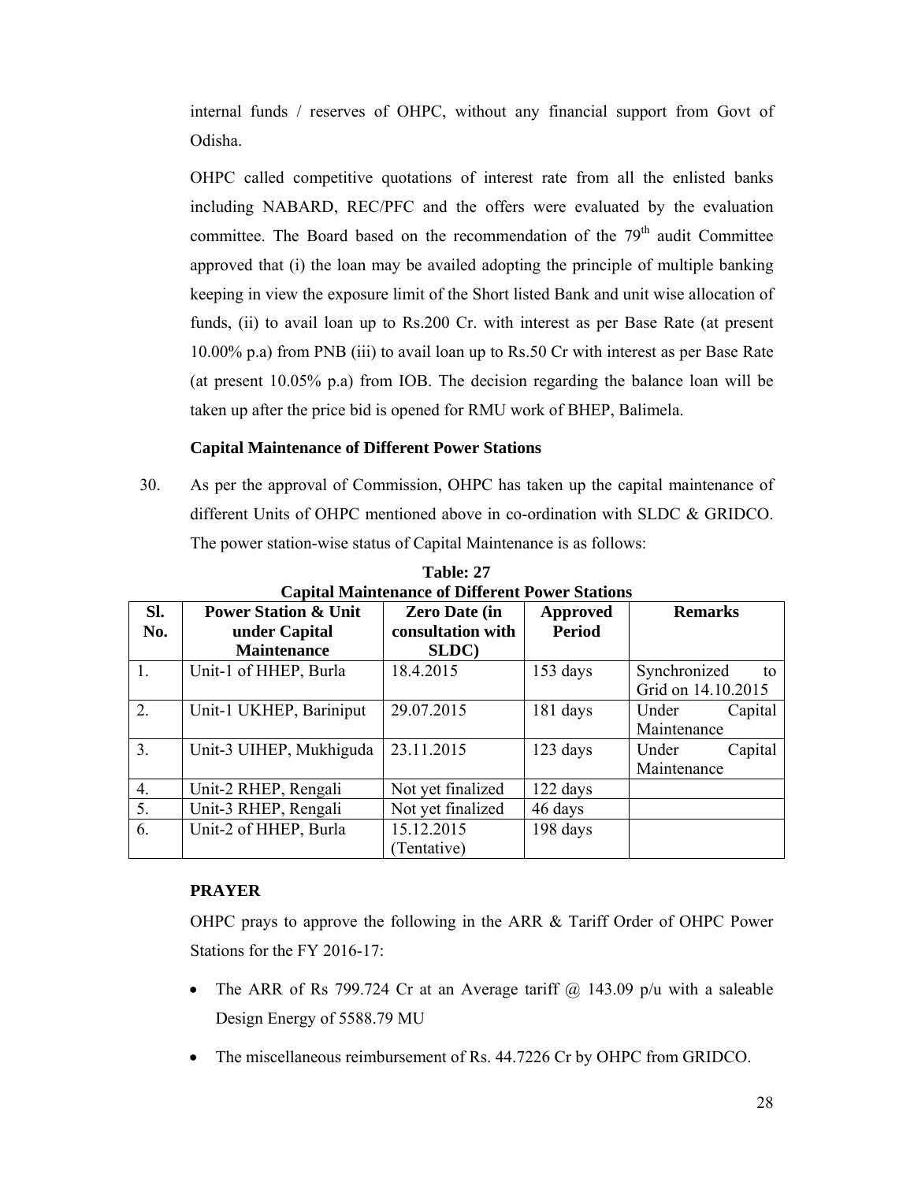internal funds / reserves of OHPC, without any financial support from Govt of Odisha.

OHPC called competitive quotations of interest rate from all the enlisted banks including NABARD, REC/PFC and the offers were evaluated by the evaluation committee. The Board based on the recommendation of the 79th audit Committee approved that (i) the loan may be availed adopting the principle of multiple banking keeping in view the exposure limit of the Short listed Bank and unit wise allocation of funds, (ii) to avail loan up to Rs.200 Cr. with interest as per Base Rate (at present 10.00% p.a) from PNB (iii) to avail loan up to Rs.50 Cr with interest as per Base Rate (at present 10.05% p.a) from IOB. The decision regarding the balance loan will be taken up after the price bid is opened for RMU work of BHEP, Balimela.

**Capital Maintenance of Different Power Stations**

30. As per the approval of Commission, OHPC has taken up the capital maintenance of different Units of OHPC mentioned above in co-ordination with SLDC & GRIDCO. The power station-wise status of Capital Maintenance is as follows:

**Table: 27**
**Capital Maintenance of Different Power Stations**

| Sl. No. | Power Station & Unit under Capital Maintenance | Zero Date (in consultation with SLDC) | Approved Period | Remarks |
|---|---|---|---|---|
| 1. | Unit-1 of HHEP, Burla | 18.4.2015 | 153 days | Synchronized to Grid on 14.10.2015 |
| 2. | Unit-1 UKHEP, Bariniput | 29.07.2015 | 181 days | Under Capital Maintenance |
| 3. | Unit-3 UIHEP, Mukhiguda | 23.11.2015 | 123 days | Under Capital Maintenance |
| 4. | Unit-2 RHEP, Rengali | Not yet finalized | 122 days | |
| 5. | Unit-3 RHEP, Rengali | Not yet finalized | 46 days | |
| 6. | Unit-2 of HHEP, Burla | 15.12.2015 (Tentative) | 198 days | |

**PRAYER**

OHPC prays to approve the following in the ARR & Tariff Order of OHPC Power Stations for the FY 2016-17:

- The ARR of Rs 799.724 Cr at an Average tariff @ 143.09 p/u with a saleable Design Energy of 5588.79 MU
- The miscellaneous reimbursement of Rs. 44.7226 Cr by OHPC from GRIDCO.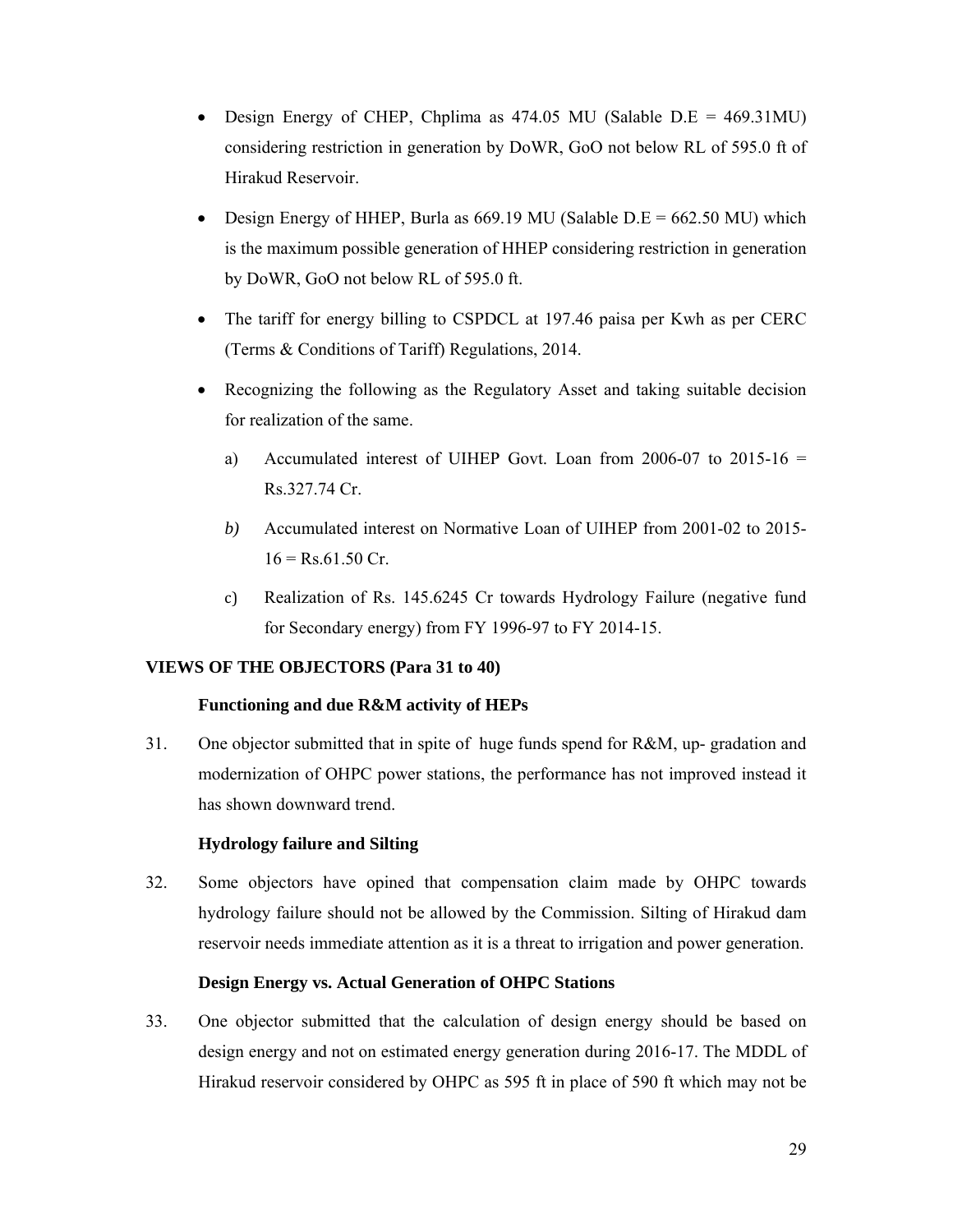- Design Energy of CHEP, Chplima as 474.05 MU (Salable D.E = 469.31MU) considering restriction in generation by DoWR, GoO not below RL of 595.0 ft of Hirakud Reservoir.
- Design Energy of HHEP, Burla as 669.19 MU (Salable D.E = 662.50 MU) which is the maximum possible generation of HHEP considering restriction in generation by DoWR, GoO not below RL of 595.0 ft.
- The tariff for energy billing to CSPDCL at 197.46 paisa per Kwh as per CERC (Terms & Conditions of Tariff) Regulations, 2014.
- Recognizing the following as the Regulatory Asset and taking suitable decision for realization of the same.
  - a) Accumulated interest of UIHEP Govt. Loan from 2006-07 to 2015-16 = Rs.327.74 Cr.
  - *b)* Accumulated interest on Normative Loan of UIHEP from 2001-02 to 2015-16 = Rs.61.50 Cr.
  - c) Realization of Rs. 145.6245 Cr towards Hydrology Failure (negative fund for Secondary energy) from FY 1996-97 to FY 2014-15.

**VIEWS OF THE OBJECTORS (Para 31 to 40)**

**Functioning and due R&M activity of HEPs**

31. One objector submitted that in spite of huge funds spend for R&M, up- gradation and modernization of OHPC power stations, the performance has not improved instead it has shown downward trend.

**Hydrology failure and Silting**

32. Some objectors have opined that compensation claim made by OHPC towards hydrology failure should not be allowed by the Commission. Silting of Hirakud dam reservoir needs immediate attention as it is a threat to irrigation and power generation.

**Design Energy vs. Actual Generation of OHPC Stations**

33. One objector submitted that the calculation of design energy should be based on design energy and not on estimated energy generation during 2016-17. The MDDL of Hirakud reservoir considered by OHPC as 595 ft in place of 590 ft which may not be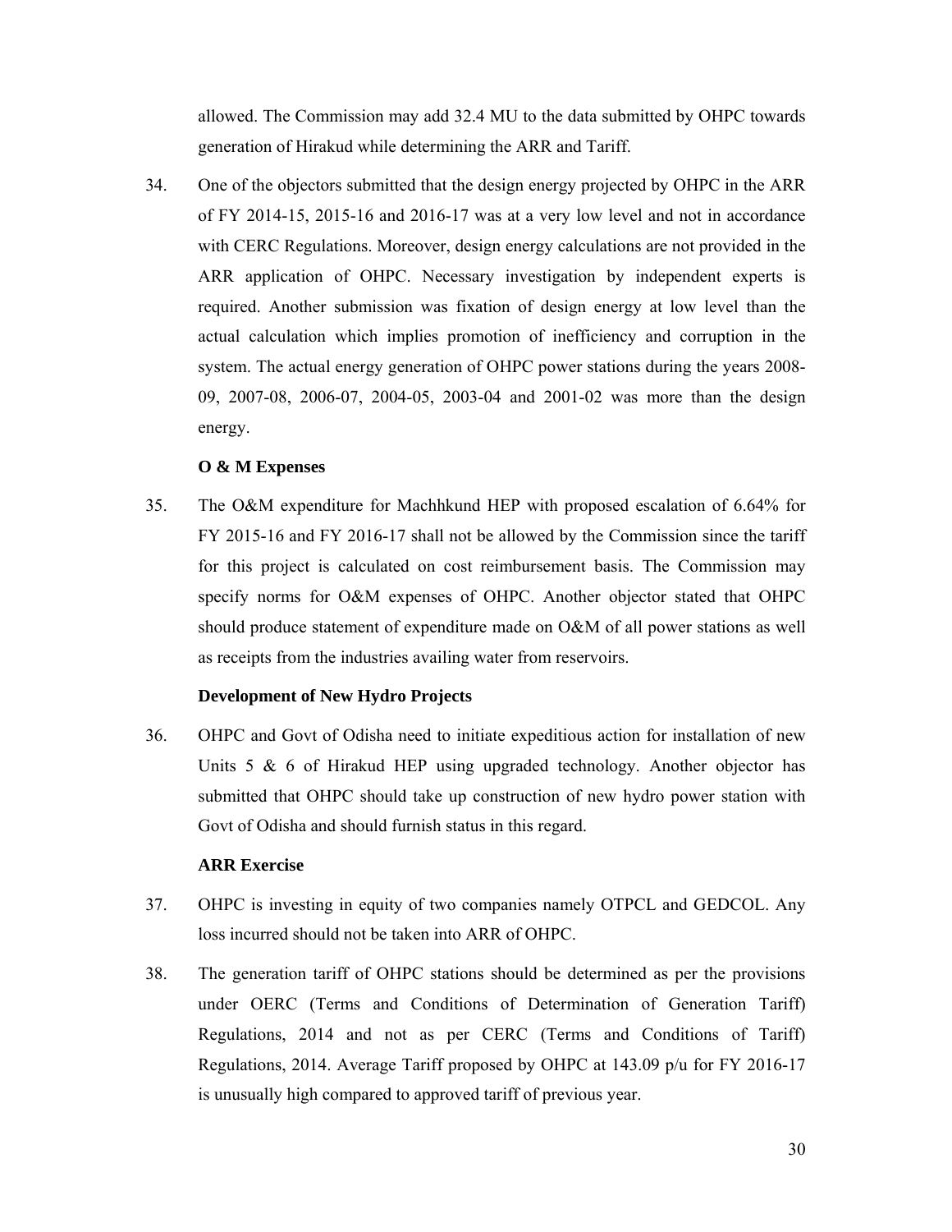allowed. The Commission may add 32.4 MU to the data submitted by OHPC towards generation of Hirakud while determining the ARR and Tariff.

34. One of the objectors submitted that the design energy projected by OHPC in the ARR of FY 2014-15, 2015-16 and 2016-17 was at a very low level and not in accordance with CERC Regulations. Moreover, design energy calculations are not provided in the ARR application of OHPC. Necessary investigation by independent experts is required. Another submission was fixation of design energy at low level than the actual calculation which implies promotion of inefficiency and corruption in the system. The actual energy generation of OHPC power stations during the years 2008-09, 2007-08, 2006-07, 2004-05, 2003-04 and 2001-02 was more than the design energy.

**O & M Expenses**

35. The O&M expenditure for Machhkund HEP with proposed escalation of 6.64% for FY 2015-16 and FY 2016-17 shall not be allowed by the Commission since the tariff for this project is calculated on cost reimbursement basis. The Commission may specify norms for O&M expenses of OHPC. Another objector stated that OHPC should produce statement of expenditure made on O&M of all power stations as well as receipts from the industries availing water from reservoirs.

**Development of New Hydro Projects**

36. OHPC and Govt of Odisha need to initiate expeditious action for installation of new Units 5 & 6 of Hirakud HEP using upgraded technology. Another objector has submitted that OHPC should take up construction of new hydro power station with Govt of Odisha and should furnish status in this regard.

**ARR Exercise**

37. OHPC is investing in equity of two companies namely OTPCL and GEDCOL. Any loss incurred should not be taken into ARR of OHPC.

38. The generation tariff of OHPC stations should be determined as per the provisions under OERC (Terms and Conditions of Determination of Generation Tariff) Regulations, 2014 and not as per CERC (Terms and Conditions of Tariff) Regulations, 2014. Average Tariff proposed by OHPC at 143.09 p/u for FY 2016-17 is unusually high compared to approved tariff of previous year.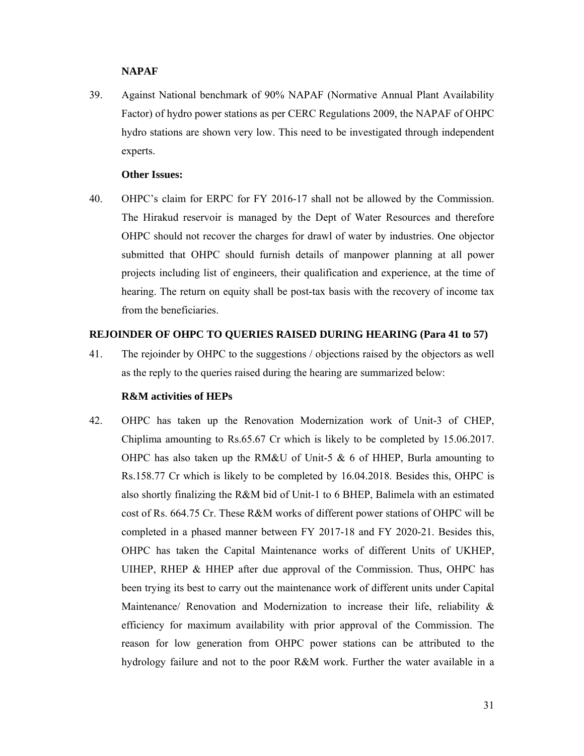**NAPAF**

39. Against National benchmark of 90% NAPAF (Normative Annual Plant Availability Factor) of hydro power stations as per CERC Regulations 2009, the NAPAF of OHPC hydro stations are shown very low. This need to be investigated through independent experts.

**Other Issues:**

40. OHPC's claim for ERPC for FY 2016-17 shall not be allowed by the Commission. The Hirakud reservoir is managed by the Dept of Water Resources and therefore OHPC should not recover the charges for drawl of water by industries. One objector submitted that OHPC should furnish details of manpower planning at all power projects including list of engineers, their qualification and experience, at the time of hearing. The return on equity shall be post-tax basis with the recovery of income tax from the beneficiaries.

**REJOINDER OF OHPC TO QUERIES RAISED DURING HEARING (Para 41 to 57)**

41. The rejoinder by OHPC to the suggestions / objections raised by the objectors as well as the reply to the queries raised during the hearing are summarized below:

**R&M activities of HEPs**

42. OHPC has taken up the Renovation Modernization work of Unit-3 of CHEP, Chiplima amounting to Rs.65.67 Cr which is likely to be completed by 15.06.2017. OHPC has also taken up the RM&U of Unit-5 & 6 of HHEP, Burla amounting to Rs.158.77 Cr which is likely to be completed by 16.04.2018. Besides this, OHPC is also shortly finalizing the R&M bid of Unit-1 to 6 BHEP, Balimela with an estimated cost of Rs. 664.75 Cr. These R&M works of different power stations of OHPC will be completed in a phased manner between FY 2017-18 and FY 2020-21. Besides this, OHPC has taken the Capital Maintenance works of different Units of UKHEP, UIHEP, RHEP & HHEP after due approval of the Commission. Thus, OHPC has been trying its best to carry out the maintenance work of different units under Capital Maintenance/ Renovation and Modernization to increase their life, reliability & efficiency for maximum availability with prior approval of the Commission. The reason for low generation from OHPC power stations can be attributed to the hydrology failure and not to the poor R&M work. Further the water available in a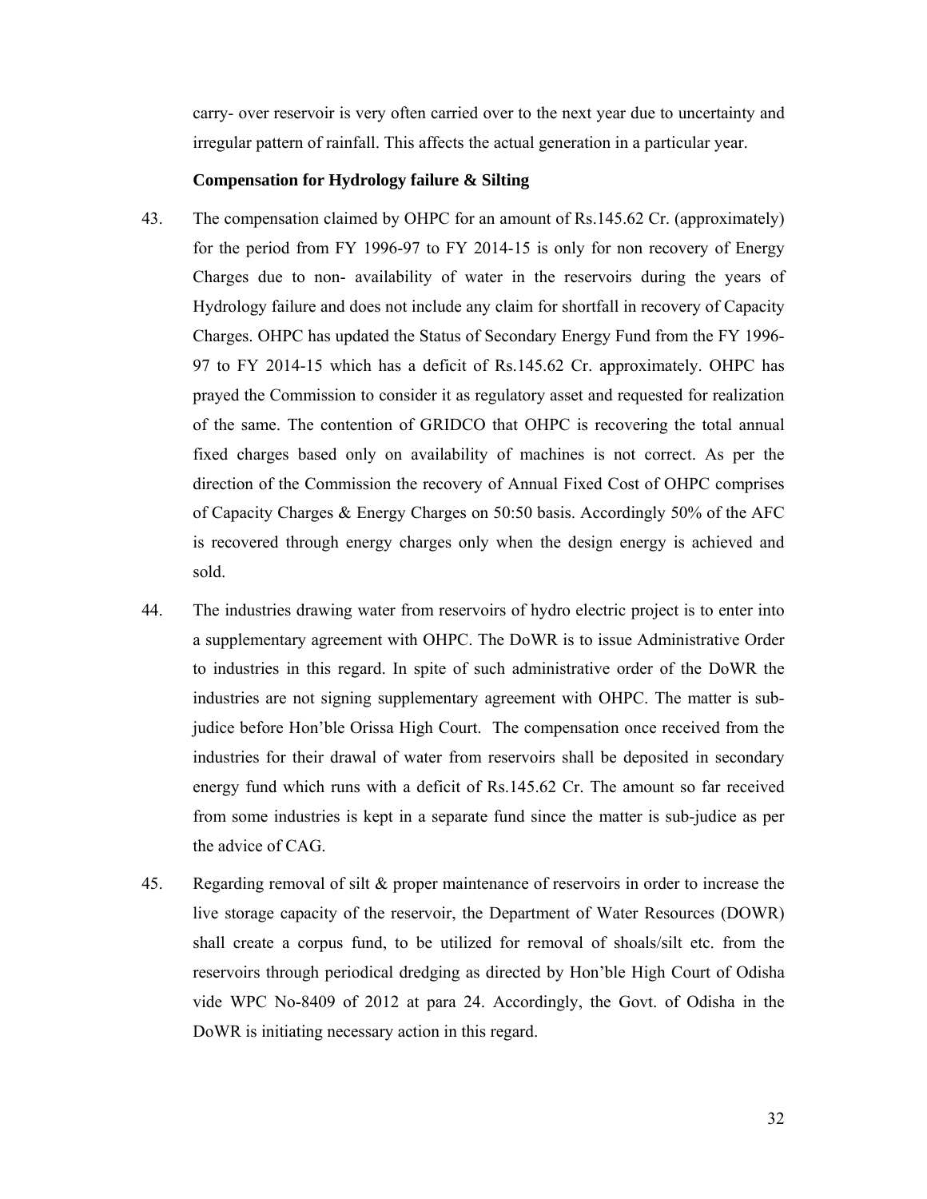carry- over reservoir is very often carried over to the next year due to uncertainty and irregular pattern of rainfall. This affects the actual generation in a particular year.

**Compensation for Hydrology failure & Silting**

43. The compensation claimed by OHPC for an amount of Rs.145.62 Cr. (approximately) for the period from FY 1996-97 to FY 2014-15 is only for non recovery of Energy Charges due to non- availability of water in the reservoirs during the years of Hydrology failure and does not include any claim for shortfall in recovery of Capacity Charges. OHPC has updated the Status of Secondary Energy Fund from the FY 1996-97 to FY 2014-15 which has a deficit of Rs.145.62 Cr. approximately. OHPC has prayed the Commission to consider it as regulatory asset and requested for realization of the same. The contention of GRIDCO that OHPC is recovering the total annual fixed charges based only on availability of machines is not correct. As per the direction of the Commission the recovery of Annual Fixed Cost of OHPC comprises of Capacity Charges & Energy Charges on 50:50 basis. Accordingly 50% of the AFC is recovered through energy charges only when the design energy is achieved and sold.

44. The industries drawing water from reservoirs of hydro electric project is to enter into a supplementary agreement with OHPC. The DoWR is to issue Administrative Order to industries in this regard. In spite of such administrative order of the DoWR the industries are not signing supplementary agreement with OHPC. The matter is sub-judice before Hon'ble Orissa High Court. The compensation once received from the industries for their drawal of water from reservoirs shall be deposited in secondary energy fund which runs with a deficit of Rs.145.62 Cr. The amount so far received from some industries is kept in a separate fund since the matter is sub-judice as per the advice of CAG.

45. Regarding removal of silt & proper maintenance of reservoirs in order to increase the live storage capacity of the reservoir, the Department of Water Resources (DOWR) shall create a corpus fund, to be utilized for removal of shoals/silt etc. from the reservoirs through periodical dredging as directed by Hon'ble High Court of Odisha vide WPC No-8409 of 2012 at para 24. Accordingly, the Govt. of Odisha in the DoWR is initiating necessary action in this regard.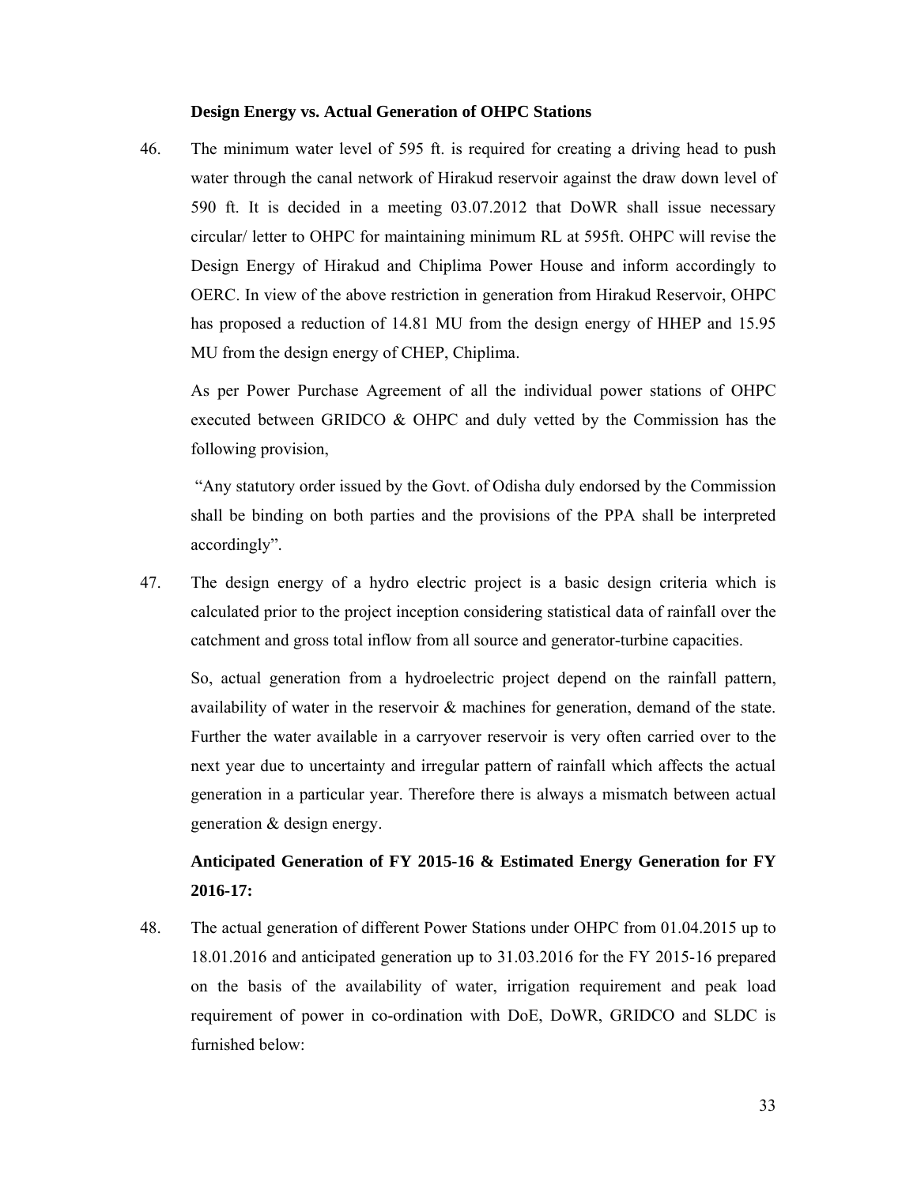**Design Energy vs. Actual Generation of OHPC Stations**

46. The minimum water level of 595 ft. is required for creating a driving head to push water through the canal network of Hirakud reservoir against the draw down level of 590 ft. It is decided in a meeting 03.07.2012 that DoWR shall issue necessary circular/ letter to OHPC for maintaining minimum RL at 595ft. OHPC will revise the Design Energy of Hirakud and Chiplima Power House and inform accordingly to OERC. In view of the above restriction in generation from Hirakud Reservoir, OHPC has proposed a reduction of 14.81 MU from the design energy of HHEP and 15.95 MU from the design energy of CHEP, Chiplima.

    As per Power Purchase Agreement of all the individual power stations of OHPC executed between GRIDCO & OHPC and duly vetted by the Commission has the following provision,

    "Any statutory order issued by the Govt. of Odisha duly endorsed by the Commission shall be binding on both parties and the provisions of the PPA shall be interpreted accordingly".

47. The design energy of a hydro electric project is a basic design criteria which is calculated prior to the project inception considering statistical data of rainfall over the catchment and gross total inflow from all source and generator-turbine capacities.

    So, actual generation from a hydroelectric project depend on the rainfall pattern, availability of water in the reservoir & machines for generation, demand of the state. Further the water available in a carryover reservoir is very often carried over to the next year due to uncertainty and irregular pattern of rainfall which affects the actual generation in a particular year. Therefore there is always a mismatch between actual generation & design energy.

**Anticipated Generation of FY 2015-16 & Estimated Energy Generation for FY 2016-17:**

48. The actual generation of different Power Stations under OHPC from 01.04.2015 up to 18.01.2016 and anticipated generation up to 31.03.2016 for the FY 2015-16 prepared on the basis of the availability of water, irrigation requirement and peak load requirement of power in co-ordination with DoE, DoWR, GRIDCO and SLDC is furnished below: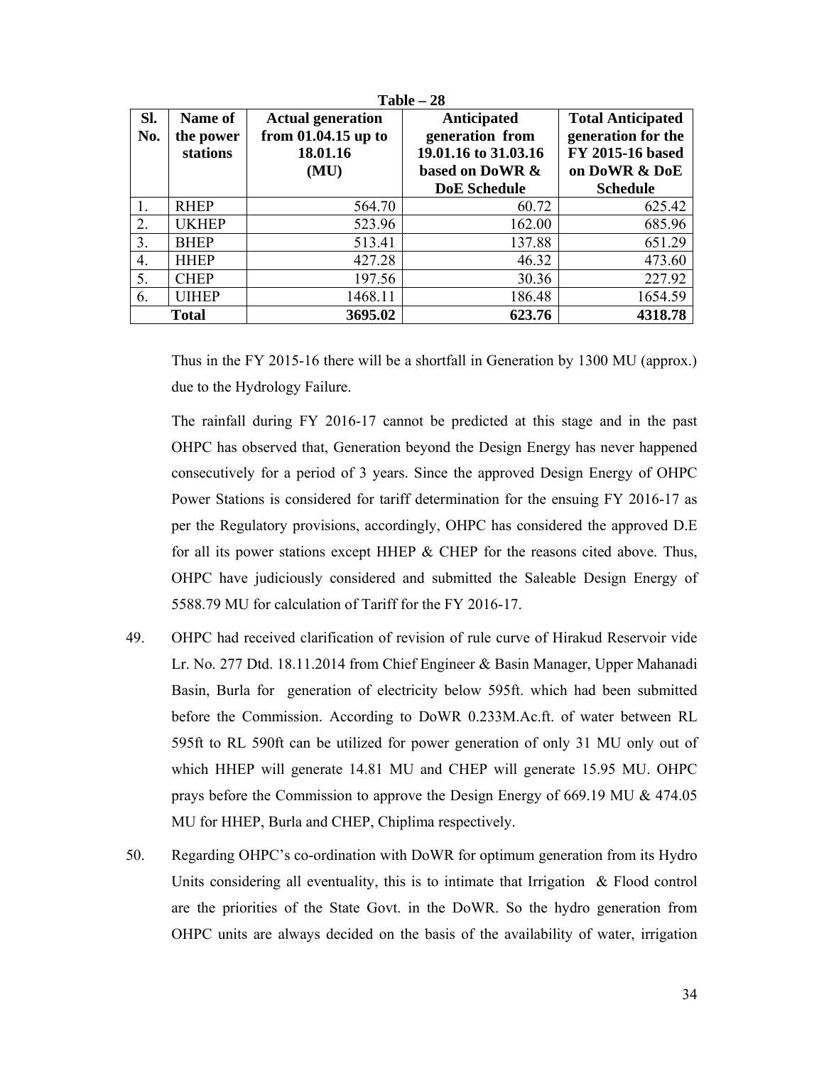**Table – 28**

| Sl. No. | Name of the power stations | Actual generation from 01.04.15 up to 18.01.16 (MU) | Anticipated generation from 19.01.16 to 31.03.16 based on DoWR & DoE Schedule | Total Anticipated generation for the FY 2015-16 based on DoWR & DoE Schedule |
|---|---|---|---|---|
| 1. | RHEP | 564.70 | 60.72 | 625.42 |
| 2. | UKHEP | 523.96 | 162.00 | 685.96 |
| 3. | BHEP | 513.41 | 137.88 | 651.29 |
| 4. | HHEP | 427.28 | 46.32 | 473.60 |
| 5. | CHEP | 197.56 | 30.36 | 227.92 |
| 6. | UIHEP | 1468.11 | 186.48 | 1654.59 |
| | **Total** | **3695.02** | **623.76** | **4318.78** |

Thus in the FY 2015-16 there will be a shortfall in Generation by 1300 MU (approx.) due to the Hydrology Failure.

The rainfall during FY 2016-17 cannot be predicted at this stage and in the past OHPC has observed that, Generation beyond the Design Energy has never happened consecutively for a period of 3 years. Since the approved Design Energy of OHPC Power Stations is considered for tariff determination for the ensuing FY 2016-17 as per the Regulatory provisions, accordingly, OHPC has considered the approved D.E for all its power stations except HHEP & CHEP for the reasons cited above. Thus, OHPC have judiciously considered and submitted the Saleable Design Energy of 5588.79 MU for calculation of Tariff for the FY 2016-17.

49. OHPC had received clarification of revision of rule curve of Hirakud Reservoir vide Lr. No. 277 Dtd. 18.11.2014 from Chief Engineer & Basin Manager, Upper Mahanadi Basin, Burla for generation of electricity below 595ft. which had been submitted before the Commission. According to DoWR 0.233M.Ac.ft. of water between RL 595ft to RL 590ft can be utilized for power generation of only 31 MU only out of which HHEP will generate 14.81 MU and CHEP will generate 15.95 MU. OHPC prays before the Commission to approve the Design Energy of 669.19 MU & 474.05 MU for HHEP, Burla and CHEP, Chiplima respectively.

50. Regarding OHPC's co-ordination with DoWR for optimum generation from its Hydro Units considering all eventuality, this is to intimate that Irrigation & Flood control are the priorities of the State Govt. in the DoWR. So the hydro generation from OHPC units are always decided on the basis of the availability of water, irrigation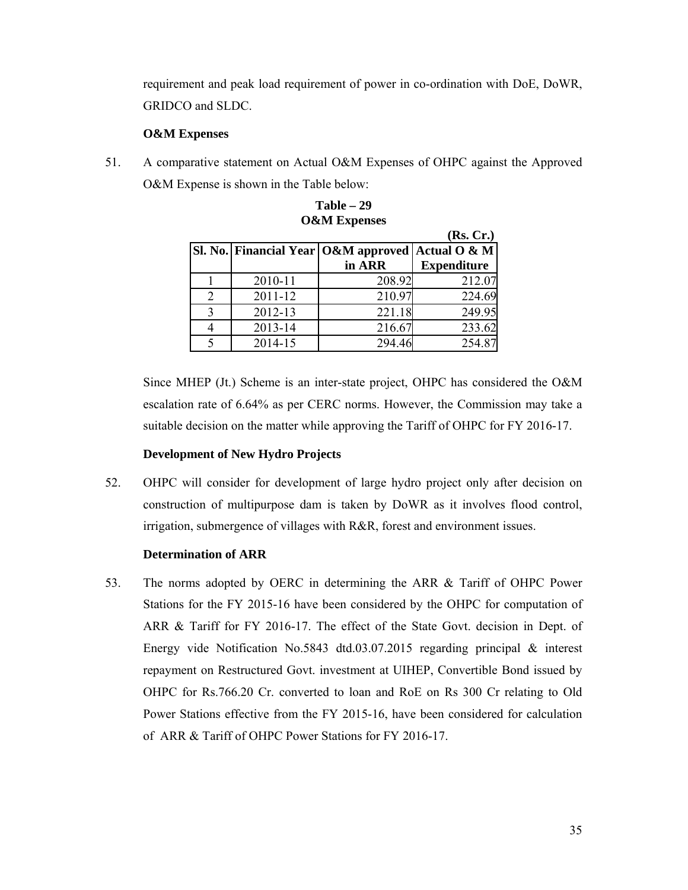requirement and peak load requirement of power in co-ordination with DoE, DoWR, GRIDCO and SLDC.

**O&M Expenses**

51. A comparative statement on Actual O&M Expenses of OHPC against the Approved O&M Expense is shown in the Table below:

**Table – 29**
**O&M Expenses**

**(Rs. Cr.)**

| Sl. No. | Financial Year | O&M approved in ARR | Actual O & M Expenditure |
|---|---|---|---|
| 1 | 2010-11 | 208.92 | 212.07 |
| 2 | 2011-12 | 210.97 | 224.69 |
| 3 | 2012-13 | 221.18 | 249.95 |
| 4 | 2013-14 | 216.67 | 233.62 |
| 5 | 2014-15 | 294.46 | 254.87 |

Since MHEP (Jt.) Scheme is an inter-state project, OHPC has considered the O&M escalation rate of 6.64% as per CERC norms. However, the Commission may take a suitable decision on the matter while approving the Tariff of OHPC for FY 2016-17.

**Development of New Hydro Projects**

52. OHPC will consider for development of large hydro project only after decision on construction of multipurpose dam is taken by DoWR as it involves flood control, irrigation, submergence of villages with R&R, forest and environment issues.

**Determination of ARR**

53. The norms adopted by OERC in determining the ARR & Tariff of OHPC Power Stations for the FY 2015-16 have been considered by the OHPC for computation of ARR & Tariff for FY 2016-17. The effect of the State Govt. decision in Dept. of Energy vide Notification No.5843 dtd.03.07.2015 regarding principal & interest repayment on Restructured Govt. investment at UIHEP, Convertible Bond issued by OHPC for Rs.766.20 Cr. converted to loan and RoE on Rs 300 Cr relating to Old Power Stations effective from the FY 2015-16, have been considered for calculation of ARR & Tariff of OHPC Power Stations for FY 2016-17.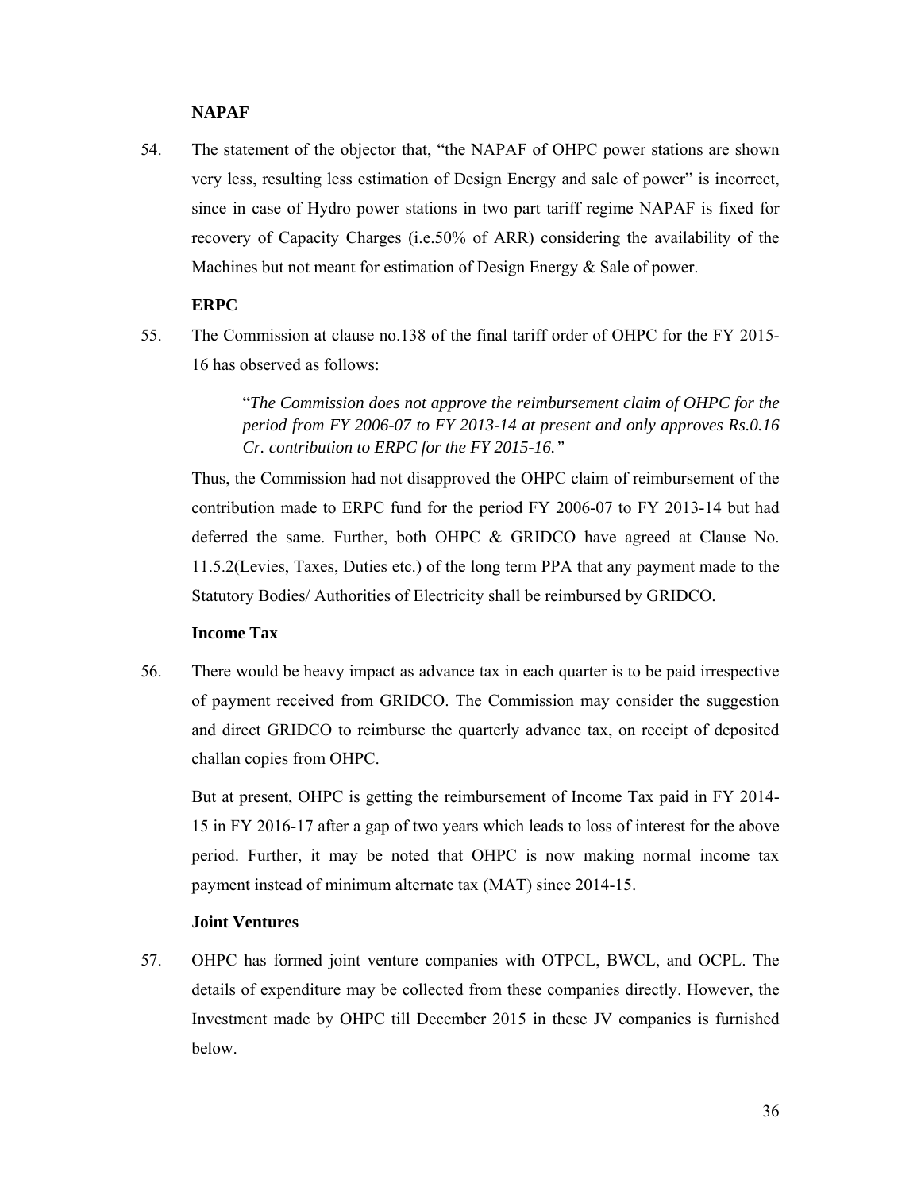**NAPAF**

54. The statement of the objector that, "the NAPAF of OHPC power stations are shown very less, resulting less estimation of Design Energy and sale of power" is incorrect, since in case of Hydro power stations in two part tariff regime NAPAF is fixed for recovery of Capacity Charges (i.e.50% of ARR) considering the availability of the Machines but not meant for estimation of Design Energy & Sale of power.

**ERPC**

55. The Commission at clause no.138 of the final tariff order of OHPC for the FY 2015-16 has observed as follows:

> "*The Commission does not approve the reimbursement claim of OHPC for the period from FY 2006-07 to FY 2013-14 at present and only approves Rs.0.16 Cr. contribution to ERPC for the FY 2015-16."*

Thus, the Commission had not disapproved the OHPC claim of reimbursement of the contribution made to ERPC fund for the period FY 2006-07 to FY 2013-14 but had deferred the same. Further, both OHPC & GRIDCO have agreed at Clause No. 11.5.2(Levies, Taxes, Duties etc.) of the long term PPA that any payment made to the Statutory Bodies/ Authorities of Electricity shall be reimbursed by GRIDCO.

**Income Tax**

56. There would be heavy impact as advance tax in each quarter is to be paid irrespective of payment received from GRIDCO. The Commission may consider the suggestion and direct GRIDCO to reimburse the quarterly advance tax, on receipt of deposited challan copies from OHPC.

But at present, OHPC is getting the reimbursement of Income Tax paid in FY 2014-15 in FY 2016-17 after a gap of two years which leads to loss of interest for the above period. Further, it may be noted that OHPC is now making normal income tax payment instead of minimum alternate tax (MAT) since 2014-15.

**Joint Ventures**

57. OHPC has formed joint venture companies with OTPCL, BWCL, and OCPL. The details of expenditure may be collected from these companies directly. However, the Investment made by OHPC till December 2015 in these JV companies is furnished below.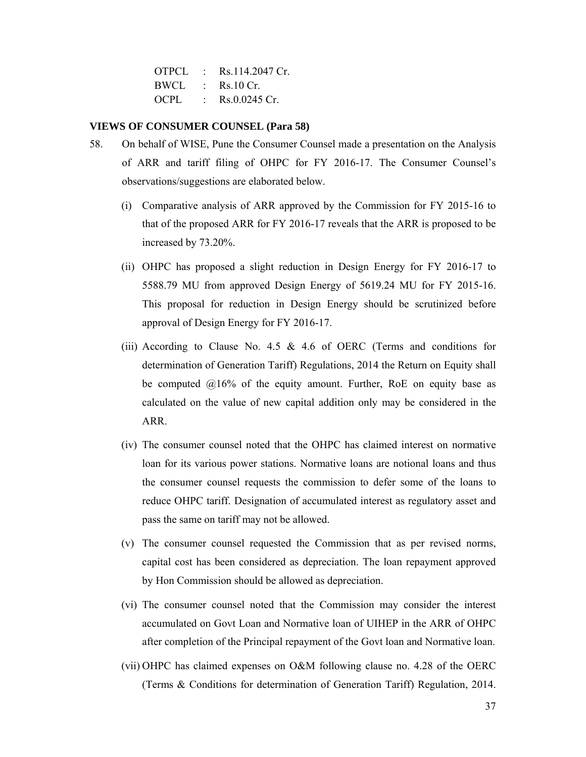| | | |
|---|---|---|
| OTPCL | : | Rs.114.2047 Cr. |
| BWCL | : | Rs.10 Cr. |
| OCPL | : | Rs.0.0245 Cr. |

**VIEWS OF CONSUMER COUNSEL (Para 58)**

58. On behalf of WISE, Pune the Consumer Counsel made a presentation on the Analysis of ARR and tariff filing of OHPC for FY 2016-17. The Consumer Counsel's observations/suggestions are elaborated below.

   (i) Comparative analysis of ARR approved by the Commission for FY 2015-16 to that of the proposed ARR for FY 2016-17 reveals that the ARR is proposed to be increased by 73.20%.

   (ii) OHPC has proposed a slight reduction in Design Energy for FY 2016-17 to 5588.79 MU from approved Design Energy of 5619.24 MU for FY 2015-16. This proposal for reduction in Design Energy should be scrutinized before approval of Design Energy for FY 2016-17.

   (iii) According to Clause No. 4.5 & 4.6 of OERC (Terms and conditions for determination of Generation Tariff) Regulations, 2014 the Return on Equity shall be computed @16% of the equity amount. Further, RoE on equity base as calculated on the value of new capital addition only may be considered in the ARR.

   (iv) The consumer counsel noted that the OHPC has claimed interest on normative loan for its various power stations. Normative loans are notional loans and thus the consumer counsel requests the commission to defer some of the loans to reduce OHPC tariff. Designation of accumulated interest as regulatory asset and pass the same on tariff may not be allowed.

   (v) The consumer counsel requested the Commission that as per revised norms, capital cost has been considered as depreciation. The loan repayment approved by Hon Commission should be allowed as depreciation.

   (vi) The consumer counsel noted that the Commission may consider the interest accumulated on Govt Loan and Normative loan of UIHEP in the ARR of OHPC after completion of the Principal repayment of the Govt loan and Normative loan.

   (vii) OHPC has claimed expenses on O&M following clause no. 4.28 of the OERC (Terms & Conditions for determination of Generation Tariff) Regulation, 2014.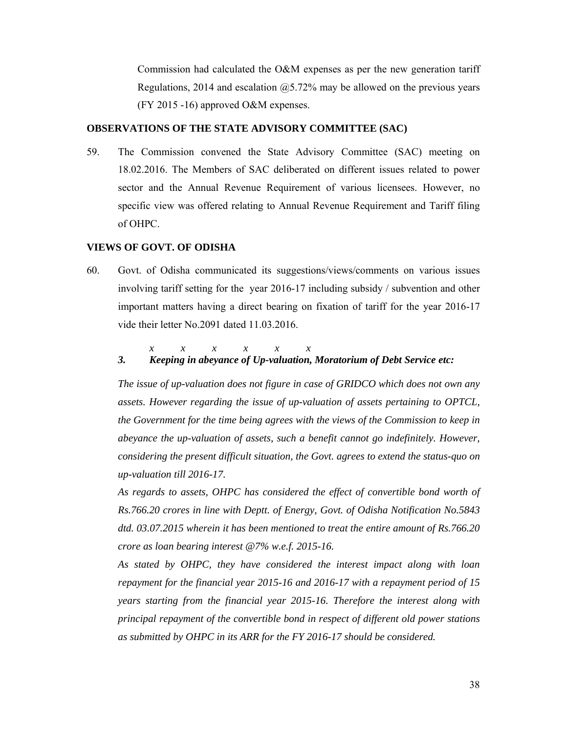Commission had calculated the O&M expenses as per the new generation tariff Regulations, 2014 and escalation @5.72% may be allowed on the previous years (FY 2015 -16) approved O&M expenses.

**OBSERVATIONS OF THE STATE ADVISORY COMMITTEE (SAC)**

59. The Commission convened the State Advisory Committee (SAC) meeting on 18.02.2016. The Members of SAC deliberated on different issues related to power sector and the Annual Revenue Requirement of various licensees. However, no specific view was offered relating to Annual Revenue Requirement and Tariff filing of OHPC.

**VIEWS OF GOVT. OF ODISHA**

60. Govt. of Odisha communicated its suggestions/views/comments on various issues involving tariff setting for the year 2016-17 including subsidy / subvention and other important matters having a direct bearing on fixation of tariff for the year 2016-17 vide their letter No.2091 dated 11.03.2016.

*x x x x x x*

***3. Keeping in abeyance of Up-valuation, Moratorium of Debt Service etc:***

*The issue of up-valuation does not figure in case of GRIDCO which does not own any assets. However regarding the issue of up-valuation of assets pertaining to OPTCL, the Government for the time being agrees with the views of the Commission to keep in abeyance the up-valuation of assets, such a benefit cannot go indefinitely. However, considering the present difficult situation, the Govt. agrees to extend the status-quo on up-valuation till 2016-17.*

*As regards to assets, OHPC has considered the effect of convertible bond worth of Rs.766.20 crores in line with Deptt. of Energy, Govt. of Odisha Notification No.5843 dtd. 03.07.2015 wherein it has been mentioned to treat the entire amount of Rs.766.20 crore as loan bearing interest @7% w.e.f. 2015-16.*

*As stated by OHPC, they have considered the interest impact along with loan repayment for the financial year 2015-16 and 2016-17 with a repayment period of 15 years starting from the financial year 2015-16. Therefore the interest along with principal repayment of the convertible bond in respect of different old power stations as submitted by OHPC in its ARR for the FY 2016-17 should be considered.*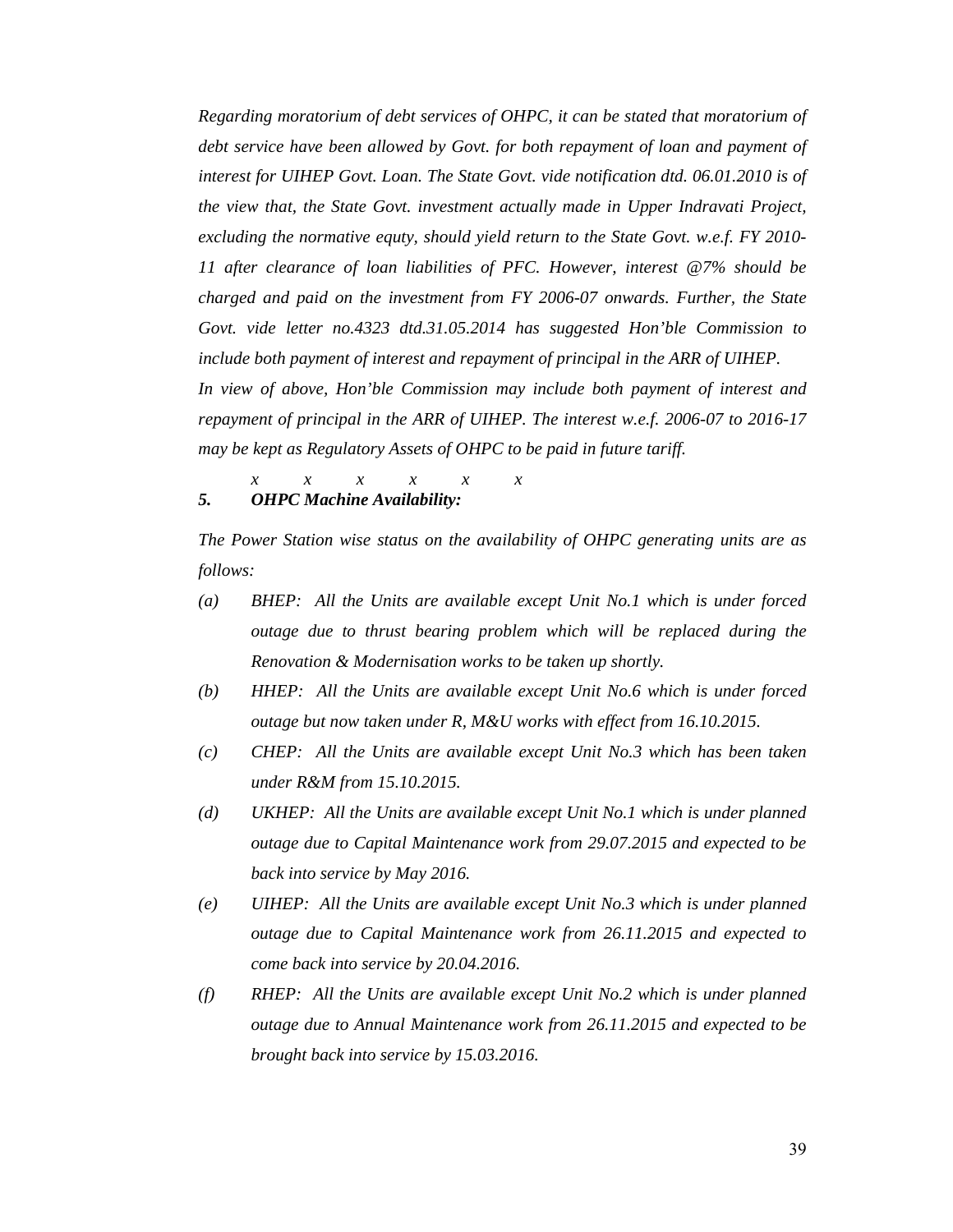*Regarding moratorium of debt services of OHPC, it can be stated that moratorium of debt service have been allowed by Govt. for both repayment of loan and payment of interest for UIHEP Govt. Loan. The State Govt. vide notification dtd. 06.01.2010 is of the view that, the State Govt. investment actually made in Upper Indravati Project, excluding the normative equty, should yield return to the State Govt. w.e.f. FY 2010-11 after clearance of loan liabilities of PFC. However, interest @7% should be charged and paid on the investment from FY 2006-07 onwards. Further, the State Govt. vide letter no.4323 dtd.31.05.2014 has suggested Hon'ble Commission to include both payment of interest and repayment of principal in the ARR of UIHEP.*

*In view of above, Hon'ble Commission may include both payment of interest and repayment of principal in the ARR of UIHEP. The interest w.e.f. 2006-07 to 2016-17 may be kept as Regulatory Assets of OHPC to be paid in future tariff.*

*x x x x x x*

**5. *OHPC Machine Availability:***

*The Power Station wise status on the availability of OHPC generating units are as follows:*

*(a) BHEP: All the Units are available except Unit No.1 which is under forced outage due to thrust bearing problem which will be replaced during the Renovation & Modernisation works to be taken up shortly.*

*(b) HHEP: All the Units are available except Unit No.6 which is under forced outage but now taken under R, M&U works with effect from 16.10.2015.*

*(c) CHEP: All the Units are available except Unit No.3 which has been taken under R&M from 15.10.2015.*

*(d) UKHEP: All the Units are available except Unit No.1 which is under planned outage due to Capital Maintenance work from 29.07.2015 and expected to be back into service by May 2016.*

*(e) UIHEP: All the Units are available except Unit No.3 which is under planned outage due to Capital Maintenance work from 26.11.2015 and expected to come back into service by 20.04.2016.*

*(f) RHEP: All the Units are available except Unit No.2 which is under planned outage due to Annual Maintenance work from 26.11.2015 and expected to be brought back into service by 15.03.2016.*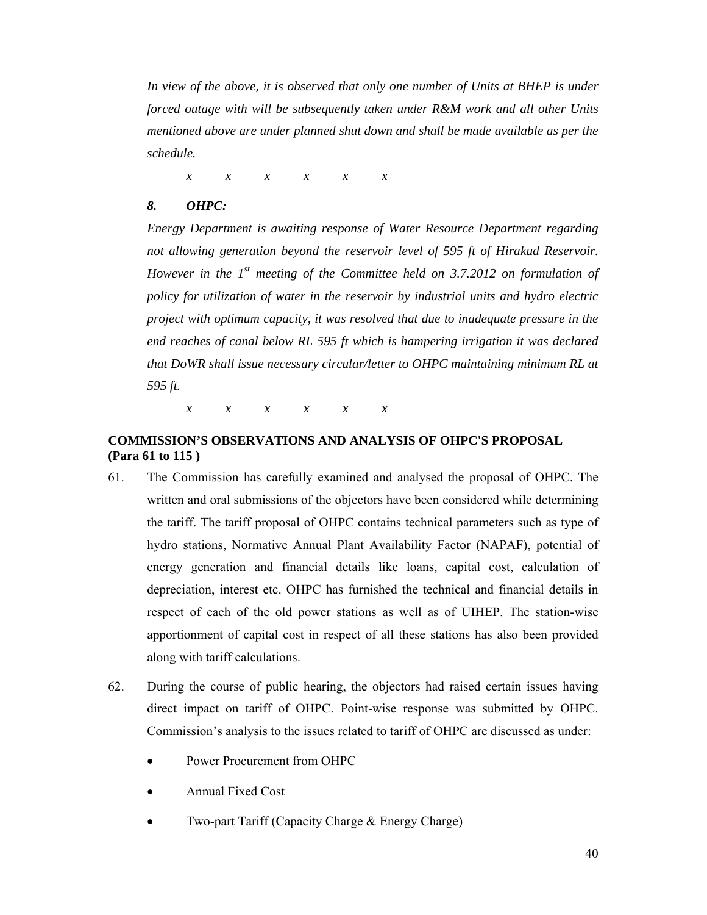*In view of the above, it is observed that only one number of Units at BHEP is under forced outage with will be subsequently taken under R&M work and all other Units mentioned above are under planned shut down and shall be made available as per the schedule.*

*x x x x x x*

*8. OHPC:*

*Energy Department is awaiting response of Water Resource Department regarding not allowing generation beyond the reservoir level of 595 ft of Hirakud Reservoir. However in the 1st meeting of the Committee held on 3.7.2012 on formulation of policy for utilization of water in the reservoir by industrial units and hydro electric project with optimum capacity, it was resolved that due to inadequate pressure in the end reaches of canal below RL 595 ft which is hampering irrigation it was declared that DoWR shall issue necessary circular/letter to OHPC maintaining minimum RL at 595 ft.*

*x x x x x x*

**COMMISSION'S OBSERVATIONS AND ANALYSIS OF OHPC'S PROPOSAL (Para 61 to 115 )**

61. The Commission has carefully examined and analysed the proposal of OHPC. The written and oral submissions of the objectors have been considered while determining the tariff. The tariff proposal of OHPC contains technical parameters such as type of hydro stations, Normative Annual Plant Availability Factor (NAPAF), potential of energy generation and financial details like loans, capital cost, calculation of depreciation, interest etc. OHPC has furnished the technical and financial details in respect of each of the old power stations as well as of UIHEP. The station-wise apportionment of capital cost in respect of all these stations has also been provided along with tariff calculations.

62. During the course of public hearing, the objectors had raised certain issues having direct impact on tariff of OHPC. Point-wise response was submitted by OHPC. Commission's analysis to the issues related to tariff of OHPC are discussed as under:

- Power Procurement from OHPC
- Annual Fixed Cost
- Two-part Tariff (Capacity Charge & Energy Charge)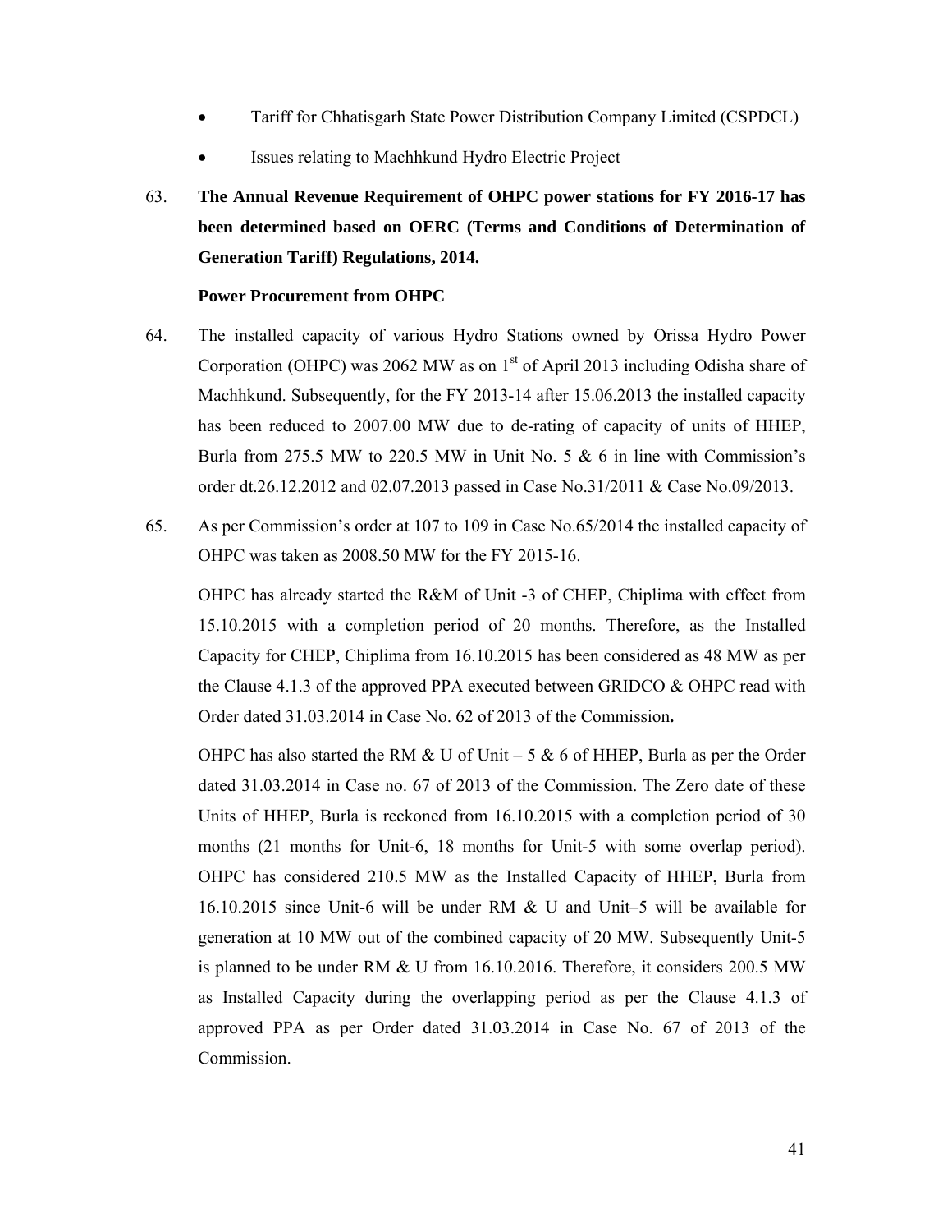- Tariff for Chhatisgarh State Power Distribution Company Limited (CSPDCL)
- Issues relating to Machhkund Hydro Electric Project

63. **The Annual Revenue Requirement of OHPC power stations for FY 2016-17 has been determined based on OERC (Terms and Conditions of Determination of Generation Tariff) Regulations, 2014.**

**Power Procurement from OHPC**

64. The installed capacity of various Hydro Stations owned by Orissa Hydro Power Corporation (OHPC) was 2062 MW as on 1st of April 2013 including Odisha share of Machhkund. Subsequently, for the FY 2013-14 after 15.06.2013 the installed capacity has been reduced to 2007.00 MW due to de-rating of capacity of units of HHEP, Burla from 275.5 MW to 220.5 MW in Unit No. 5 & 6 in line with Commission's order dt.26.12.2012 and 02.07.2013 passed in Case No.31/2011 & Case No.09/2013.

65. As per Commission's order at 107 to 109 in Case No.65/2014 the installed capacity of OHPC was taken as 2008.50 MW for the FY 2015-16.

    OHPC has already started the R&M of Unit -3 of CHEP, Chiplima with effect from 15.10.2015 with a completion period of 20 months. Therefore, as the Installed Capacity for CHEP, Chiplima from 16.10.2015 has been considered as 48 MW as per the Clause 4.1.3 of the approved PPA executed between GRIDCO & OHPC read with Order dated 31.03.2014 in Case No. 62 of 2013 of the Commission**.**

    OHPC has also started the RM & U of Unit – 5 & 6 of HHEP, Burla as per the Order dated 31.03.2014 in Case no. 67 of 2013 of the Commission. The Zero date of these Units of HHEP, Burla is reckoned from 16.10.2015 with a completion period of 30 months (21 months for Unit-6, 18 months for Unit-5 with some overlap period). OHPC has considered 210.5 MW as the Installed Capacity of HHEP, Burla from 16.10.2015 since Unit-6 will be under RM & U and Unit–5 will be available for generation at 10 MW out of the combined capacity of 20 MW. Subsequently Unit-5 is planned to be under RM & U from 16.10.2016. Therefore, it considers 200.5 MW as Installed Capacity during the overlapping period as per the Clause 4.1.3 of approved PPA as per Order dated 31.03.2014 in Case No. 67 of 2013 of the Commission.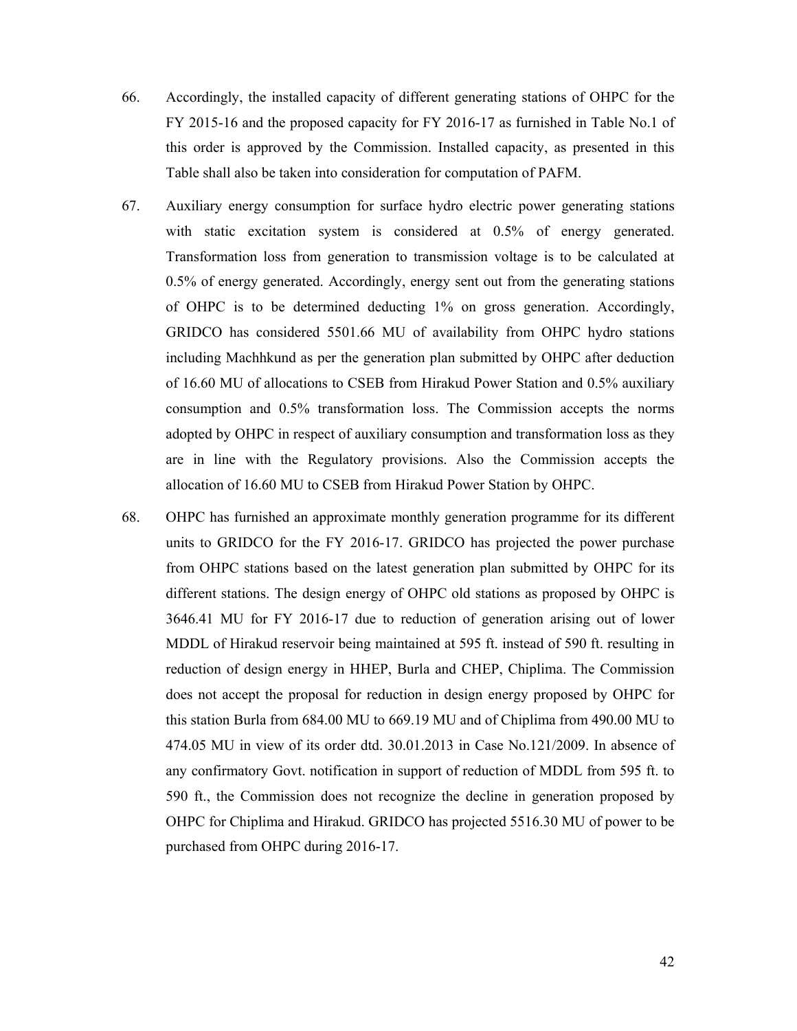66. Accordingly, the installed capacity of different generating stations of OHPC for the FY 2015-16 and the proposed capacity for FY 2016-17 as furnished in Table No.1 of this order is approved by the Commission. Installed capacity, as presented in this Table shall also be taken into consideration for computation of PAFM.

67. Auxiliary energy consumption for surface hydro electric power generating stations with static excitation system is considered at 0.5% of energy generated. Transformation loss from generation to transmission voltage is to be calculated at 0.5% of energy generated. Accordingly, energy sent out from the generating stations of OHPC is to be determined deducting 1% on gross generation. Accordingly, GRIDCO has considered 5501.66 MU of availability from OHPC hydro stations including Machhkund as per the generation plan submitted by OHPC after deduction of 16.60 MU of allocations to CSEB from Hirakud Power Station and 0.5% auxiliary consumption and 0.5% transformation loss. The Commission accepts the norms adopted by OHPC in respect of auxiliary consumption and transformation loss as they are in line with the Regulatory provisions. Also the Commission accepts the allocation of 16.60 MU to CSEB from Hirakud Power Station by OHPC.

68. OHPC has furnished an approximate monthly generation programme for its different units to GRIDCO for the FY 2016-17. GRIDCO has projected the power purchase from OHPC stations based on the latest generation plan submitted by OHPC for its different stations. The design energy of OHPC old stations as proposed by OHPC is 3646.41 MU for FY 2016-17 due to reduction of generation arising out of lower MDDL of Hirakud reservoir being maintained at 595 ft. instead of 590 ft. resulting in reduction of design energy in HHEP, Burla and CHEP, Chiplima. The Commission does not accept the proposal for reduction in design energy proposed by OHPC for this station Burla from 684.00 MU to 669.19 MU and of Chiplima from 490.00 MU to 474.05 MU in view of its order dtd. 30.01.2013 in Case No.121/2009. In absence of any confirmatory Govt. notification in support of reduction of MDDL from 595 ft. to 590 ft., the Commission does not recognize the decline in generation proposed by OHPC for Chiplima and Hirakud. GRIDCO has projected 5516.30 MU of power to be purchased from OHPC during 2016-17.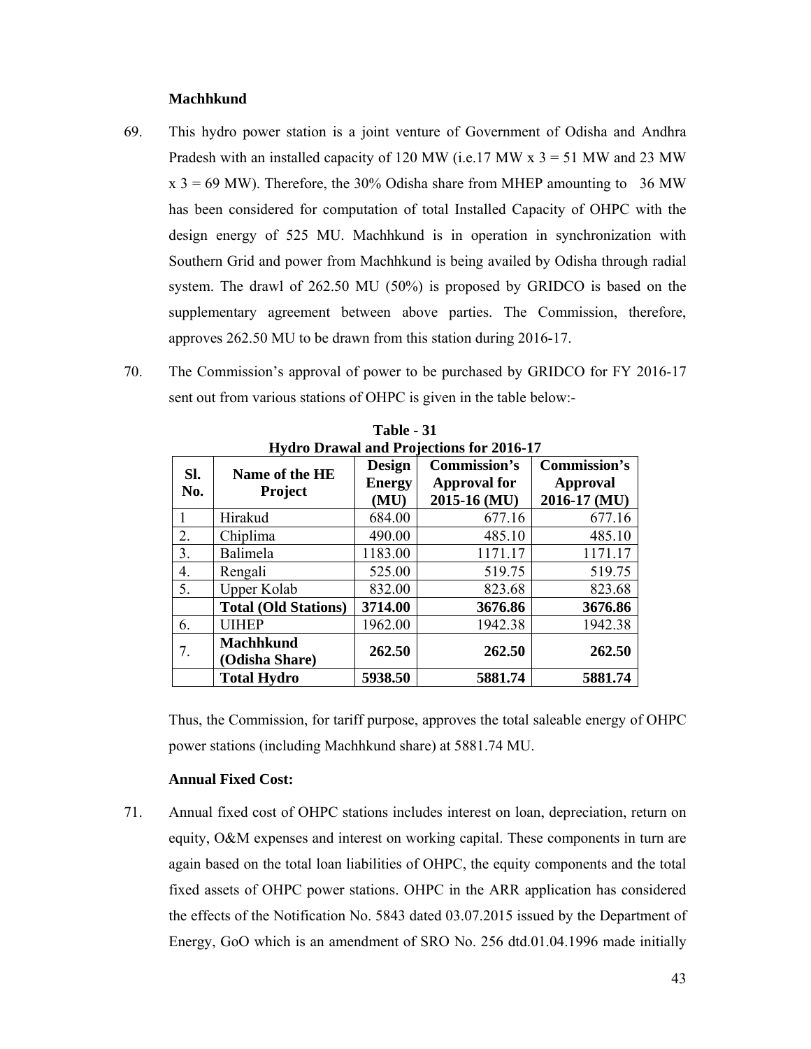### Machhkund

69. This hydro power station is a joint venture of Government of Odisha and Andhra Pradesh with an installed capacity of 120 MW (i.e.17 MW x 3 = 51 MW and 23 MW x 3 = 69 MW). Therefore, the 30% Odisha share from MHEP amounting to 36 MW has been considered for computation of total Installed Capacity of OHPC with the design energy of 525 MU. Machhkund is in operation in synchronization with Southern Grid and power from Machhkund is being availed by Odisha through radial system. The drawl of 262.50 MU (50%) is proposed by GRIDCO is based on the supplementary agreement between above parties. The Commission, therefore, approves 262.50 MU to be drawn from this station during 2016-17.

70. The Commission's approval of power to be purchased by GRIDCO for FY 2016-17 sent out from various stations of OHPC is given in the table below:-

**Table - 31**
**Hydro Drawal and Projections for 2016-17**

| Sl. No. | Name of the HE Project | Design Energy (MU) | Commission's Approval for 2015-16 (MU) | Commission's Approval 2016-17 (MU) |
|---|---|---|---|---|
| 1 | Hirakud | 684.00 | 677.16 | 677.16 |
| 2. | Chiplima | 490.00 | 485.10 | 485.10 |
| 3. | Balimela | 1183.00 | 1171.17 | 1171.17 |
| 4. | Rengali | 525.00 | 519.75 | 519.75 |
| 5. | Upper Kolab | 832.00 | 823.68 | 823.68 |
| | **Total (Old Stations)** | **3714.00** | **3676.86** | **3676.86** |
| 6. | UIHEP | 1962.00 | 1942.38 | 1942.38 |
| 7. | **Machhkund (Odisha Share)** | **262.50** | **262.50** | **262.50** |
| | **Total Hydro** | **5938.50** | **5881.74** | **5881.74** |

Thus, the Commission, for tariff purpose, approves the total saleable energy of OHPC power stations (including Machhkund share) at 5881.74 MU.

### Annual Fixed Cost:

71. Annual fixed cost of OHPC stations includes interest on loan, depreciation, return on equity, O&M expenses and interest on working capital. These components in turn are again based on the total loan liabilities of OHPC, the equity components and the total fixed assets of OHPC power stations. OHPC in the ARR application has considered the effects of the Notification No. 5843 dated 03.07.2015 issued by the Department of Energy, GoO which is an amendment of SRO No. 256 dtd.01.04.1996 made initially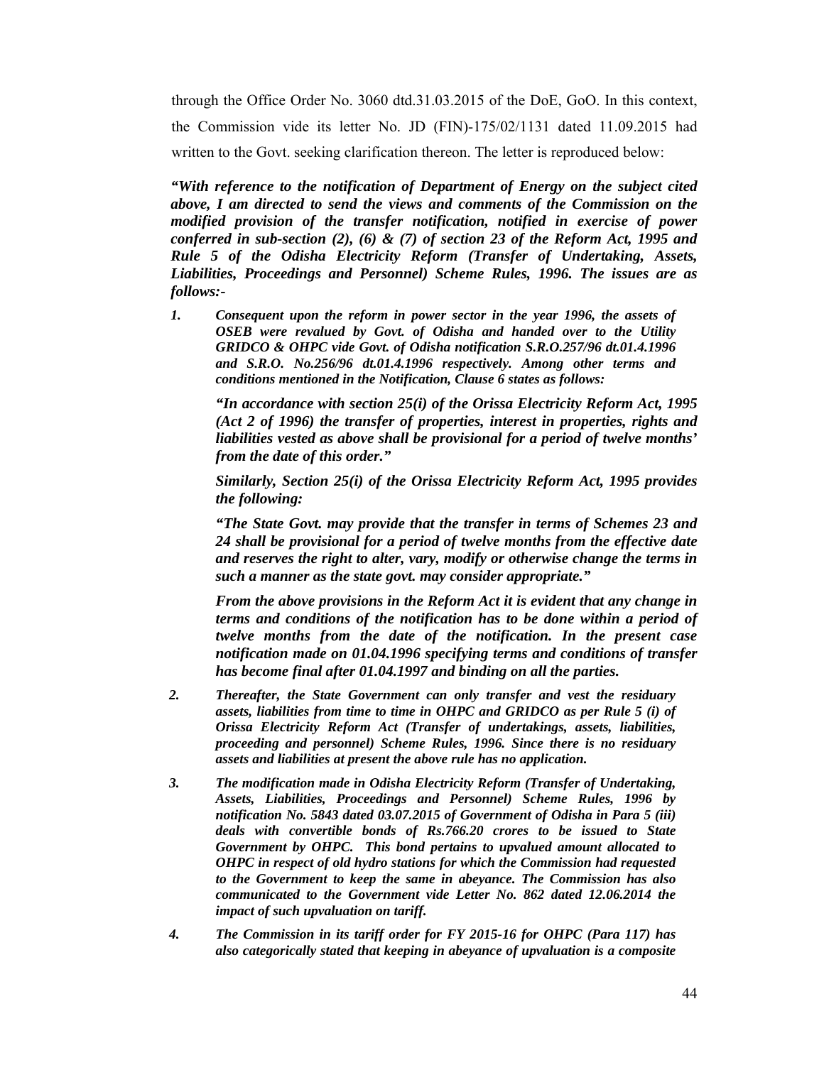through the Office Order No. 3060 dtd.31.03.2015 of the DoE, GoO. In this context, the Commission vide its letter No. JD (FIN)-175/02/1131 dated 11.09.2015 had written to the Govt. seeking clarification thereon. The letter is reproduced below:

***"With reference to the notification of Department of Energy on the subject cited above, I am directed to send the views and comments of the Commission on the modified provision of the transfer notification, notified in exercise of power conferred in sub-section (2), (6) & (7) of section 23 of the Reform Act, 1995 and Rule 5 of the Odisha Electricity Reform (Transfer of Undertaking, Assets, Liabilities, Proceedings and Personnel) Scheme Rules, 1996. The issues are as follows:-***

1. ***Consequent upon the reform in power sector in the year 1996, the assets of OSEB were revalued by Govt. of Odisha and handed over to the Utility GRIDCO & OHPC vide Govt. of Odisha notification S.R.O.257/96 dt.01.4.1996 and S.R.O. No.256/96 dt.01.4.1996 respectively. Among other terms and conditions mentioned in the Notification, Clause 6 states as follows:***

   ***"In accordance with section 25(i) of the Orissa Electricity Reform Act, 1995 (Act 2 of 1996) the transfer of properties, interest in properties, rights and liabilities vested as above shall be provisional for a period of twelve months' from the date of this order."***

   ***Similarly, Section 25(i) of the Orissa Electricity Reform Act, 1995 provides the following:***

   ***"The State Govt. may provide that the transfer in terms of Schemes 23 and 24 shall be provisional for a period of twelve months from the effective date and reserves the right to alter, vary, modify or otherwise change the terms in such a manner as the state govt. may consider appropriate."***

   ***From the above provisions in the Reform Act it is evident that any change in terms and conditions of the notification has to be done within a period of twelve months from the date of the notification. In the present case notification made on 01.04.1996 specifying terms and conditions of transfer has become final after 01.04.1997 and binding on all the parties.***

2. ***Thereafter, the State Government can only transfer and vest the residuary assets, liabilities from time to time in OHPC and GRIDCO as per Rule 5 (i) of Orissa Electricity Reform Act (Transfer of undertakings, assets, liabilities, proceeding and personnel) Scheme Rules, 1996. Since there is no residuary assets and liabilities at present the above rule has no application.***

3. ***The modification made in Odisha Electricity Reform (Transfer of Undertaking, Assets, Liabilities, Proceedings and Personnel) Scheme Rules, 1996 by notification No. 5843 dated 03.07.2015 of Government of Odisha in Para 5 (iii) deals with convertible bonds of Rs.766.20 crores to be issued to State Government by OHPC. This bond pertains to upvalued amount allocated to OHPC in respect of old hydro stations for which the Commission had requested to the Government to keep the same in abeyance. The Commission has also communicated to the Government vide Letter No. 862 dated 12.06.2014 the impact of such upvaluation on tariff.***

4. ***The Commission in its tariff order for FY 2015-16 for OHPC (Para 117) has also categorically stated that keeping in abeyance of upvaluation is a composite***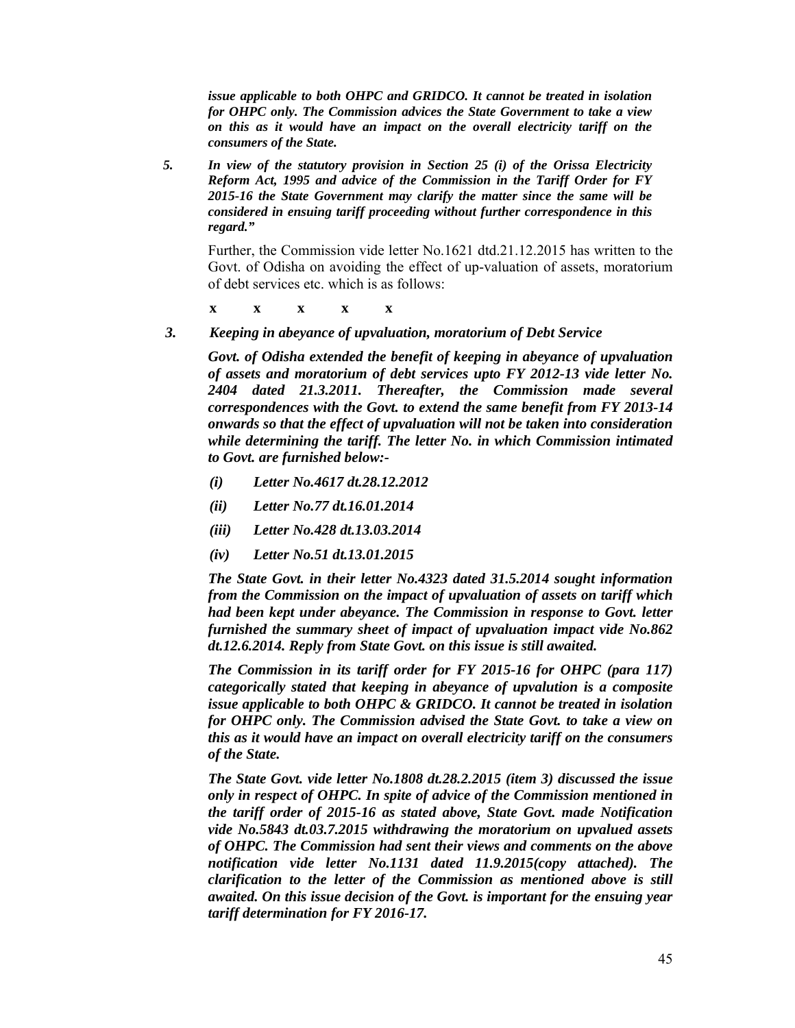***issue applicable to both OHPC and GRIDCO. It cannot be treated in isolation for OHPC only. The Commission advices the State Government to take a view on this as it would have an impact on the overall electricity tariff on the consumers of the State.***

***5. In view of the statutory provision in Section 25 (i) of the Orissa Electricity Reform Act, 1995 and advice of the Commission in the Tariff Order for FY 2015-16 the State Government may clarify the matter since the same will be considered in ensuing tariff proceeding without further correspondence in this regard."***

Further, the Commission vide letter No.1621 dtd.21.12.2015 has written to the Govt. of Odisha on avoiding the effect of up-valuation of assets, moratorium of debt services etc. which is as follows:

**x x x x x**

***3. Keeping in abeyance of upvaluation, moratorium of Debt Service***

***Govt. of Odisha extended the benefit of keeping in abeyance of upvaluation of assets and moratorium of debt services upto FY 2012-13 vide letter No. 2404 dated 21.3.2011. Thereafter, the Commission made several correspondences with the Govt. to extend the same benefit from FY 2013-14 onwards so that the effect of upvaluation will not be taken into consideration while determining the tariff. The letter No. in which Commission intimated to Govt. are furnished below:-***

***(i) Letter No.4617 dt.28.12.2012***

***(ii) Letter No.77 dt.16.01.2014***

***(iii) Letter No.428 dt.13.03.2014***

***(iv) Letter No.51 dt.13.01.2015***

***The State Govt. in their letter No.4323 dated 31.5.2014 sought information from the Commission on the impact of upvaluation of assets on tariff which had been kept under abeyance. The Commission in response to Govt. letter furnished the summary sheet of impact of upvaluation impact vide No.862 dt.12.6.2014. Reply from State Govt. on this issue is still awaited.***

***The Commission in its tariff order for FY 2015-16 for OHPC (para 117) categorically stated that keeping in abeyance of upvalution is a composite issue applicable to both OHPC & GRIDCO. It cannot be treated in isolation for OHPC only. The Commission advised the State Govt. to take a view on this as it would have an impact on overall electricity tariff on the consumers of the State.***

***The State Govt. vide letter No.1808 dt.28.2.2015 (item 3) discussed the issue only in respect of OHPC. In spite of advice of the Commission mentioned in the tariff order of 2015-16 as stated above, State Govt. made Notification vide No.5843 dt.03.7.2015 withdrawing the moratorium on upvalued assets of OHPC. The Commission had sent their views and comments on the above notification vide letter No.1131 dated 11.9.2015(copy attached). The clarification to the letter of the Commission as mentioned above is still awaited. On this issue decision of the Govt. is important for the ensuing year tariff determination for FY 2016-17.***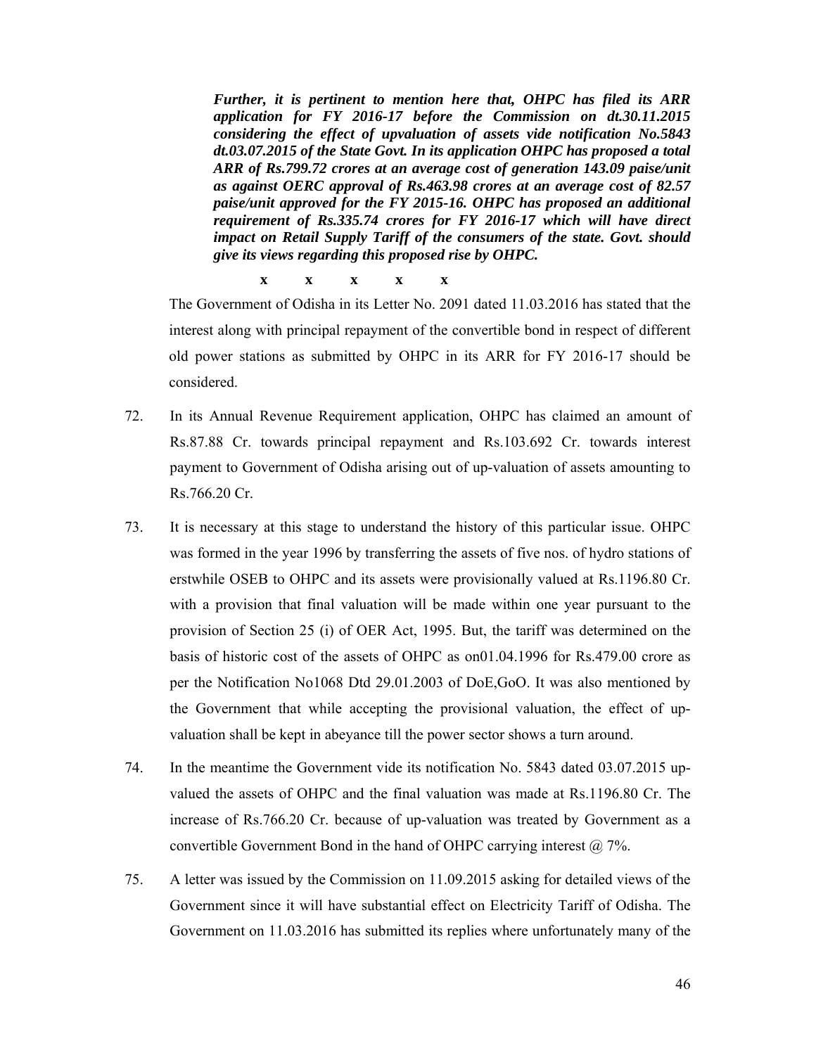***Further, it is pertinent to mention here that, OHPC has filed its ARR application for FY 2016-17 before the Commission on dt.30.11.2015 considering the effect of upvaluation of assets vide notification No.5843 dt.03.07.2015 of the State Govt. In its application OHPC has proposed a total ARR of Rs.799.72 crores at an average cost of generation 143.09 paise/unit as against OERC approval of Rs.463.98 crores at an average cost of 82.57 paise/unit approved for the FY 2015-16. OHPC has proposed an additional requirement of Rs.335.74 crores for FY 2016-17 which will have direct impact on Retail Supply Tariff of the consumers of the state. Govt. should give its views regarding this proposed rise by OHPC.***

**x x x x x**

The Government of Odisha in its Letter No. 2091 dated 11.03.2016 has stated that the interest along with principal repayment of the convertible bond in respect of different old power stations as submitted by OHPC in its ARR for FY 2016-17 should be considered.

72. In its Annual Revenue Requirement application, OHPC has claimed an amount of Rs.87.88 Cr. towards principal repayment and Rs.103.692 Cr. towards interest payment to Government of Odisha arising out of up-valuation of assets amounting to Rs.766.20 Cr.

73. It is necessary at this stage to understand the history of this particular issue. OHPC was formed in the year 1996 by transferring the assets of five nos. of hydro stations of erstwhile OSEB to OHPC and its assets were provisionally valued at Rs.1196.80 Cr. with a provision that final valuation will be made within one year pursuant to the provision of Section 25 (i) of OER Act, 1995. But, the tariff was determined on the basis of historic cost of the assets of OHPC as on01.04.1996 for Rs.479.00 crore as per the Notification No1068 Dtd 29.01.2003 of DoE,GoO. It was also mentioned by the Government that while accepting the provisional valuation, the effect of up-valuation shall be kept in abeyance till the power sector shows a turn around.

74. In the meantime the Government vide its notification No. 5843 dated 03.07.2015 up-valued the assets of OHPC and the final valuation was made at Rs.1196.80 Cr. The increase of Rs.766.20 Cr. because of up-valuation was treated by Government as a convertible Government Bond in the hand of OHPC carrying interest @ 7%.

75. A letter was issued by the Commission on 11.09.2015 asking for detailed views of the Government since it will have substantial effect on Electricity Tariff of Odisha. The Government on 11.03.2016 has submitted its replies where unfortunately many of the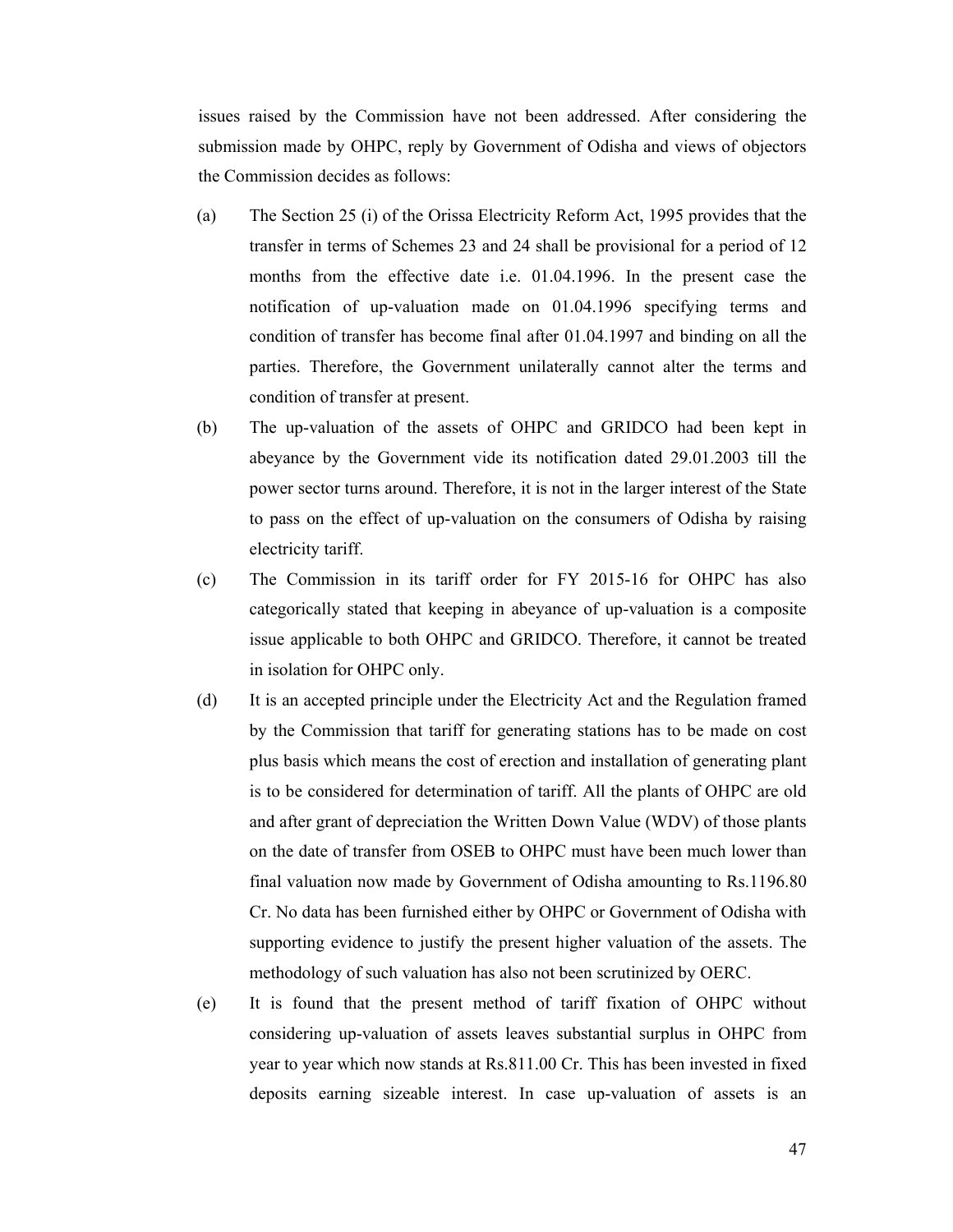issues raised by the Commission have not been addressed. After considering the submission made by OHPC, reply by Government of Odisha and views of objectors the Commission decides as follows:

(a) The Section 25 (i) of the Orissa Electricity Reform Act, 1995 provides that the transfer in terms of Schemes 23 and 24 shall be provisional for a period of 12 months from the effective date i.e. 01.04.1996. In the present case the notification of up-valuation made on 01.04.1996 specifying terms and condition of transfer has become final after 01.04.1997 and binding on all the parties. Therefore, the Government unilaterally cannot alter the terms and condition of transfer at present.

(b) The up-valuation of the assets of OHPC and GRIDCO had been kept in abeyance by the Government vide its notification dated 29.01.2003 till the power sector turns around. Therefore, it is not in the larger interest of the State to pass on the effect of up-valuation on the consumers of Odisha by raising electricity tariff.

(c) The Commission in its tariff order for FY 2015-16 for OHPC has also categorically stated that keeping in abeyance of up-valuation is a composite issue applicable to both OHPC and GRIDCO. Therefore, it cannot be treated in isolation for OHPC only.

(d) It is an accepted principle under the Electricity Act and the Regulation framed by the Commission that tariff for generating stations has to be made on cost plus basis which means the cost of erection and installation of generating plant is to be considered for determination of tariff. All the plants of OHPC are old and after grant of depreciation the Written Down Value (WDV) of those plants on the date of transfer from OSEB to OHPC must have been much lower than final valuation now made by Government of Odisha amounting to Rs.1196.80 Cr. No data has been furnished either by OHPC or Government of Odisha with supporting evidence to justify the present higher valuation of the assets. The methodology of such valuation has also not been scrutinized by OERC.

(e) It is found that the present method of tariff fixation of OHPC without considering up-valuation of assets leaves substantial surplus in OHPC from year to year which now stands at Rs.811.00 Cr. This has been invested in fixed deposits earning sizeable interest. In case up-valuation of assets is an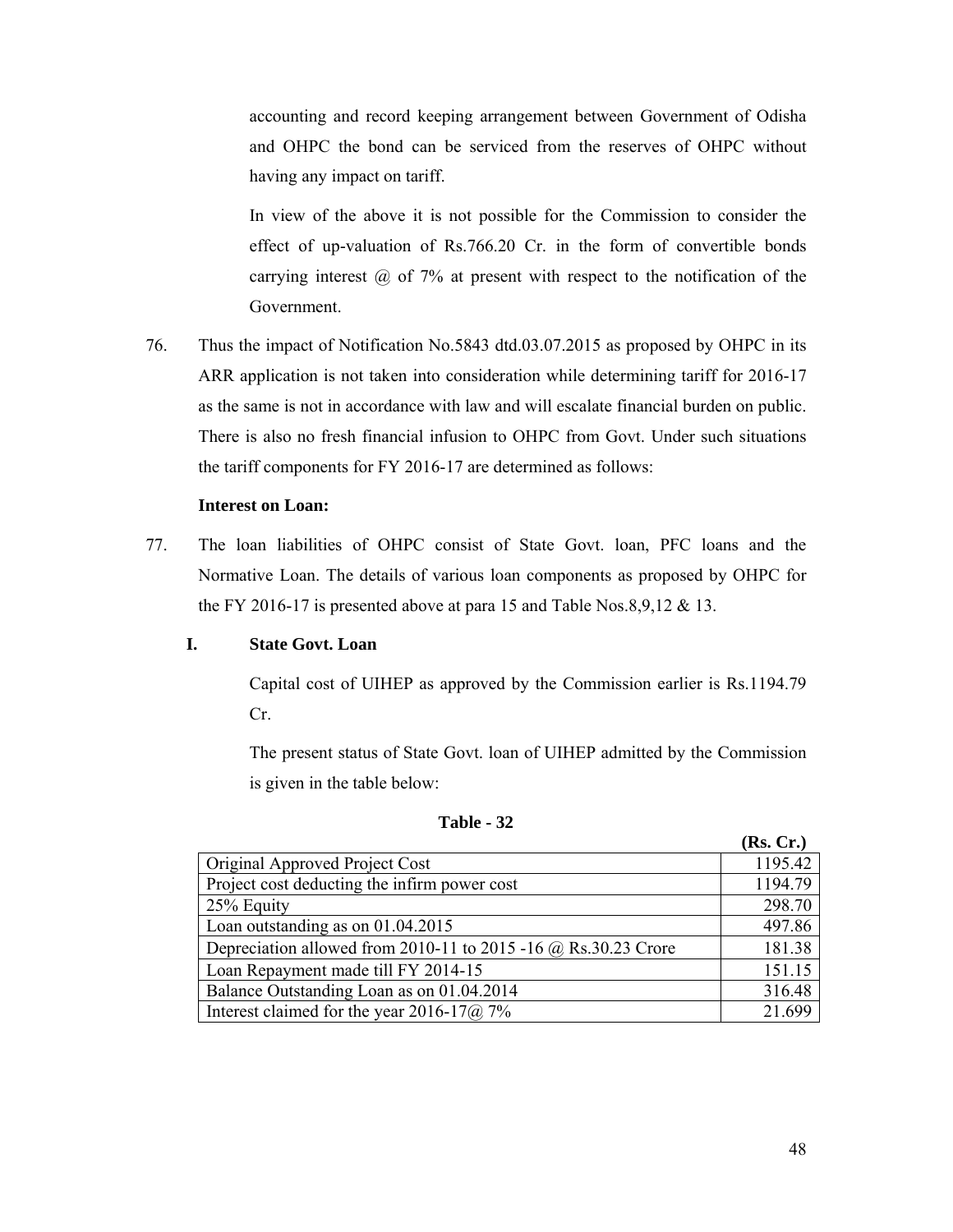accounting and record keeping arrangement between Government of Odisha and OHPC the bond can be serviced from the reserves of OHPC without having any impact on tariff.

In view of the above it is not possible for the Commission to consider the effect of up-valuation of Rs.766.20 Cr. in the form of convertible bonds carrying interest @ of 7% at present with respect to the notification of the Government.

76. Thus the impact of Notification No.5843 dtd.03.07.2015 as proposed by OHPC in its ARR application is not taken into consideration while determining tariff for 2016-17 as the same is not in accordance with law and will escalate financial burden on public. There is also no fresh financial infusion to OHPC from Govt. Under such situations the tariff components for FY 2016-17 are determined as follows:

**Interest on Loan:**

77. The loan liabilities of OHPC consist of State Govt. loan, PFC loans and the Normative Loan. The details of various loan components as proposed by OHPC for the FY 2016-17 is presented above at para 15 and Table Nos.8,9,12 & 13.

**I. State Govt. Loan**

Capital cost of UIHEP as approved by the Commission earlier is Rs.1194.79 Cr.

The present status of State Govt. loan of UIHEP admitted by the Commission is given in the table below:

**Table - 32**

**(Rs. Cr.)**

| | |
|---|---:|
| Original Approved Project Cost | 1195.42 |
| Project cost deducting the infirm power cost | 1194.79 |
| 25% Equity | 298.70 |
| Loan outstanding as on 01.04.2015 | 497.86 |
| Depreciation allowed from 2010-11 to 2015 -16 @ Rs.30.23 Crore | 181.38 |
| Loan Repayment made till FY 2014-15 | 151.15 |
| Balance Outstanding Loan as on 01.04.2014 | 316.48 |
| Interest claimed for the year 2016-17@ 7% | 21.699 |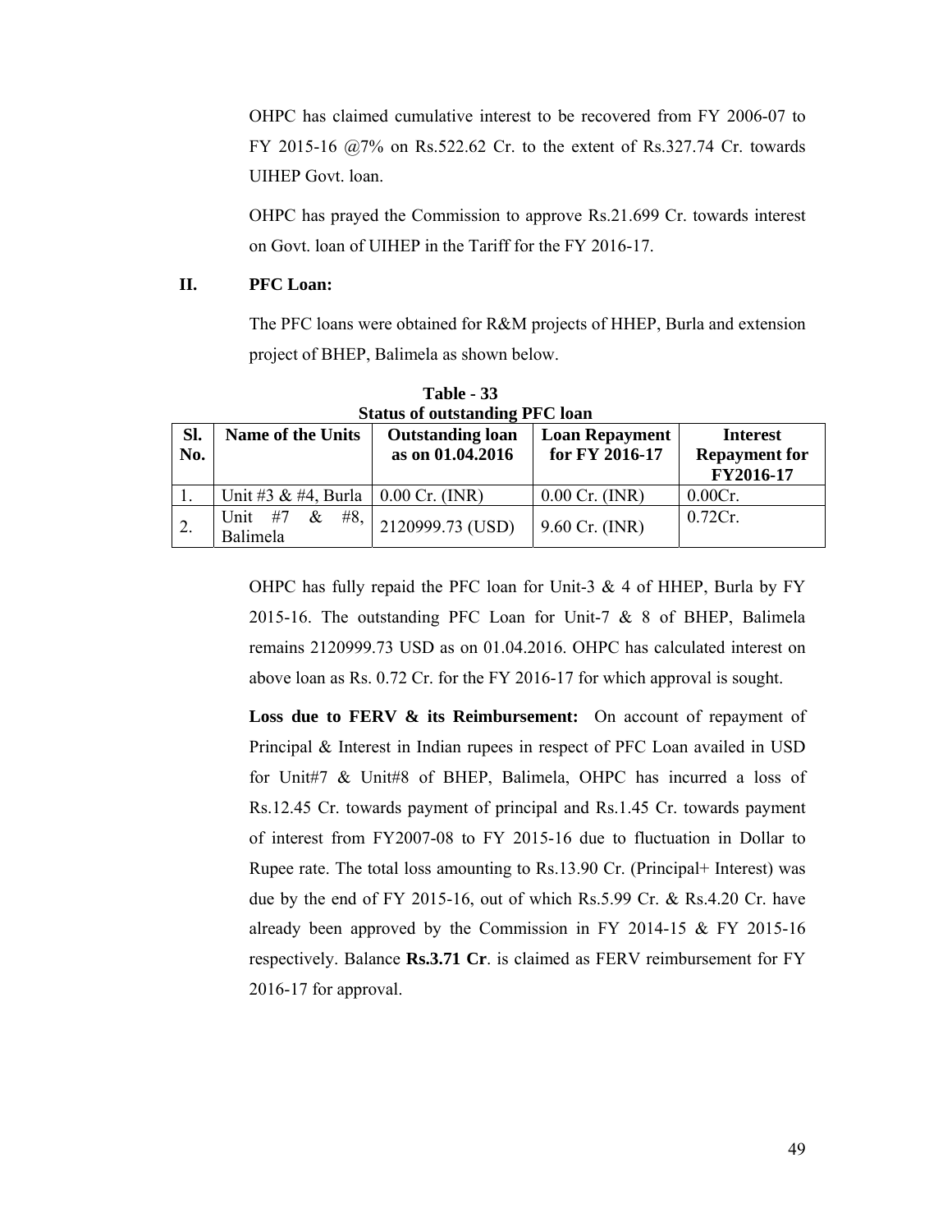OHPC has claimed cumulative interest to be recovered from FY 2006-07 to FY 2015-16 @7% on Rs.522.62 Cr. to the extent of Rs.327.74 Cr. towards UIHEP Govt. loan.

OHPC has prayed the Commission to approve Rs.21.699 Cr. towards interest on Govt. loan of UIHEP in the Tariff for the FY 2016-17.

**II. PFC Loan:**

The PFC loans were obtained for R&M projects of HHEP, Burla and extension project of BHEP, Balimela as shown below.

**Table - 33**
**Status of outstanding PFC loan**

| Sl. No. | Name of the Units | Outstanding loan as on 01.04.2016 | Loan Repayment for FY 2016-17 | Interest Repayment for FY2016-17 |
|---|---|---|---|---|
| 1. | Unit #3 & #4, Burla | 0.00 Cr. (INR) | 0.00 Cr. (INR) | 0.00Cr. |
| 2. | Unit #7 & #8, Balimela | 2120999.73 (USD) | 9.60 Cr. (INR) | 0.72Cr. |

OHPC has fully repaid the PFC loan for Unit-3 & 4 of HHEP, Burla by FY 2015-16. The outstanding PFC Loan for Unit-7 & 8 of BHEP, Balimela remains 2120999.73 USD as on 01.04.2016. OHPC has calculated interest on above loan as Rs. 0.72 Cr. for the FY 2016-17 for which approval is sought.

**Loss due to FERV & its Reimbursement:** On account of repayment of Principal & Interest in Indian rupees in respect of PFC Loan availed in USD for Unit#7 & Unit#8 of BHEP, Balimela, OHPC has incurred a loss of Rs.12.45 Cr. towards payment of principal and Rs.1.45 Cr. towards payment of interest from FY2007-08 to FY 2015-16 due to fluctuation in Dollar to Rupee rate. The total loss amounting to Rs.13.90 Cr. (Principal+ Interest) was due by the end of FY 2015-16, out of which Rs.5.99 Cr. & Rs.4.20 Cr. have already been approved by the Commission in FY 2014-15 & FY 2015-16 respectively. Balance **Rs.3.71 Cr**. is claimed as FERV reimbursement for FY 2016-17 for approval.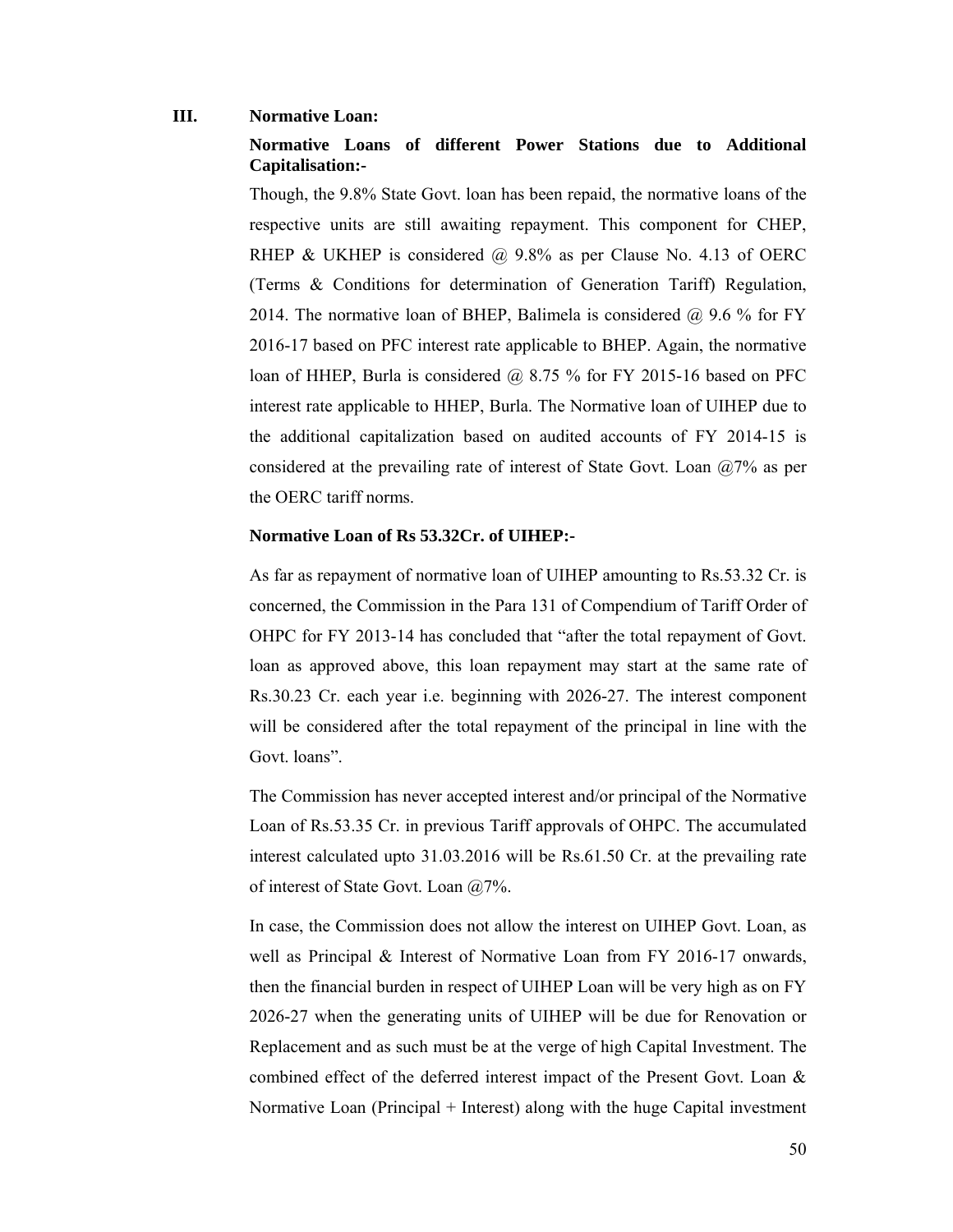**III. Normative Loan:**

**Normative Loans of different Power Stations due to Additional Capitalisation:-**

Though, the 9.8% State Govt. loan has been repaid, the normative loans of the respective units are still awaiting repayment. This component for CHEP, RHEP & UKHEP is considered @ 9.8% as per Clause No. 4.13 of OERC (Terms & Conditions for determination of Generation Tariff) Regulation, 2014. The normative loan of BHEP, Balimela is considered @ 9.6 % for FY 2016-17 based on PFC interest rate applicable to BHEP. Again, the normative loan of HHEP, Burla is considered @ 8.75 % for FY 2015-16 based on PFC interest rate applicable to HHEP, Burla. The Normative loan of UIHEP due to the additional capitalization based on audited accounts of FY 2014-15 is considered at the prevailing rate of interest of State Govt. Loan @7% as per the OERC tariff norms.

**Normative Loan of Rs 53.32Cr. of UIHEP:-**

As far as repayment of normative loan of UIHEP amounting to Rs.53.32 Cr. is concerned, the Commission in the Para 131 of Compendium of Tariff Order of OHPC for FY 2013-14 has concluded that "after the total repayment of Govt. loan as approved above, this loan repayment may start at the same rate of Rs.30.23 Cr. each year i.e. beginning with 2026-27. The interest component will be considered after the total repayment of the principal in line with the Govt. loans".

The Commission has never accepted interest and/or principal of the Normative Loan of Rs.53.35 Cr. in previous Tariff approvals of OHPC. The accumulated interest calculated upto 31.03.2016 will be Rs.61.50 Cr. at the prevailing rate of interest of State Govt. Loan @7%.

In case, the Commission does not allow the interest on UIHEP Govt. Loan, as well as Principal & Interest of Normative Loan from FY 2016-17 onwards, then the financial burden in respect of UIHEP Loan will be very high as on FY 2026-27 when the generating units of UIHEP will be due for Renovation or Replacement and as such must be at the verge of high Capital Investment. The combined effect of the deferred interest impact of the Present Govt. Loan & Normative Loan (Principal + Interest) along with the huge Capital investment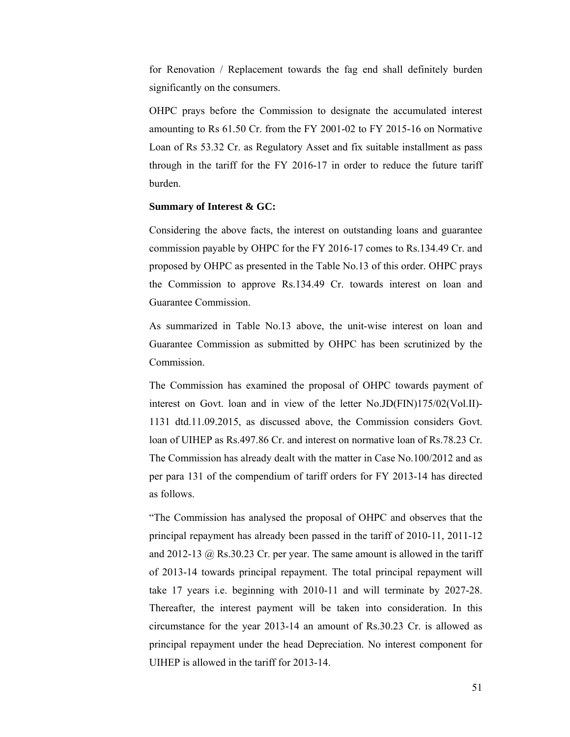for Renovation / Replacement towards the fag end shall definitely burden significantly on the consumers.

OHPC prays before the Commission to designate the accumulated interest amounting to Rs 61.50 Cr. from the FY 2001-02 to FY 2015-16 on Normative Loan of Rs 53.32 Cr. as Regulatory Asset and fix suitable installment as pass through in the tariff for the FY 2016-17 in order to reduce the future tariff burden.

**Summary of Interest & GC:**

Considering the above facts, the interest on outstanding loans and guarantee commission payable by OHPC for the FY 2016-17 comes to Rs.134.49 Cr. and proposed by OHPC as presented in the Table No.13 of this order. OHPC prays the Commission to approve Rs.134.49 Cr. towards interest on loan and Guarantee Commission.

As summarized in Table No.13 above, the unit-wise interest on loan and Guarantee Commission as submitted by OHPC has been scrutinized by the Commission.

The Commission has examined the proposal of OHPC towards payment of interest on Govt. loan and in view of the letter No.JD(FIN)175/02(Vol.II)-1131 dtd.11.09.2015, as discussed above, the Commission considers Govt. loan of UIHEP as Rs.497.86 Cr. and interest on normative loan of Rs.78.23 Cr. The Commission has already dealt with the matter in Case No.100/2012 and as per para 131 of the compendium of tariff orders for FY 2013-14 has directed as follows.

"The Commission has analysed the proposal of OHPC and observes that the principal repayment has already been passed in the tariff of 2010-11, 2011-12 and 2012-13 @ Rs.30.23 Cr. per year. The same amount is allowed in the tariff of 2013-14 towards principal repayment. The total principal repayment will take 17 years i.e. beginning with 2010-11 and will terminate by 2027-28. Thereafter, the interest payment will be taken into consideration. In this circumstance for the year 2013-14 an amount of Rs.30.23 Cr. is allowed as principal repayment under the head Depreciation. No interest component for UIHEP is allowed in the tariff for 2013-14.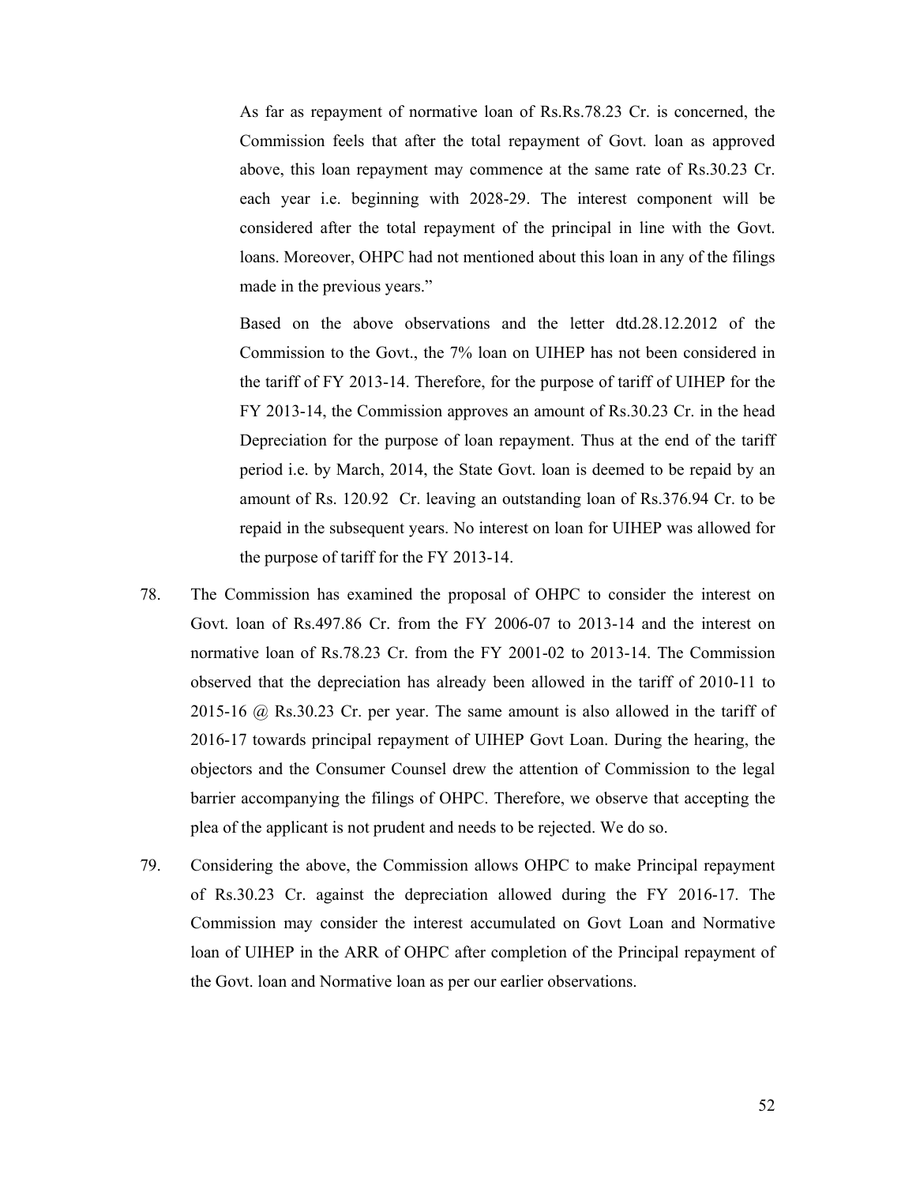As far as repayment of normative loan of Rs.Rs.78.23 Cr. is concerned, the Commission feels that after the total repayment of Govt. loan as approved above, this loan repayment may commence at the same rate of Rs.30.23 Cr. each year i.e. beginning with 2028-29. The interest component will be considered after the total repayment of the principal in line with the Govt. loans. Moreover, OHPC had not mentioned about this loan in any of the filings made in the previous years."

Based on the above observations and the letter dtd.28.12.2012 of the Commission to the Govt., the 7% loan on UIHEP has not been considered in the tariff of FY 2013-14. Therefore, for the purpose of tariff of UIHEP for the FY 2013-14, the Commission approves an amount of Rs.30.23 Cr. in the head Depreciation for the purpose of loan repayment. Thus at the end of the tariff period i.e. by March, 2014, the State Govt. loan is deemed to be repaid by an amount of Rs. 120.92 Cr. leaving an outstanding loan of Rs.376.94 Cr. to be repaid in the subsequent years. No interest on loan for UIHEP was allowed for the purpose of tariff for the FY 2013-14.

78. The Commission has examined the proposal of OHPC to consider the interest on Govt. loan of Rs.497.86 Cr. from the FY 2006-07 to 2013-14 and the interest on normative loan of Rs.78.23 Cr. from the FY 2001-02 to 2013-14. The Commission observed that the depreciation has already been allowed in the tariff of 2010-11 to 2015-16 @ Rs.30.23 Cr. per year. The same amount is also allowed in the tariff of 2016-17 towards principal repayment of UIHEP Govt Loan. During the hearing, the objectors and the Consumer Counsel drew the attention of Commission to the legal barrier accompanying the filings of OHPC. Therefore, we observe that accepting the plea of the applicant is not prudent and needs to be rejected. We do so.

79. Considering the above, the Commission allows OHPC to make Principal repayment of Rs.30.23 Cr. against the depreciation allowed during the FY 2016-17. The Commission may consider the interest accumulated on Govt Loan and Normative loan of UIHEP in the ARR of OHPC after completion of the Principal repayment of the Govt. loan and Normative loan as per our earlier observations.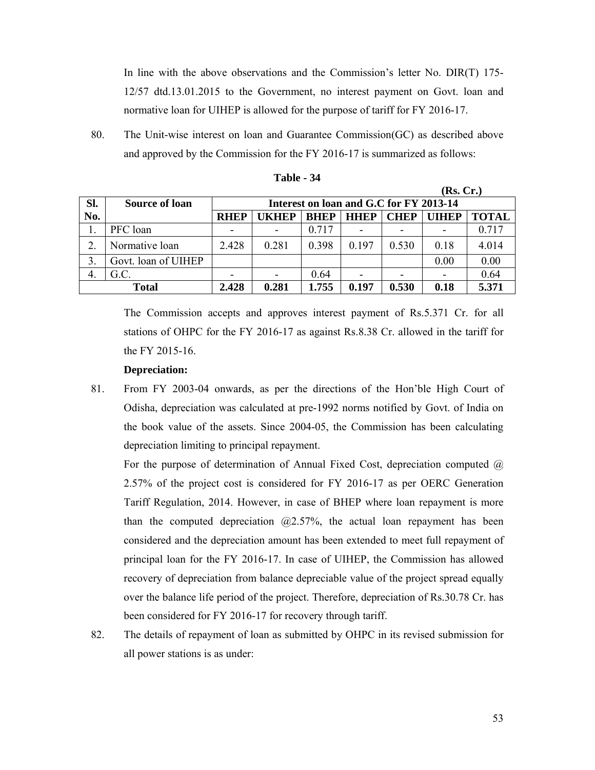In line with the above observations and the Commission's letter No. DIR(T) 175-12/57 dtd.13.01.2015 to the Government, no interest payment on Govt. loan and normative loan for UIHEP is allowed for the purpose of tariff for FY 2016-17.

80. The Unit-wise interest on loan and Guarantee Commission(GC) as described above and approved by the Commission for the FY 2016-17 is summarized as follows:

**Table - 34**

**(Rs. Cr.)**

| Sl. No. | Source of loan | Interest on loan and G.C for FY 2013-14 | | | | | | |
|---|---|---|---|---|---|---|---|---|
| | | **RHEP** | **UKHEP** | **BHEP** | **HHEP** | **CHEP** | **UIHEP** | **TOTAL** |
| 1. | PFC loan | - | - | 0.717 | - | - | - | 0.717 |
| 2. | Normative loan | 2.428 | 0.281 | 0.398 | 0.197 | 0.530 | 0.18 | 4.014 |
| 3. | Govt. loan of UIHEP | | | | | | 0.00 | 0.00 |
| 4. | G.C. | - | - | 0.64 | - | - | - | 0.64 |
| **Total** | | **2.428** | **0.281** | **1.755** | **0.197** | **0.530** | **0.18** | **5.371** |

The Commission accepts and approves interest payment of Rs.5.371 Cr. for all stations of OHPC for the FY 2016-17 as against Rs.8.38 Cr. allowed in the tariff for the FY 2015-16.

**Depreciation:**

81. From FY 2003-04 onwards, as per the directions of the Hon'ble High Court of Odisha, depreciation was calculated at pre-1992 norms notified by Govt. of India on the book value of the assets. Since 2004-05, the Commission has been calculating depreciation limiting to principal repayment.

For the purpose of determination of Annual Fixed Cost, depreciation computed @ 2.57% of the project cost is considered for FY 2016-17 as per OERC Generation Tariff Regulation, 2014. However, in case of BHEP where loan repayment is more than the computed depreciation @2.57%, the actual loan repayment has been considered and the depreciation amount has been extended to meet full repayment of principal loan for the FY 2016-17. In case of UIHEP, the Commission has allowed recovery of depreciation from balance depreciable value of the project spread equally over the balance life period of the project. Therefore, depreciation of Rs.30.78 Cr. has been considered for FY 2016-17 for recovery through tariff.

82. The details of repayment of loan as submitted by OHPC in its revised submission for all power stations is as under: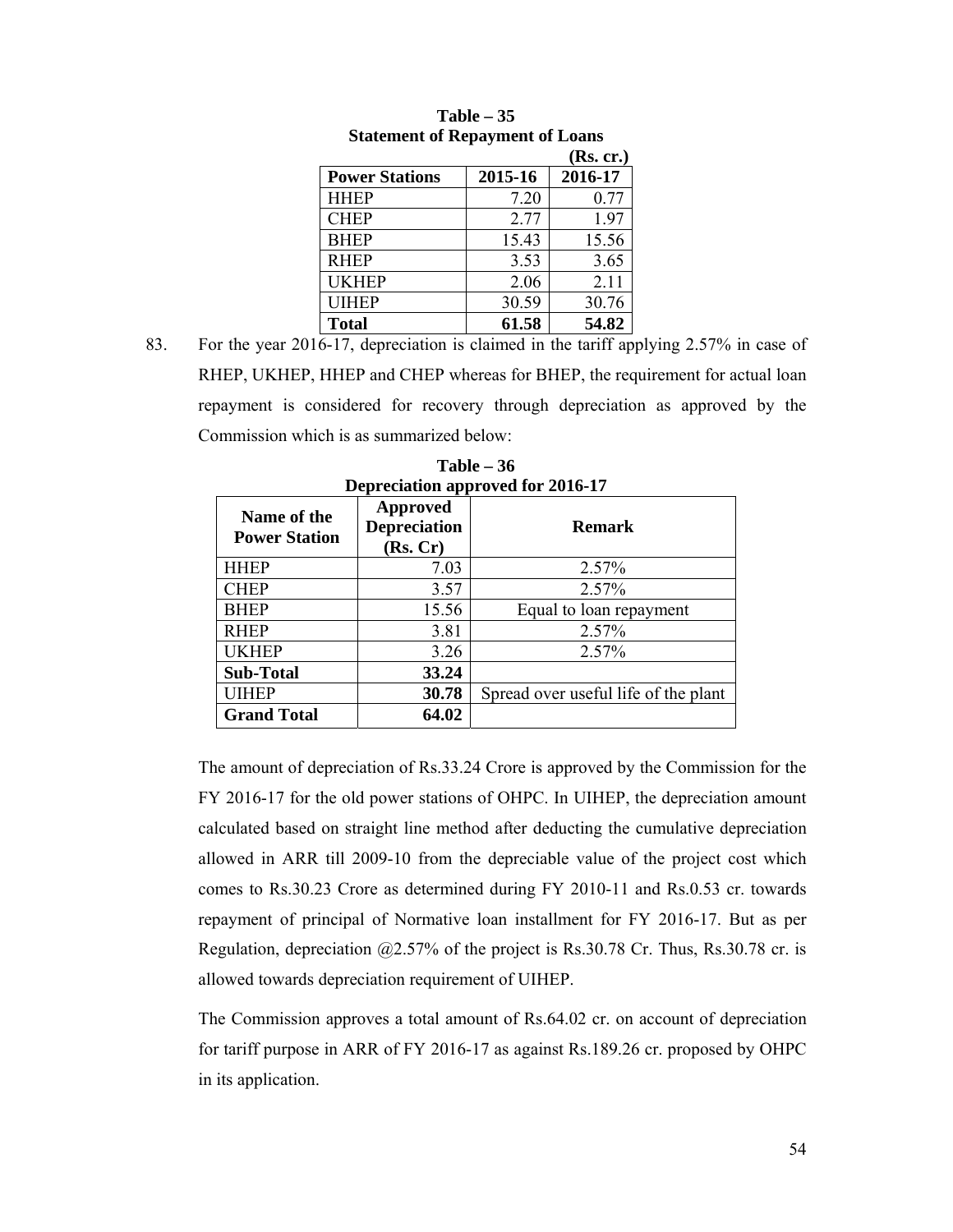**Table – 35**
**Statement of Repayment of Loans**

(Rs. cr.)

| Power Stations | 2015-16 | 2016-17 |
|---|---|---|
| HHEP | 7.20 | 0.77 |
| CHEP | 2.77 | 1.97 |
| BHEP | 15.43 | 15.56 |
| RHEP | 3.53 | 3.65 |
| UKHEP | 2.06 | 2.11 |
| UIHEP | 30.59 | 30.76 |
| **Total** | **61.58** | **54.82** |

83. For the year 2016-17, depreciation is claimed in the tariff applying 2.57% in case of RHEP, UKHEP, HHEP and CHEP whereas for BHEP, the requirement for actual loan repayment is considered for recovery through depreciation as approved by the Commission which is as summarized below:

**Table – 36**
**Depreciation approved for 2016-17**

| Name of the Power Station | Approved Depreciation (Rs. Cr) | Remark |
|---|---|---|
| HHEP | 7.03 | 2.57% |
| CHEP | 3.57 | 2.57% |
| BHEP | 15.56 | Equal to loan repayment |
| RHEP | 3.81 | 2.57% |
| UKHEP | 3.26 | 2.57% |
| **Sub-Total** | **33.24** | |
| UIHEP | **30.78** | Spread over useful life of the plant |
| **Grand Total** | **64.02** | |

The amount of depreciation of Rs.33.24 Crore is approved by the Commission for the FY 2016-17 for the old power stations of OHPC. In UIHEP, the depreciation amount calculated based on straight line method after deducting the cumulative depreciation allowed in ARR till 2009-10 from the depreciable value of the project cost which comes to Rs.30.23 Crore as determined during FY 2010-11 and Rs.0.53 cr. towards repayment of principal of Normative loan installment for FY 2016-17. But as per Regulation, depreciation @2.57% of the project is Rs.30.78 Cr. Thus, Rs.30.78 cr. is allowed towards depreciation requirement of UIHEP.

The Commission approves a total amount of Rs.64.02 cr. on account of depreciation for tariff purpose in ARR of FY 2016-17 as against Rs.189.26 cr. proposed by OHPC in its application.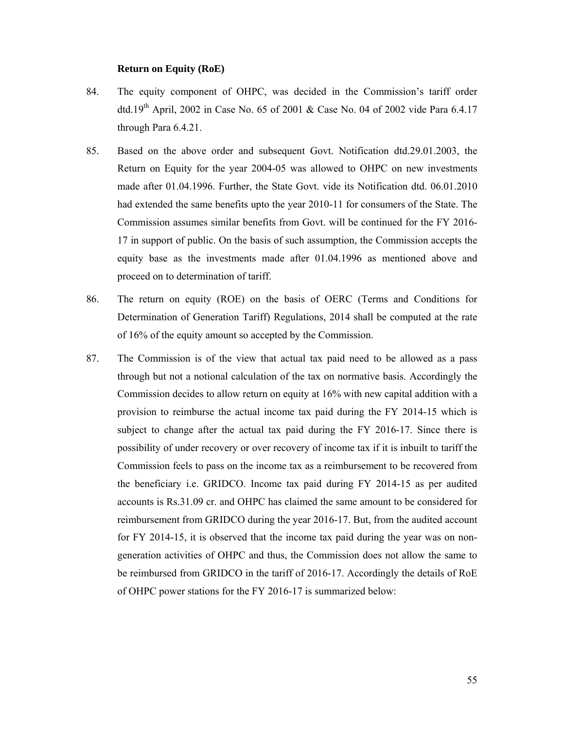**Return on Equity (RoE)**

84. The equity component of OHPC, was decided in the Commission's tariff order dtd.19th April, 2002 in Case No. 65 of 2001 & Case No. 04 of 2002 vide Para 6.4.17 through Para 6.4.21.

85. Based on the above order and subsequent Govt. Notification dtd.29.01.2003, the Return on Equity for the year 2004-05 was allowed to OHPC on new investments made after 01.04.1996. Further, the State Govt. vide its Notification dtd. 06.01.2010 had extended the same benefits upto the year 2010-11 for consumers of the State. The Commission assumes similar benefits from Govt. will be continued for the FY 2016-17 in support of public. On the basis of such assumption, the Commission accepts the equity base as the investments made after 01.04.1996 as mentioned above and proceed on to determination of tariff.

86. The return on equity (ROE) on the basis of OERC (Terms and Conditions for Determination of Generation Tariff) Regulations, 2014 shall be computed at the rate of 16% of the equity amount so accepted by the Commission.

87. The Commission is of the view that actual tax paid need to be allowed as a pass through but not a notional calculation of the tax on normative basis. Accordingly the Commission decides to allow return on equity at 16% with new capital addition with a provision to reimburse the actual income tax paid during the FY 2014-15 which is subject to change after the actual tax paid during the FY 2016-17. Since there is possibility of under recovery or over recovery of income tax if it is inbuilt to tariff the Commission feels to pass on the income tax as a reimbursement to be recovered from the beneficiary i.e. GRIDCO. Income tax paid during FY 2014-15 as per audited accounts is Rs.31.09 cr. and OHPC has claimed the same amount to be considered for reimbursement from GRIDCO during the year 2016-17. But, from the audited account for FY 2014-15, it is observed that the income tax paid during the year was on non-generation activities of OHPC and thus, the Commission does not allow the same to be reimbursed from GRIDCO in the tariff of 2016-17. Accordingly the details of RoE of OHPC power stations for the FY 2016-17 is summarized below: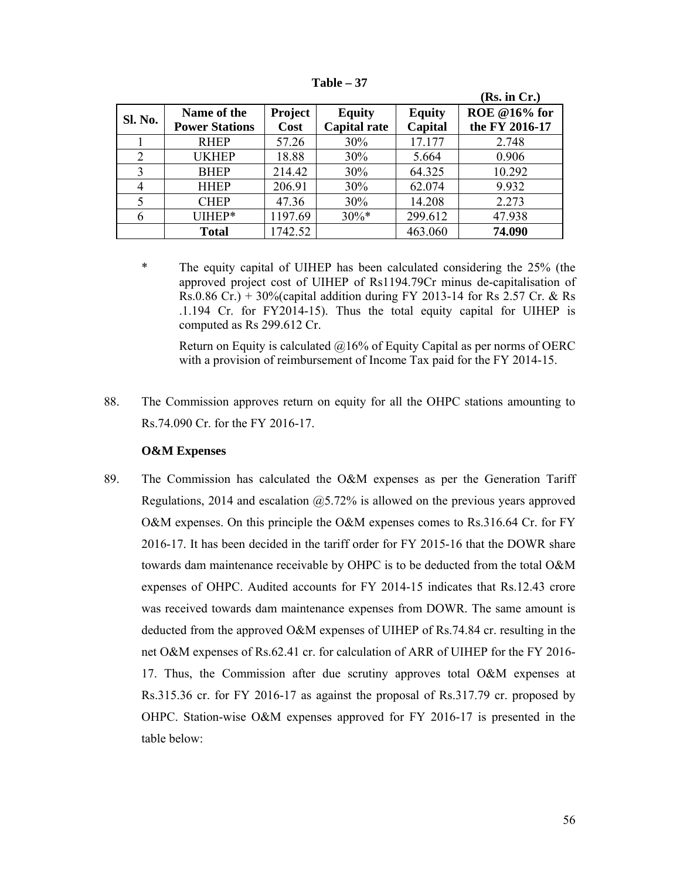**Table – 37**

**(Rs. in Cr.)**

| Sl. No. | Name of the Power Stations | Project Cost | Equity Capital rate | Equity Capital | ROE @16% for the FY 2016-17 |
|---|---|---|---|---|---|
| 1 | RHEP | 57.26 | 30% | 17.177 | 2.748 |
| 2 | UKHEP | 18.88 | 30% | 5.664 | 0.906 |
| 3 | BHEP | 214.42 | 30% | 64.325 | 10.292 |
| 4 | HHEP | 206.91 | 30% | 62.074 | 9.932 |
| 5 | CHEP | 47.36 | 30% | 14.208 | 2.273 |
| 6 | UIHEP* | 1197.69 | 30%* | 299.612 | 47.938 |
| | **Total** | 1742.52 | | 463.060 | **74.090** |

\* The equity capital of UIHEP has been calculated considering the 25% (the approved project cost of UIHEP of Rs1194.79Cr minus de-capitalisation of Rs.0.86 Cr.) + 30%(capital addition during FY 2013-14 for Rs 2.57 Cr. & Rs .1.194 Cr. for FY2014-15). Thus the total equity capital for UIHEP is computed as Rs 299.612 Cr.

Return on Equity is calculated @16% of Equity Capital as per norms of OERC with a provision of reimbursement of Income Tax paid for the FY 2014-15.

88. The Commission approves return on equity for all the OHPC stations amounting to Rs.74.090 Cr. for the FY 2016-17.

**O&M Expenses**

89. The Commission has calculated the O&M expenses as per the Generation Tariff Regulations, 2014 and escalation @5.72% is allowed on the previous years approved O&M expenses. On this principle the O&M expenses comes to Rs.316.64 Cr. for FY 2016-17. It has been decided in the tariff order for FY 2015-16 that the DOWR share towards dam maintenance receivable by OHPC is to be deducted from the total O&M expenses of OHPC. Audited accounts for FY 2014-15 indicates that Rs.12.43 crore was received towards dam maintenance expenses from DOWR. The same amount is deducted from the approved O&M expenses of UIHEP of Rs.74.84 cr. resulting in the net O&M expenses of Rs.62.41 cr. for calculation of ARR of UIHEP for the FY 2016-17. Thus, the Commission after due scrutiny approves total O&M expenses at Rs.315.36 cr. for FY 2016-17 as against the proposal of Rs.317.79 cr. proposed by OHPC. Station-wise O&M expenses approved for FY 2016-17 is presented in the table below: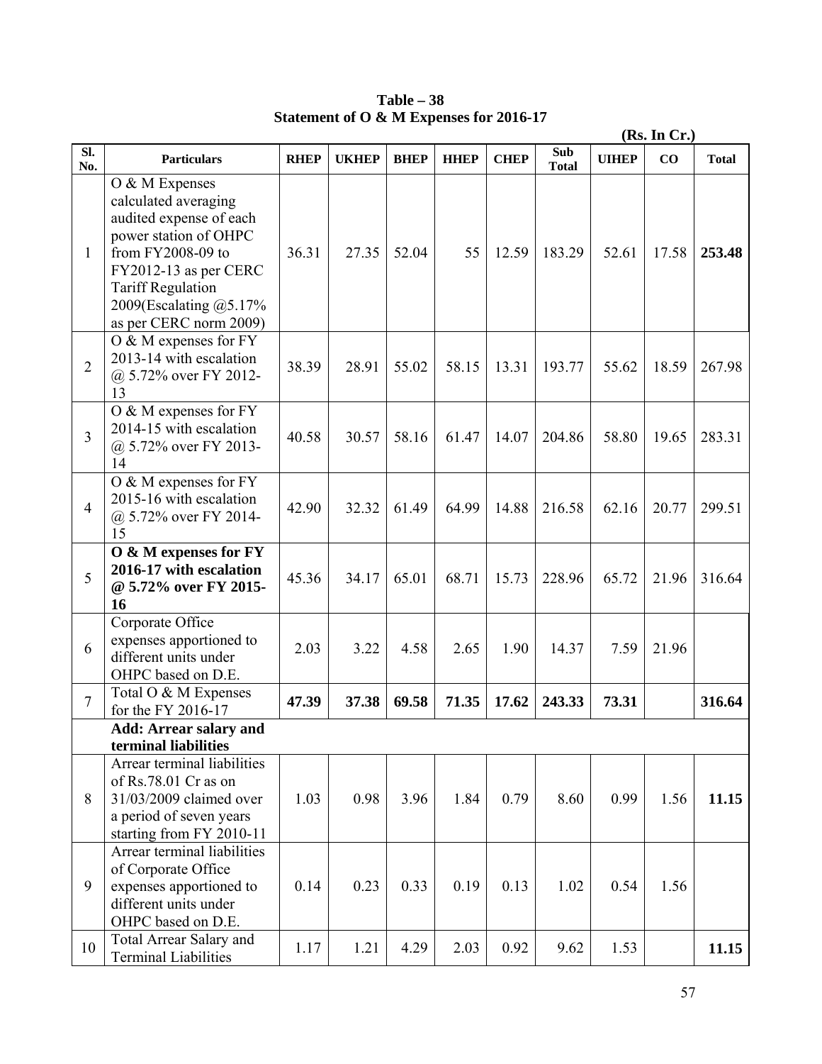**Table – 38**
**Statement of O & M Expenses for 2016-17**

**(Rs. In Cr.)**

| Sl. No. | Particulars | RHEP | UKHEP | BHEP | HHEP | CHEP | Sub Total | UIHEP | CO | Total |
|---|---|---|---|---|---|---|---|---|---|---|
| 1 | O & M Expenses calculated averaging audited expense of each power station of OHPC from FY2008-09 to FY2012-13 as per CERC Tariff Regulation 2009(Escalating @5.17% as per CERC norm 2009) | 36.31 | 27.35 | 52.04 | 55 | 12.59 | 183.29 | 52.61 | 17.58 | **253.48** |
| 2 | O & M expenses for FY 2013-14 with escalation @ 5.72% over FY 2012-13 | 38.39 | 28.91 | 55.02 | 58.15 | 13.31 | 193.77 | 55.62 | 18.59 | 267.98 |
| 3 | O & M expenses for FY 2014-15 with escalation @ 5.72% over FY 2013-14 | 40.58 | 30.57 | 58.16 | 61.47 | 14.07 | 204.86 | 58.80 | 19.65 | 283.31 |
| 4 | O & M expenses for FY 2015-16 with escalation @ 5.72% over FY 2014-15 | 42.90 | 32.32 | 61.49 | 64.99 | 14.88 | 216.58 | 62.16 | 20.77 | 299.51 |
| 5 | **O & M expenses for FY 2016-17 with escalation @ 5.72% over FY 2015-16** | 45.36 | 34.17 | 65.01 | 68.71 | 15.73 | 228.96 | 65.72 | 21.96 | 316.64 |
| 6 | Corporate Office expenses apportioned to different units under OHPC based on D.E. | 2.03 | 3.22 | 4.58 | 2.65 | 1.90 | 14.37 | 7.59 | 21.96 | |
| 7 | Total O & M Expenses for the FY 2016-17 | **47.39** | **37.38** | **69.58** | **71.35** | **17.62** | **243.33** | **73.31** | | **316.64** |
| | **Add: Arrear salary and terminal liabilities** | | | | | | | | | |
| 8 | Arrear terminal liabilities of Rs.78.01 Cr as on 31/03/2009 claimed over a period of seven years starting from FY 2010-11 | 1.03 | 0.98 | 3.96 | 1.84 | 0.79 | 8.60 | 0.99 | 1.56 | **11.15** |
| 9 | Arrear terminal liabilities of Corporate Office expenses apportioned to different units under OHPC based on D.E. | 0.14 | 0.23 | 0.33 | 0.19 | 0.13 | 1.02 | 0.54 | 1.56 | |
| 10 | Total Arrear Salary and Terminal Liabilities | 1.17 | 1.21 | 4.29 | 2.03 | 0.92 | 9.62 | 1.53 | | **11.15** |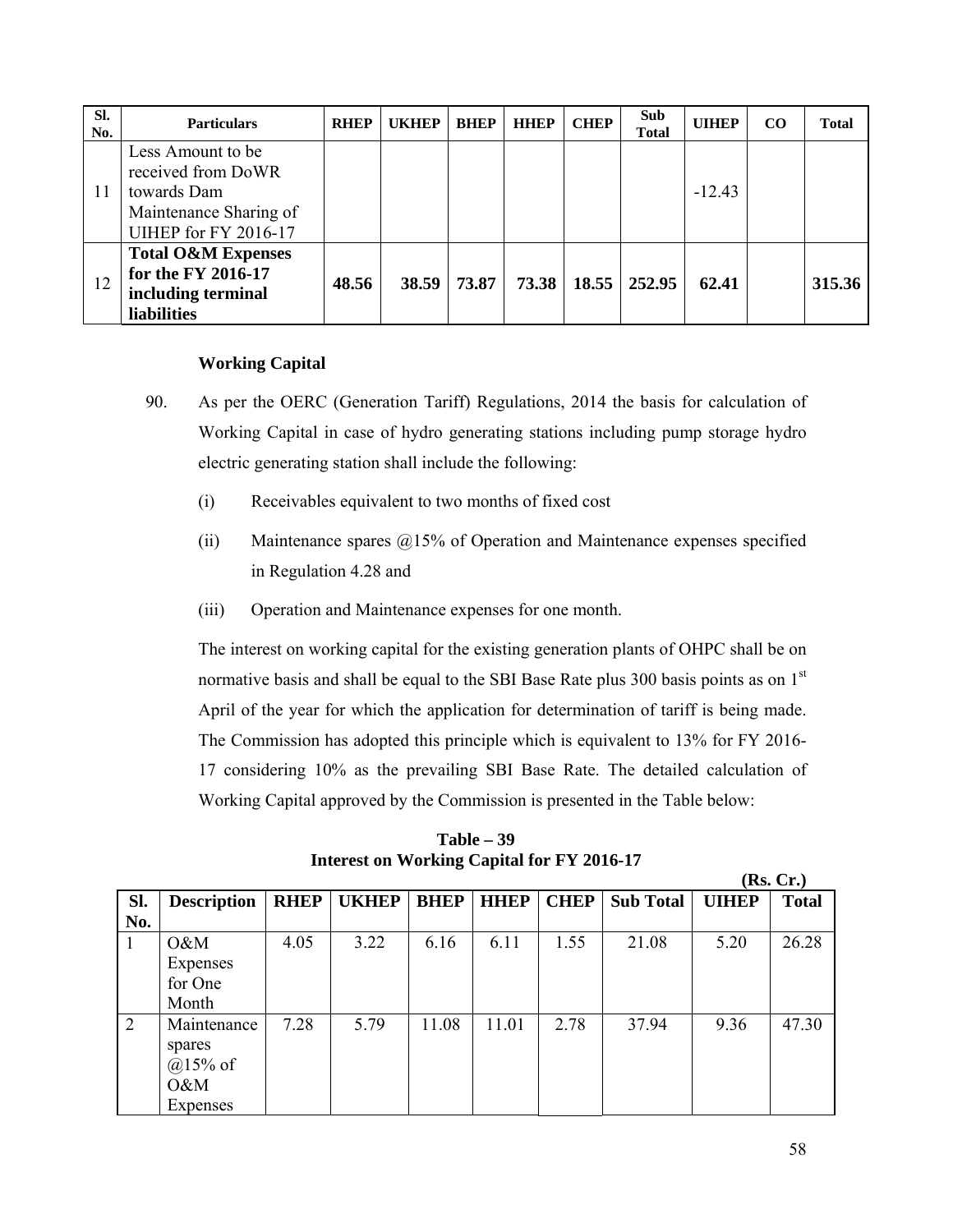| Sl. No. | Particulars | RHEP | UKHEP | BHEP | HHEP | CHEP | Sub Total | UIHEP | CO | Total |
|---|---|---|---|---|---|---|---|---|---|---|
| 11 | Less Amount to be received from DoWR towards Dam Maintenance Sharing of UIHEP for FY 2016-17 | | | | | | | -12.43 | | |
| 12 | **Total O&M Expenses for the FY 2016-17 including terminal liabilities** | **48.56** | **38.59** | **73.87** | **73.38** | **18.55** | **252.95** | **62.41** | | **315.36** |

**Working Capital**

90. As per the OERC (Generation Tariff) Regulations, 2014 the basis for calculation of Working Capital in case of hydro generating stations including pump storage hydro electric generating station shall include the following:

 (i) Receivables equivalent to two months of fixed cost

 (ii) Maintenance spares @15% of Operation and Maintenance expenses specified in Regulation 4.28 and

 (iii) Operation and Maintenance expenses for one month.

 The interest on working capital for the existing generation plants of OHPC shall be on normative basis and shall be equal to the SBI Base Rate plus 300 basis points as on 1st April of the year for which the application for determination of tariff is being made. The Commission has adopted this principle which is equivalent to 13% for FY 2016-17 considering 10% as the prevailing SBI Base Rate. The detailed calculation of Working Capital approved by the Commission is presented in the Table below:

**Table – 39**
**Interest on Working Capital for FY 2016-17**

**(Rs. Cr.)**

| Sl. No. | Description | RHEP | UKHEP | BHEP | HHEP | CHEP | Sub Total | UIHEP | Total |
|---|---|---|---|---|---|---|---|---|---|
| 1 | O&M Expenses for One Month | 4.05 | 3.22 | 6.16 | 6.11 | 1.55 | 21.08 | 5.20 | 26.28 |
| 2 | Maintenance spares @15% of O&M Expenses | 7.28 | 5.79 | 11.08 | 11.01 | 2.78 | 37.94 | 9.36 | 47.30 |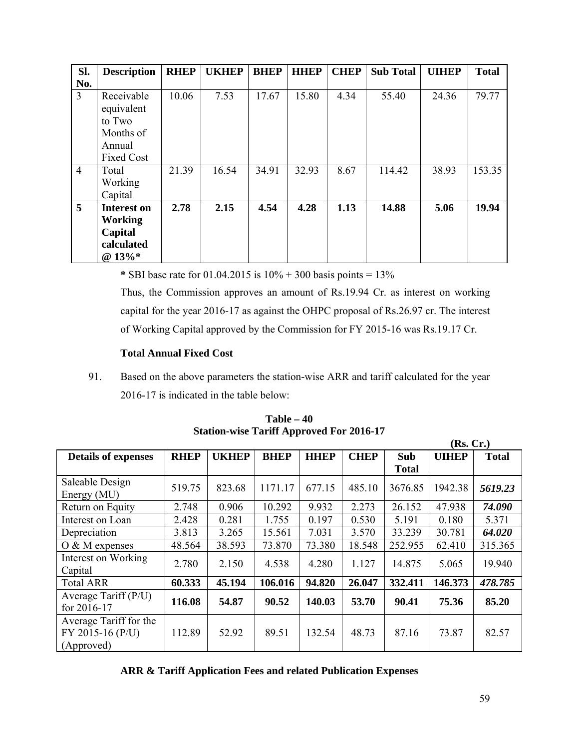| Sl. No. | Description | RHEP | UKHEP | BHEP | HHEP | CHEP | Sub Total | UIHEP | Total |
|---|---|---|---|---|---|---|---|---|---|
| 3 | Receivable equivalent to Two Months of Annual Fixed Cost | 10.06 | 7.53 | 17.67 | 15.80 | 4.34 | 55.40 | 24.36 | 79.77 |
| 4 | Total Working Capital | 21.39 | 16.54 | 34.91 | 32.93 | 8.67 | 114.42 | 38.93 | 153.35 |
| **5** | **Interest on Working Capital calculated @ 13%*** | **2.78** | **2.15** | **4.54** | **4.28** | **1.13** | **14.88** | **5.06** | **19.94** |

**\*** SBI base rate for 01.04.2015 is 10% + 300 basis points = 13%

Thus, the Commission approves an amount of Rs.19.94 Cr. as interest on working capital for the year 2016-17 as against the OHPC proposal of Rs.26.97 cr. The interest of Working Capital approved by the Commission for FY 2015-16 was Rs.19.17 Cr.

**Total Annual Fixed Cost**

91. Based on the above parameters the station-wise ARR and tariff calculated for the year 2016-17 is indicated in the table below:

**Table – 40**
**Station-wise Tariff Approved For 2016-17**

**(Rs. Cr.)**

| Details of expenses | RHEP | UKHEP | BHEP | HHEP | CHEP | Sub Total | UIHEP | Total |
|---|---|---|---|---|---|---|---|---|
| Saleable Design Energy (MU) | 519.75 | 823.68 | 1171.17 | 677.15 | 485.10 | 3676.85 | 1942.38 | ***5619.23*** |
| Return on Equity | 2.748 | 0.906 | 10.292 | 9.932 | 2.273 | 26.152 | 47.938 | ***74.090*** |
| Interest on Loan | 2.428 | 0.281 | 1.755 | 0.197 | 0.530 | 5.191 | 0.180 | 5.371 |
| Depreciation | 3.813 | 3.265 | 15.561 | 7.031 | 3.570 | 33.239 | 30.781 | ***64.020*** |
| O & M expenses | 48.564 | 38.593 | 73.870 | 73.380 | 18.548 | 252.955 | 62.410 | 315.365 |
| Interest on Working Capital | 2.780 | 2.150 | 4.538 | 4.280 | 1.127 | 14.875 | 5.065 | 19.940 |
| Total ARR | **60.333** | **45.194** | **106.016** | **94.820** | **26.047** | **332.411** | **146.373** | ***478.785*** |
| Average Tariff (P/U) for 2016-17 | **116.08** | **54.87** | **90.52** | **140.03** | **53.70** | **90.41** | **75.36** | **85.20** |
| Average Tariff for the FY 2015-16 (P/U) (Approved) | 112.89 | 52.92 | 89.51 | 132.54 | 48.73 | 87.16 | 73.87 | 82.57 |

**ARR & Tariff Application Fees and related Publication Expenses**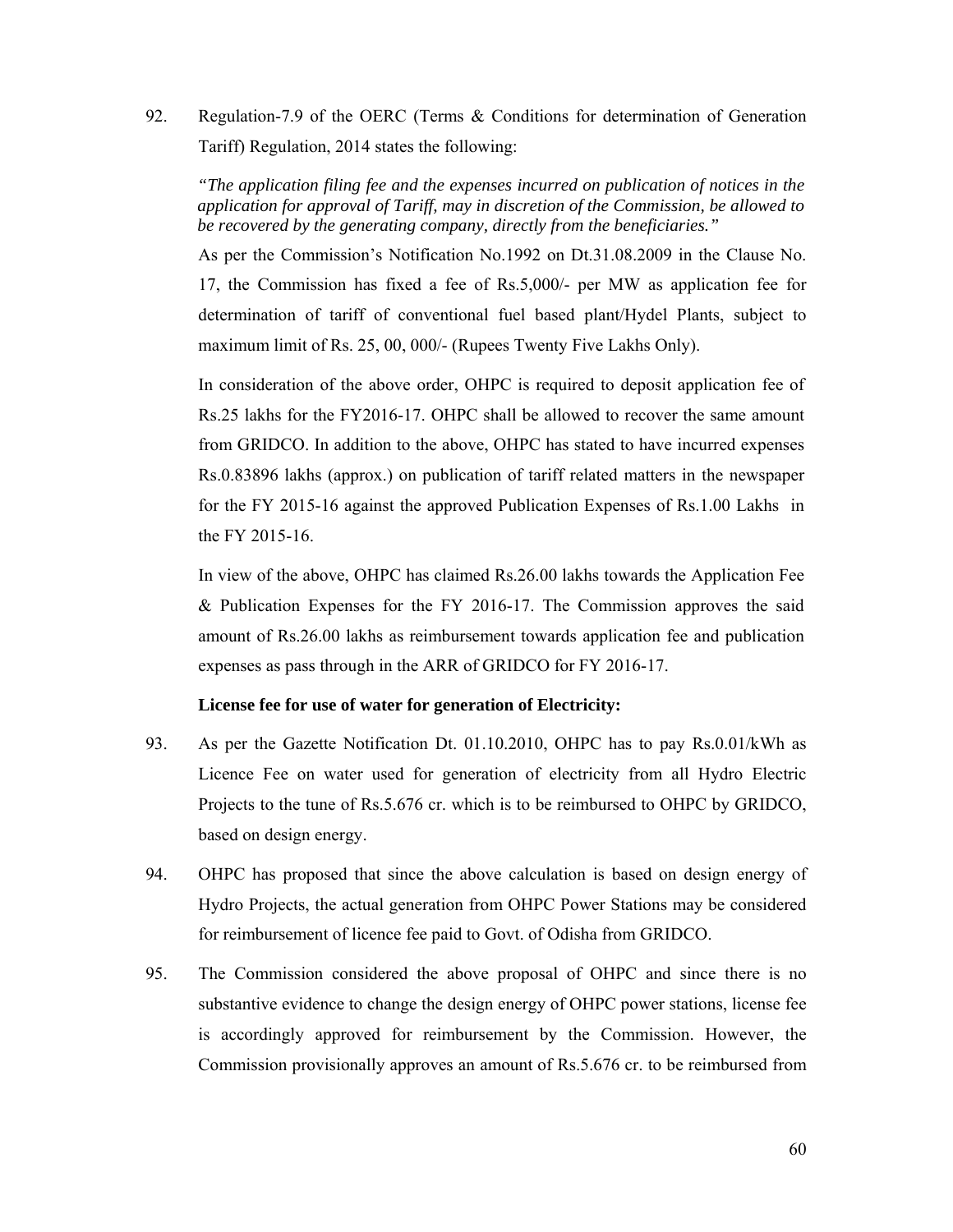92. Regulation-7.9 of the OERC (Terms & Conditions for determination of Generation Tariff) Regulation, 2014 states the following:

*"The application filing fee and the expenses incurred on publication of notices in the application for approval of Tariff, may in discretion of the Commission, be allowed to be recovered by the generating company, directly from the beneficiaries."*

As per the Commission's Notification No.1992 on Dt.31.08.2009 in the Clause No. 17, the Commission has fixed a fee of Rs.5,000/- per MW as application fee for determination of tariff of conventional fuel based plant/Hydel Plants, subject to maximum limit of Rs. 25, 00, 000/- (Rupees Twenty Five Lakhs Only).

In consideration of the above order, OHPC is required to deposit application fee of Rs.25 lakhs for the FY2016-17. OHPC shall be allowed to recover the same amount from GRIDCO. In addition to the above, OHPC has stated to have incurred expenses Rs.0.83896 lakhs (approx.) on publication of tariff related matters in the newspaper for the FY 2015-16 against the approved Publication Expenses of Rs.1.00 Lakhs in the FY 2015-16.

In view of the above, OHPC has claimed Rs.26.00 lakhs towards the Application Fee & Publication Expenses for the FY 2016-17. The Commission approves the said amount of Rs.26.00 lakhs as reimbursement towards application fee and publication expenses as pass through in the ARR of GRIDCO for FY 2016-17.

**License fee for use of water for generation of Electricity:**

93. As per the Gazette Notification Dt. 01.10.2010, OHPC has to pay Rs.0.01/kWh as Licence Fee on water used for generation of electricity from all Hydro Electric Projects to the tune of Rs.5.676 cr. which is to be reimbursed to OHPC by GRIDCO, based on design energy.

94. OHPC has proposed that since the above calculation is based on design energy of Hydro Projects, the actual generation from OHPC Power Stations may be considered for reimbursement of licence fee paid to Govt. of Odisha from GRIDCO.

95. The Commission considered the above proposal of OHPC and since there is no substantive evidence to change the design energy of OHPC power stations, license fee is accordingly approved for reimbursement by the Commission. However, the Commission provisionally approves an amount of Rs.5.676 cr. to be reimbursed from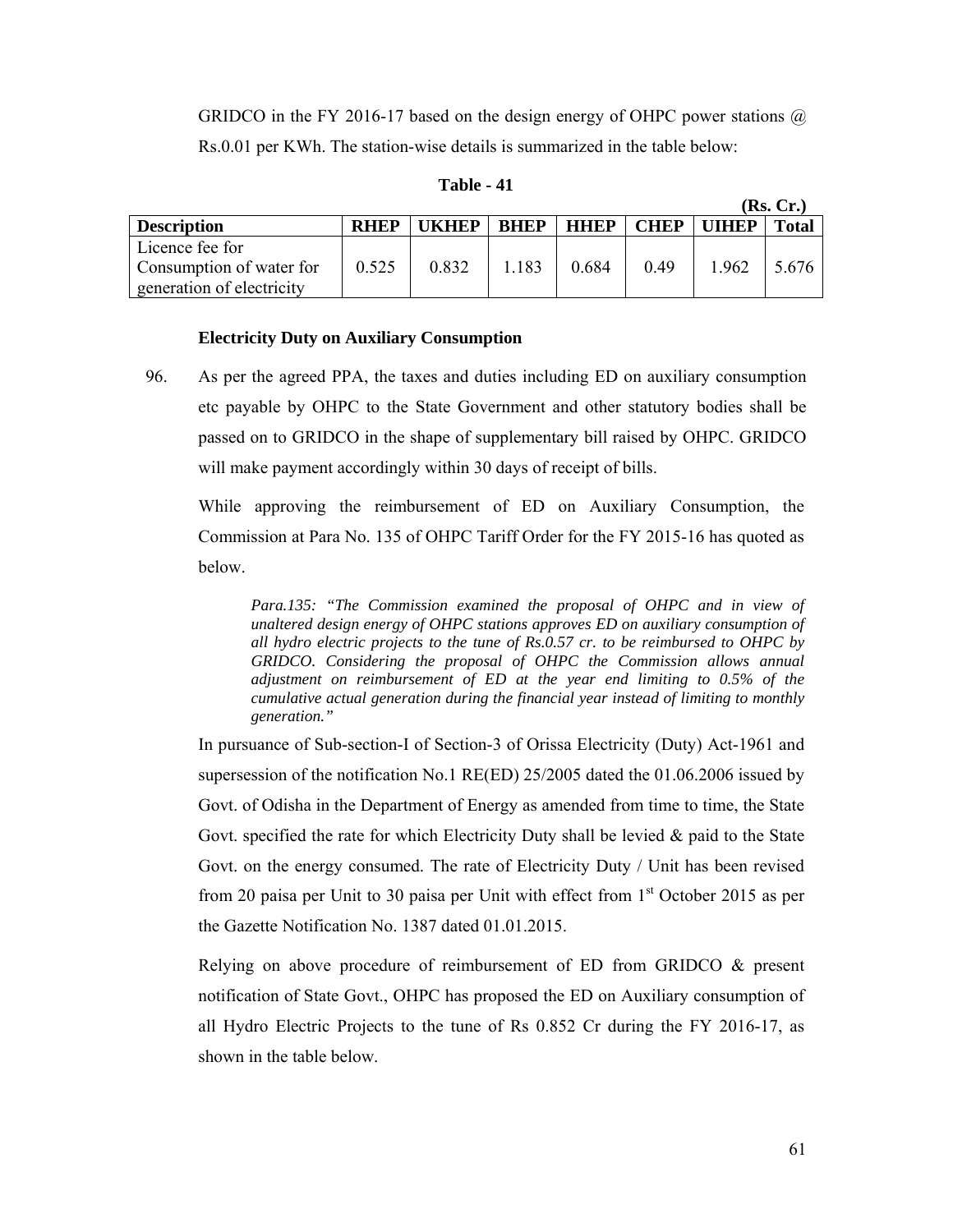GRIDCO in the FY 2016-17 based on the design energy of OHPC power stations @ Rs.0.01 per KWh. The station-wise details is summarized in the table below:

**Table - 41**

**(Rs. Cr.)**

| Description | RHEP | UKHEP | BHEP | HHEP | CHEP | UIHEP | Total |
|---|---|---|---|---|---|---|---|
| Licence fee for Consumption of water for generation of electricity | 0.525 | 0.832 | 1.183 | 0.684 | 0.49 | 1.962 | 5.676 |

**Electricity Duty on Auxiliary Consumption**

96. As per the agreed PPA, the taxes and duties including ED on auxiliary consumption etc payable by OHPC to the State Government and other statutory bodies shall be passed on to GRIDCO in the shape of supplementary bill raised by OHPC. GRIDCO will make payment accordingly within 30 days of receipt of bills.

While approving the reimbursement of ED on Auxiliary Consumption, the Commission at Para No. 135 of OHPC Tariff Order for the FY 2015-16 has quoted as below.

> *Para.135: "The Commission examined the proposal of OHPC and in view of unaltered design energy of OHPC stations approves ED on auxiliary consumption of all hydro electric projects to the tune of Rs.0.57 cr. to be reimbursed to OHPC by GRIDCO. Considering the proposal of OHPC the Commission allows annual adjustment on reimbursement of ED at the year end limiting to 0.5% of the cumulative actual generation during the financial year instead of limiting to monthly generation."*

In pursuance of Sub-section-I of Section-3 of Orissa Electricity (Duty) Act-1961 and supersession of the notification No.1 RE(ED) 25/2005 dated the 01.06.2006 issued by Govt. of Odisha in the Department of Energy as amended from time to time, the State Govt. specified the rate for which Electricity Duty shall be levied & paid to the State Govt. on the energy consumed. The rate of Electricity Duty / Unit has been revised from 20 paisa per Unit to 30 paisa per Unit with effect from 1st October 2015 as per the Gazette Notification No. 1387 dated 01.01.2015.

Relying on above procedure of reimbursement of ED from GRIDCO & present notification of State Govt., OHPC has proposed the ED on Auxiliary consumption of all Hydro Electric Projects to the tune of Rs 0.852 Cr during the FY 2016-17, as shown in the table below.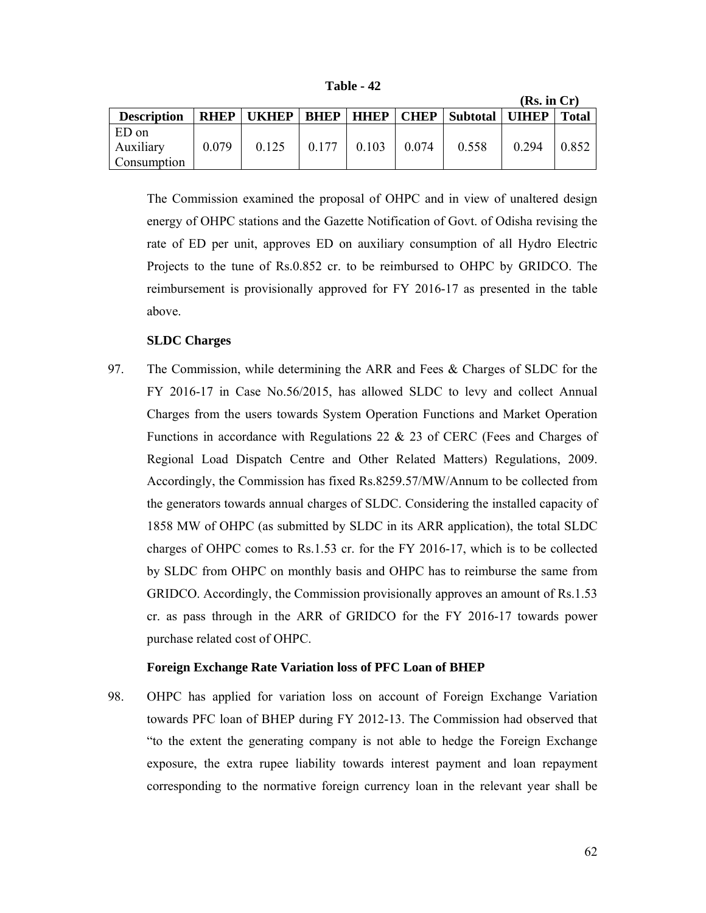**Table - 42**

**(Rs. in Cr)**

| Description | RHEP | UKHEP | BHEP | HHEP | CHEP | Subtotal | UIHEP | Total |
|---|---|---|---|---|---|---|---|---|
| ED on Auxiliary Consumption | 0.079 | 0.125 | 0.177 | 0.103 | 0.074 | 0.558 | 0.294 | 0.852 |

The Commission examined the proposal of OHPC and in view of unaltered design energy of OHPC stations and the Gazette Notification of Govt. of Odisha revising the rate of ED per unit, approves ED on auxiliary consumption of all Hydro Electric Projects to the tune of Rs.0.852 cr. to be reimbursed to OHPC by GRIDCO. The reimbursement is provisionally approved for FY 2016-17 as presented in the table above.

**SLDC Charges**

97. The Commission, while determining the ARR and Fees & Charges of SLDC for the FY 2016-17 in Case No.56/2015, has allowed SLDC to levy and collect Annual Charges from the users towards System Operation Functions and Market Operation Functions in accordance with Regulations 22 & 23 of CERC (Fees and Charges of Regional Load Dispatch Centre and Other Related Matters) Regulations, 2009. Accordingly, the Commission has fixed Rs.8259.57/MW/Annum to be collected from the generators towards annual charges of SLDC. Considering the installed capacity of 1858 MW of OHPC (as submitted by SLDC in its ARR application), the total SLDC charges of OHPC comes to Rs.1.53 cr. for the FY 2016-17, which is to be collected by SLDC from OHPC on monthly basis and OHPC has to reimburse the same from GRIDCO. Accordingly, the Commission provisionally approves an amount of Rs.1.53 cr. as pass through in the ARR of GRIDCO for the FY 2016-17 towards power purchase related cost of OHPC.

**Foreign Exchange Rate Variation loss of PFC Loan of BHEP**

98. OHPC has applied for variation loss on account of Foreign Exchange Variation towards PFC loan of BHEP during FY 2012-13. The Commission had observed that "to the extent the generating company is not able to hedge the Foreign Exchange exposure, the extra rupee liability towards interest payment and loan repayment corresponding to the normative foreign currency loan in the relevant year shall be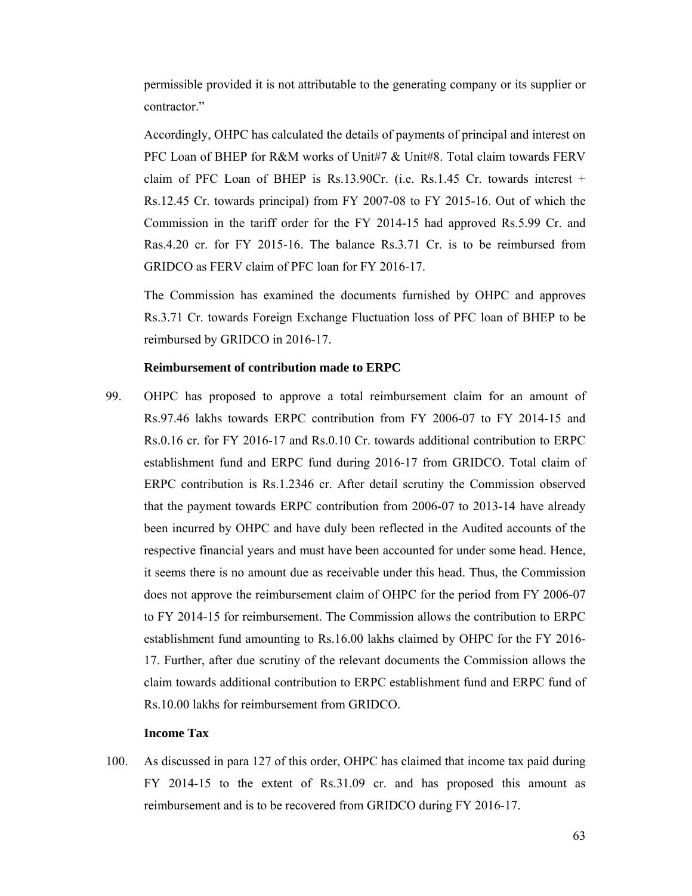permissible provided it is not attributable to the generating company or its supplier or contractor."

Accordingly, OHPC has calculated the details of payments of principal and interest on PFC Loan of BHEP for R&M works of Unit#7 & Unit#8. Total claim towards FERV claim of PFC Loan of BHEP is Rs.13.90Cr. (i.e. Rs.1.45 Cr. towards interest + Rs.12.45 Cr. towards principal) from FY 2007-08 to FY 2015-16. Out of which the Commission in the tariff order for the FY 2014-15 had approved Rs.5.99 Cr. and Ras.4.20 cr. for FY 2015-16. The balance Rs.3.71 Cr. is to be reimbursed from GRIDCO as FERV claim of PFC loan for FY 2016-17.

The Commission has examined the documents furnished by OHPC and approves Rs.3.71 Cr. towards Foreign Exchange Fluctuation loss of PFC loan of BHEP to be reimbursed by GRIDCO in 2016-17.

**Reimbursement of contribution made to ERPC**

99. OHPC has proposed to approve a total reimbursement claim for an amount of Rs.97.46 lakhs towards ERPC contribution from FY 2006-07 to FY 2014-15 and Rs.0.16 cr. for FY 2016-17 and Rs.0.10 Cr. towards additional contribution to ERPC establishment fund and ERPC fund during 2016-17 from GRIDCO. Total claim of ERPC contribution is Rs.1.2346 cr. After detail scrutiny the Commission observed that the payment towards ERPC contribution from 2006-07 to 2013-14 have already been incurred by OHPC and have duly been reflected in the Audited accounts of the respective financial years and must have been accounted for under some head. Hence, it seems there is no amount due as receivable under this head. Thus, the Commission does not approve the reimbursement claim of OHPC for the period from FY 2006-07 to FY 2014-15 for reimbursement. The Commission allows the contribution to ERPC establishment fund amounting to Rs.16.00 lakhs claimed by OHPC for the FY 2016-17. Further, after due scrutiny of the relevant documents the Commission allows the claim towards additional contribution to ERPC establishment fund and ERPC fund of Rs.10.00 lakhs for reimbursement from GRIDCO.

**Income Tax**

100. As discussed in para 127 of this order, OHPC has claimed that income tax paid during FY 2014-15 to the extent of Rs.31.09 cr. and has proposed this amount as reimbursement and is to be recovered from GRIDCO during FY 2016-17.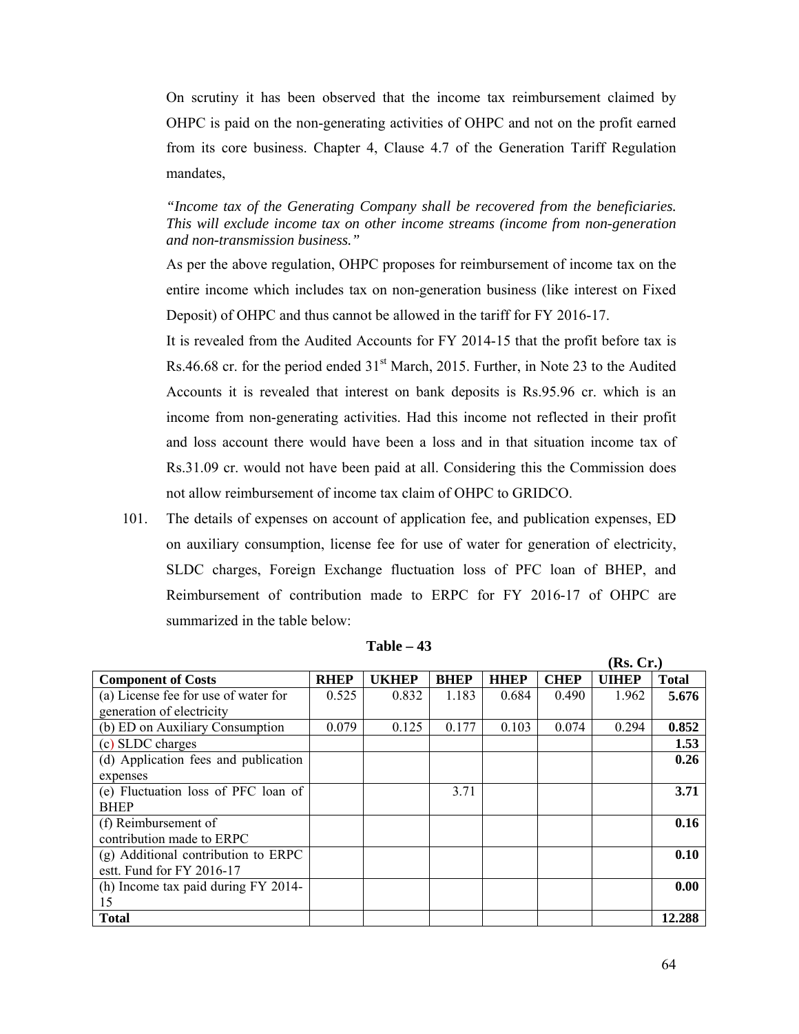On scrutiny it has been observed that the income tax reimbursement claimed by OHPC is paid on the non-generating activities of OHPC and not on the profit earned from its core business. Chapter 4, Clause 4.7 of the Generation Tariff Regulation mandates,

*"Income tax of the Generating Company shall be recovered from the beneficiaries. This will exclude income tax on other income streams (income from non-generation and non-transmission business."*

As per the above regulation, OHPC proposes for reimbursement of income tax on the entire income which includes tax on non-generation business (like interest on Fixed Deposit) of OHPC and thus cannot be allowed in the tariff for FY 2016-17.

It is revealed from the Audited Accounts for FY 2014-15 that the profit before tax is Rs.46.68 cr. for the period ended 31st March, 2015. Further, in Note 23 to the Audited Accounts it is revealed that interest on bank deposits is Rs.95.96 cr. which is an income from non-generating activities. Had this income not reflected in their profit and loss account there would have been a loss and in that situation income tax of Rs.31.09 cr. would not have been paid at all. Considering this the Commission does not allow reimbursement of income tax claim of OHPC to GRIDCO.

101. The details of expenses on account of application fee, and publication expenses, ED on auxiliary consumption, license fee for use of water for generation of electricity, SLDC charges, Foreign Exchange fluctuation loss of PFC loan of BHEP, and Reimbursement of contribution made to ERPC for FY 2016-17 of OHPC are summarized in the table below:

**Table – 43**

**(Rs. Cr.)**

| Component of Costs | RHEP | UKHEP | BHEP | HHEP | CHEP | UIHEP | Total |
|---|---|---|---|---|---|---|---|
| (a) License fee for use of water for generation of electricity | 0.525 | 0.832 | 1.183 | 0.684 | 0.490 | 1.962 | **5.676** |
| (b) ED on Auxiliary Consumption | 0.079 | 0.125 | 0.177 | 0.103 | 0.074 | 0.294 | **0.852** |
| (c) SLDC charges | | | | | | | **1.53** |
| (d) Application fees and publication expenses | | | | | | | **0.26** |
| (e) Fluctuation loss of PFC loan of BHEP | | | 3.71 | | | | **3.71** |
| (f) Reimbursement of contribution made to ERPC | | | | | | | **0.16** |
| (g) Additional contribution to ERPC estt. Fund for FY 2016-17 | | | | | | | **0.10** |
| (h) Income tax paid during FY 2014-15 | | | | | | | **0.00** |
| **Total** | | | | | | | **12.288** |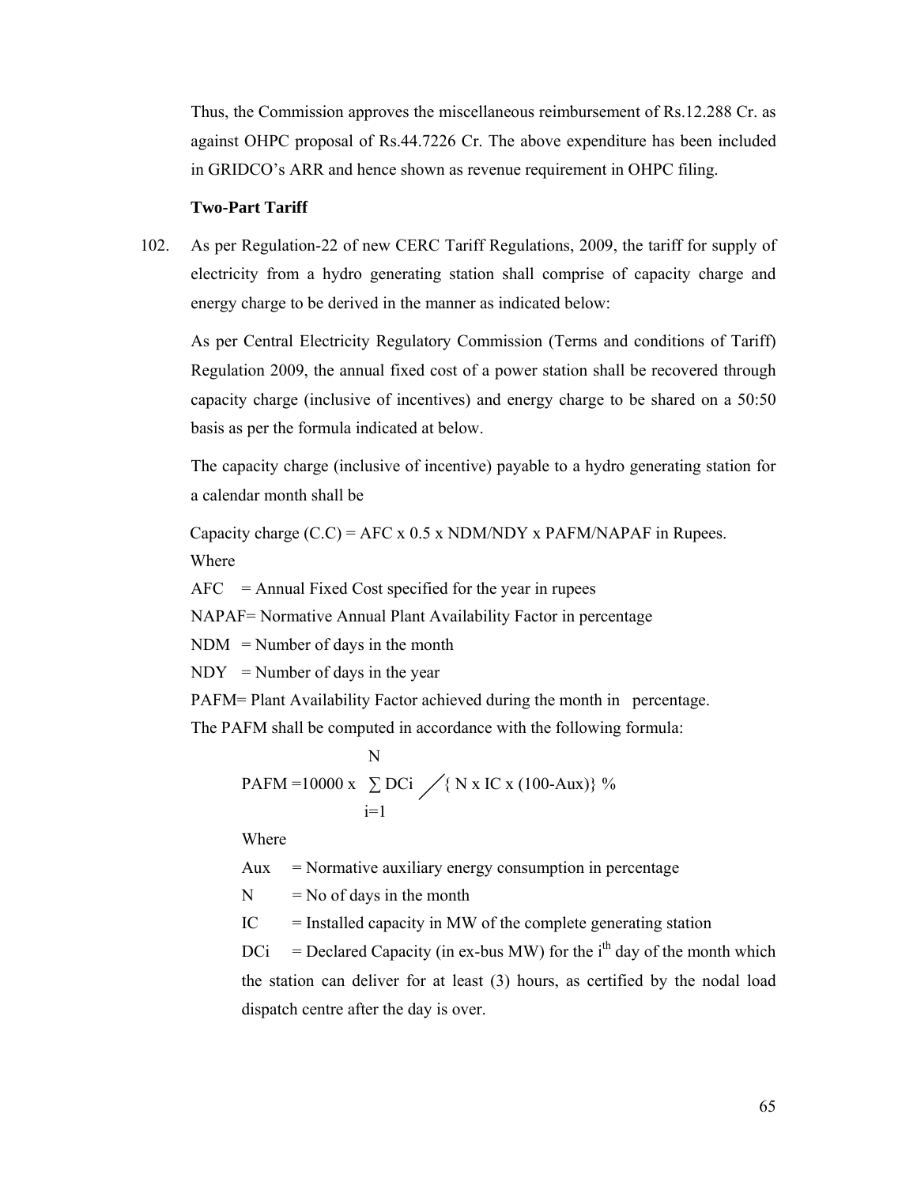Thus, the Commission approves the miscellaneous reimbursement of Rs.12.288 Cr. as against OHPC proposal of Rs.44.7226 Cr. The above expenditure has been included in GRIDCO's ARR and hence shown as revenue requirement in OHPC filing.

**Two-Part Tariff**

102. As per Regulation-22 of new CERC Tariff Regulations, 2009, the tariff for supply of electricity from a hydro generating station shall comprise of capacity charge and energy charge to be derived in the manner as indicated below:

As per Central Electricity Regulatory Commission (Terms and conditions of Tariff) Regulation 2009, the annual fixed cost of a power station shall be recovered through capacity charge (inclusive of incentives) and energy charge to be shared on a 50:50 basis as per the formula indicated at below.

The capacity charge (inclusive of incentive) payable to a hydro generating station for a calendar month shall be

Capacity charge (C.C) = AFC x 0.5 x NDM/NDY x PAFM/NAPAF in Rupees.

Where

AFC = Annual Fixed Cost specified for the year in rupees

NAPAF= Normative Annual Plant Availability Factor in percentage

NDM = Number of days in the month

NDY = Number of days in the year

PAFM= Plant Availability Factor achieved during the month in percentage.

The PAFM shall be computed in accordance with the following formula:

$$PAFM = 10000 \times \sum_{i=1}^{N} DCi \Big/ \{ N \times IC \times (100 - Aux)\} \, \%$$

Where

Aux = Normative auxiliary energy consumption in percentage

N = No of days in the month

IC = Installed capacity in MW of the complete generating station

DCi = Declared Capacity (in ex-bus MW) for the $i^{th}$ day of the month which the station can deliver for at least (3) hours, as certified by the nodal load dispatch centre after the day is over.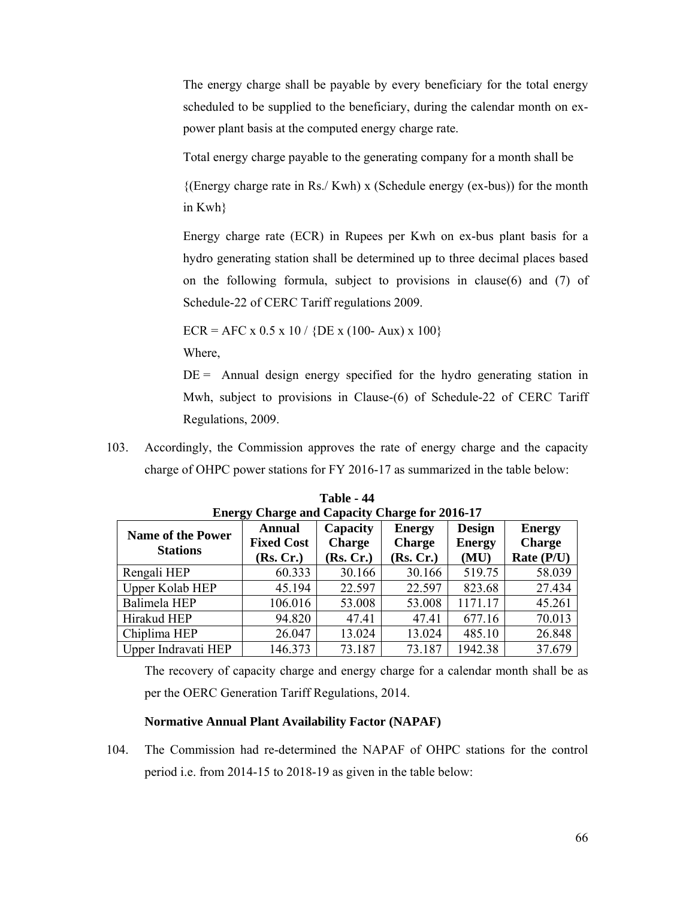The energy charge shall be payable by every beneficiary for the total energy scheduled to be supplied to the beneficiary, during the calendar month on ex-power plant basis at the computed energy charge rate.

Total energy charge payable to the generating company for a month shall be

{(Energy charge rate in Rs./ Kwh) x (Schedule energy (ex-bus)) for the month in Kwh}

Energy charge rate (ECR) in Rupees per Kwh on ex-bus plant basis for a hydro generating station shall be determined up to three decimal places based on the following formula, subject to provisions in clause(6) and (7) of Schedule-22 of CERC Tariff regulations 2009.

$$ECR = AFC \times 0.5 \times 10 / \{DE \times (100 - Aux) \times 100\}$$

Where,

DE = Annual design energy specified for the hydro generating station in Mwh, subject to provisions in Clause-(6) of Schedule-22 of CERC Tariff Regulations, 2009.

103. Accordingly, the Commission approves the rate of energy charge and the capacity charge of OHPC power stations for FY 2016-17 as summarized in the table below:

**Table - 44**
**Energy Charge and Capacity Charge for 2016-17**

| Name of the Power Stations | Annual Fixed Cost (Rs. Cr.) | Capacity Charge (Rs. Cr.) | Energy Charge (Rs. Cr.) | Design Energy (MU) | Energy Charge Rate (P/U) |
|---|---|---|---|---|---|
| Rengali HEP | 60.333 | 30.166 | 30.166 | 519.75 | 58.039 |
| Upper Kolab HEP | 45.194 | 22.597 | 22.597 | 823.68 | 27.434 |
| Balimela HEP | 106.016 | 53.008 | 53.008 | 1171.17 | 45.261 |
| Hirakud HEP | 94.820 | 47.41 | 47.41 | 677.16 | 70.013 |
| Chiplima HEP | 26.047 | 13.024 | 13.024 | 485.10 | 26.848 |
| Upper Indravati HEP | 146.373 | 73.187 | 73.187 | 1942.38 | 37.679 |

The recovery of capacity charge and energy charge for a calendar month shall be as per the OERC Generation Tariff Regulations, 2014.

**Normative Annual Plant Availability Factor (NAPAF)**

104. The Commission had re-determined the NAPAF of OHPC stations for the control period i.e. from 2014-15 to 2018-19 as given in the table below: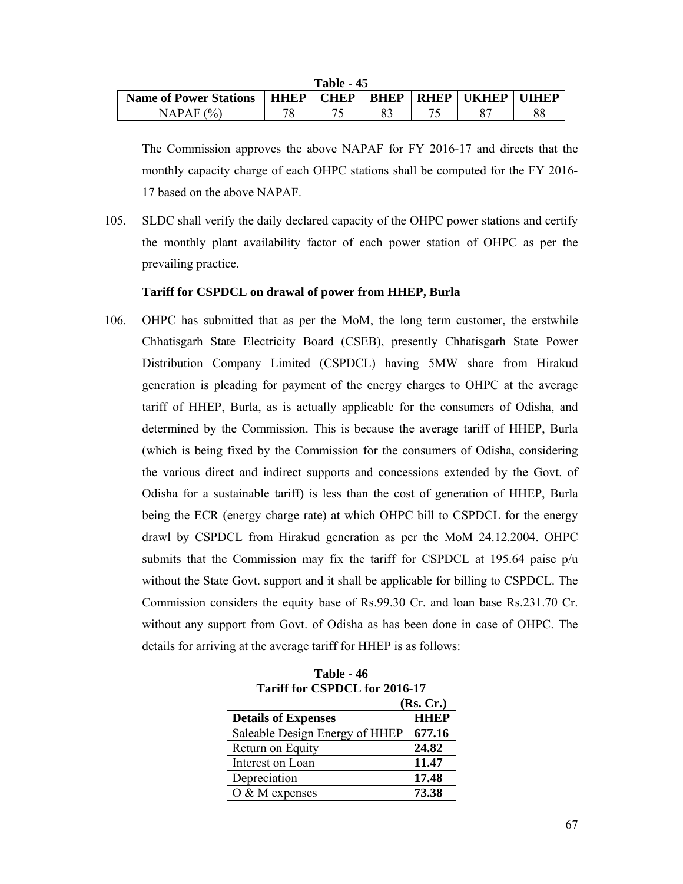**Table - 45**

| Name of Power Stations | HHEP | CHEP | BHEP | RHEP | UKHEP | UIHEP |
|---|---|---|---|---|---|---|
| NAPAF (%) | 78 | 75 | 83 | 75 | 87 | 88 |

The Commission approves the above NAPAF for FY 2016-17 and directs that the monthly capacity charge of each OHPC stations shall be computed for the FY 2016-17 based on the above NAPAF.

105. SLDC shall verify the daily declared capacity of the OHPC power stations and certify the monthly plant availability factor of each power station of OHPC as per the prevailing practice.

**Tariff for CSPDCL on drawal of power from HHEP, Burla**

106. OHPC has submitted that as per the MoM, the long term customer, the erstwhile Chhatisgarh State Electricity Board (CSEB), presently Chhatisgarh State Power Distribution Company Limited (CSPDCL) having 5MW share from Hirakud generation is pleading for payment of the energy charges to OHPC at the average tariff of HHEP, Burla, as is actually applicable for the consumers of Odisha, and determined by the Commission. This is because the average tariff of HHEP, Burla (which is being fixed by the Commission for the consumers of Odisha, considering the various direct and indirect supports and concessions extended by the Govt. of Odisha for a sustainable tariff) is less than the cost of generation of HHEP, Burla being the ECR (energy charge rate) at which OHPC bill to CSPDCL for the energy drawl by CSPDCL from Hirakud generation as per the MoM 24.12.2004. OHPC submits that the Commission may fix the tariff for CSPDCL at 195.64 paise p/u without the State Govt. support and it shall be applicable for billing to CSPDCL. The Commission considers the equity base of Rs.99.30 Cr. and loan base Rs.231.70 Cr. without any support from Govt. of Odisha as has been done in case of OHPC. The details for arriving at the average tariff for HHEP is as follows:

**Table - 46**
**Tariff for CSPDCL for 2016-17**

**(Rs. Cr.)**

| Details of Expenses | HHEP |
|---|---|
| Saleable Design Energy of HHEP | **677.16** |
| Return on Equity | **24.82** |
| Interest on Loan | **11.47** |
| Depreciation | **17.48** |
| O & M expenses | **73.38** |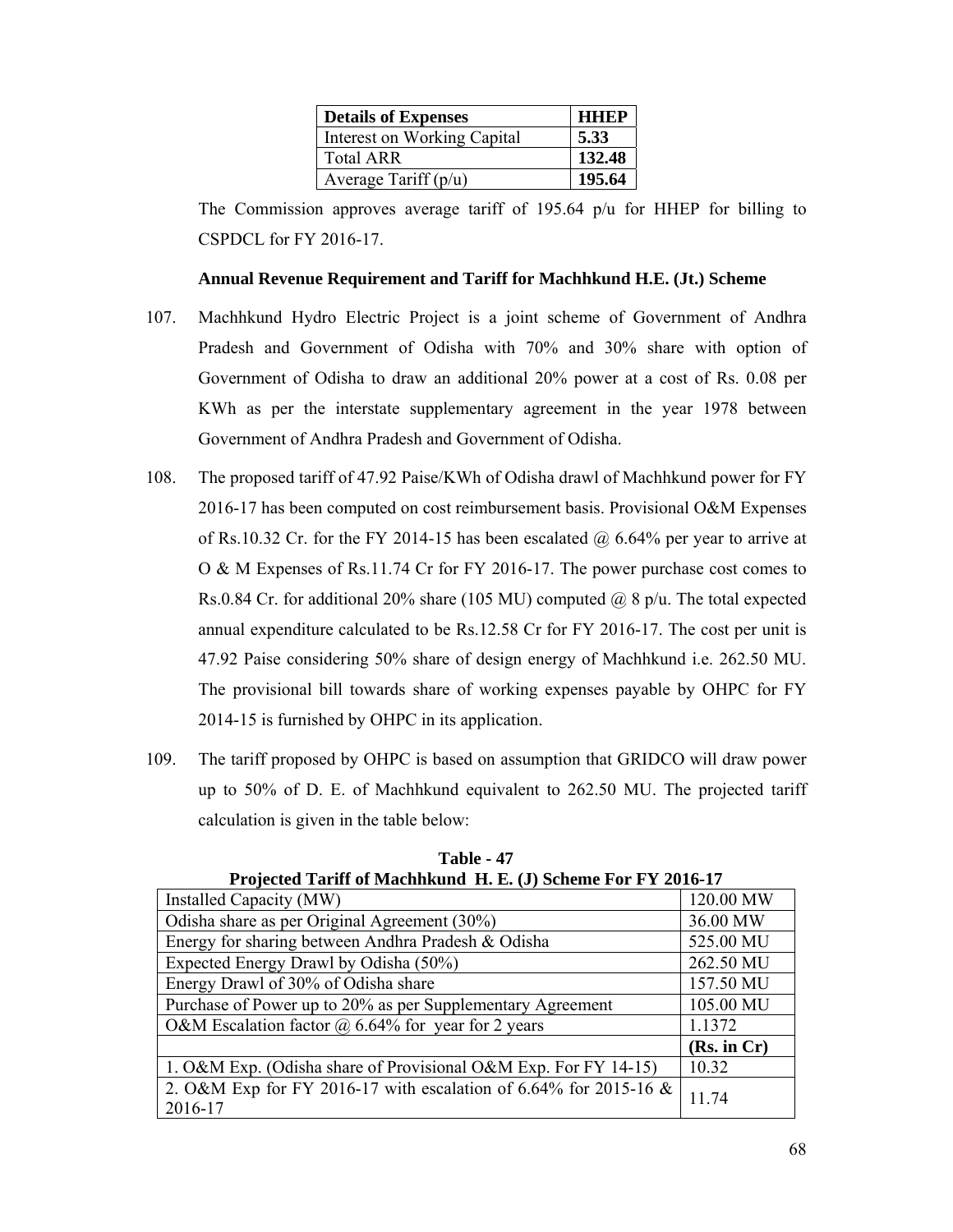| Details of Expenses | HHEP |
|---|---|
| Interest on Working Capital | **5.33** |
| Total ARR | **132.48** |
| Average Tariff (p/u) | **195.64** |

The Commission approves average tariff of 195.64 p/u for HHEP for billing to CSPDCL for FY 2016-17.

**Annual Revenue Requirement and Tariff for Machhkund H.E. (Jt.) Scheme**

107. Machhkund Hydro Electric Project is a joint scheme of Government of Andhra Pradesh and Government of Odisha with 70% and 30% share with option of Government of Odisha to draw an additional 20% power at a cost of Rs. 0.08 per KWh as per the interstate supplementary agreement in the year 1978 between Government of Andhra Pradesh and Government of Odisha.

108. The proposed tariff of 47.92 Paise/KWh of Odisha drawl of Machhkund power for FY 2016-17 has been computed on cost reimbursement basis. Provisional O&M Expenses of Rs.10.32 Cr. for the FY 2014-15 has been escalated @ 6.64% per year to arrive at O & M Expenses of Rs.11.74 Cr for FY 2016-17. The power purchase cost comes to Rs.0.84 Cr. for additional 20% share (105 MU) computed @ 8 p/u. The total expected annual expenditure calculated to be Rs.12.58 Cr for FY 2016-17. The cost per unit is 47.92 Paise considering 50% share of design energy of Machhkund i.e. 262.50 MU. The provisional bill towards share of working expenses payable by OHPC for FY 2014-15 is furnished by OHPC in its application.

109. The tariff proposed by OHPC is based on assumption that GRIDCO will draw power up to 50% of D. E. of Machhkund equivalent to 262.50 MU. The projected tariff calculation is given in the table below:

**Table - 47**
**Projected Tariff of Machhkund H. E. (J) Scheme For FY 2016-17**

| | |
|---|---|
| Installed Capacity (MW) | 120.00 MW |
| Odisha share as per Original Agreement (30%) | 36.00 MW |
| Energy for sharing between Andhra Pradesh & Odisha | 525.00 MU |
| Expected Energy Drawl by Odisha (50%) | 262.50 MU |
| Energy Drawl of 30% of Odisha share | 157.50 MU |
| Purchase of Power up to 20% as per Supplementary Agreement | 105.00 MU |
| O&M Escalation factor @ 6.64% for year for 2 years | 1.1372 |
| | **(Rs. in Cr)** |
| 1. O&M Exp. (Odisha share of Provisional O&M Exp. For FY 14-15) | 10.32 |
| 2. O&M Exp for FY 2016-17 with escalation of 6.64% for 2015-16 & 2016-17 | 11.74 |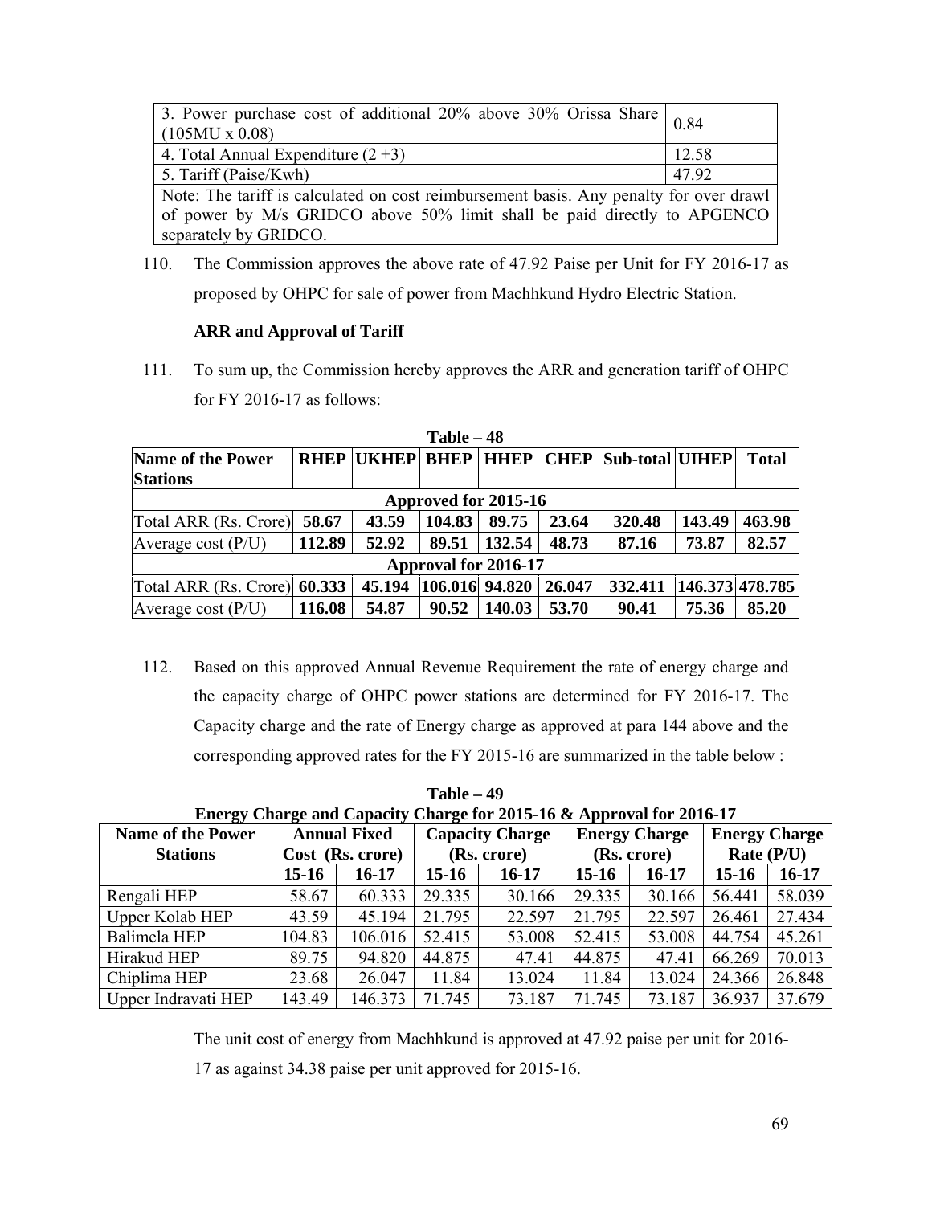| | |
|---|---|
| 3. Power purchase cost of additional 20% above 30% Orissa Share (105MU x 0.08) | 0.84 |
| 4. Total Annual Expenditure (2 +3) | 12.58 |
| 5. Tariff (Paise/Kwh) | 47.92 |
| Note: The tariff is calculated on cost reimbursement basis. Any penalty for over drawl of power by M/s GRIDCO above 50% limit shall be paid directly to APGENCO separately by GRIDCO. | |

110. The Commission approves the above rate of 47.92 Paise per Unit for FY 2016-17 as proposed by OHPC for sale of power from Machhkund Hydro Electric Station.

**ARR and Approval of Tariff**

111. To sum up, the Commission hereby approves the ARR and generation tariff of OHPC for FY 2016-17 as follows:

**Table – 48**

| Name of the Power Stations | RHEP | UKHEP | BHEP | HHEP | CHEP | Sub-total | UIHEP | Total |
|---|---|---|---|---|---|---|---|---|
| **Approved for 2015-16** | | | | | | | | |
| Total ARR (Rs. Crore) | **58.67** | **43.59** | **104.83** | **89.75** | **23.64** | **320.48** | **143.49** | **463.98** |
| Average cost (P/U) | **112.89** | **52.92** | **89.51** | **132.54** | **48.73** | **87.16** | **73.87** | **82.57** |
| **Approval for 2016-17** | | | | | | | | |
| Total ARR (Rs. Crore) | **60.333** | **45.194** | **106.016** | **94.820** | **26.047** | **332.411** | **146.373** | **478.785** |
| Average cost (P/U) | **116.08** | **54.87** | **90.52** | **140.03** | **53.70** | **90.41** | **75.36** | **85.20** |

112. Based on this approved Annual Revenue Requirement the rate of energy charge and the capacity charge of OHPC power stations are determined for FY 2016-17. The Capacity charge and the rate of Energy charge as approved at para 144 above and the corresponding approved rates for the FY 2015-16 are summarized in the table below :

**Table – 49**
**Energy Charge and Capacity Charge for 2015-16 & Approval for 2016-17**

| Name of the Power Stations | Annual Fixed Cost (Rs. crore) | | Capacity Charge (Rs. crore) | | Energy Charge (Rs. crore) | | Energy Charge Rate (P/U) | |
|---|---|---|---|---|---|---|---|---|
| | 15-16 | 16-17 | 15-16 | 16-17 | 15-16 | 16-17 | 15-16 | 16-17 |
| Rengali HEP | 58.67 | 60.333 | 29.335 | 30.166 | 29.335 | 30.166 | 56.441 | 58.039 |
| Upper Kolab HEP | 43.59 | 45.194 | 21.795 | 22.597 | 21.795 | 22.597 | 26.461 | 27.434 |
| Balimela HEP | 104.83 | 106.016 | 52.415 | 53.008 | 52.415 | 53.008 | 44.754 | 45.261 |
| Hirakud HEP | 89.75 | 94.820 | 44.875 | 47.41 | 44.875 | 47.41 | 66.269 | 70.013 |
| Chiplima HEP | 23.68 | 26.047 | 11.84 | 13.024 | 11.84 | 13.024 | 24.366 | 26.848 |
| Upper Indravati HEP | 143.49 | 146.373 | 71.745 | 73.187 | 71.745 | 73.187 | 36.937 | 37.679 |

The unit cost of energy from Machhkund is approved at 47.92 paise per unit for 2016-17 as against 34.38 paise per unit approved for 2015-16.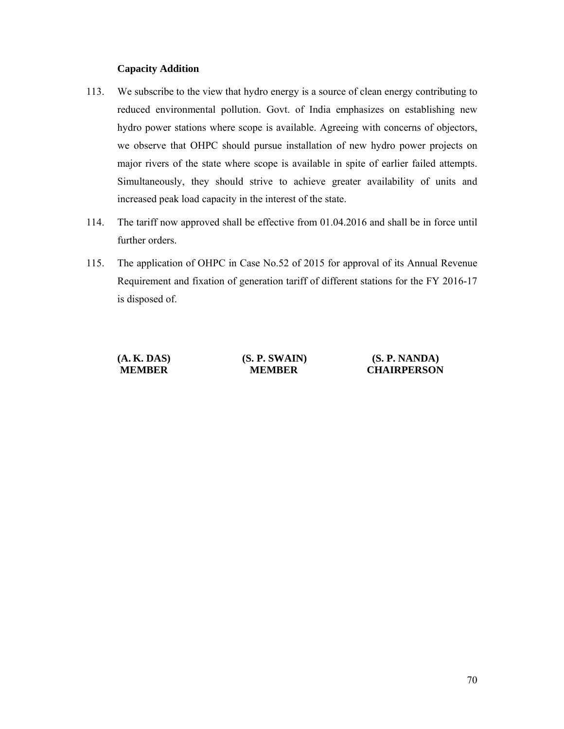**Capacity Addition**

113. We subscribe to the view that hydro energy is a source of clean energy contributing to reduced environmental pollution. Govt. of India emphasizes on establishing new hydro power stations where scope is available. Agreeing with concerns of objectors, we observe that OHPC should pursue installation of new hydro power projects on major rivers of the state where scope is available in spite of earlier failed attempts. Simultaneously, they should strive to achieve greater availability of units and increased peak load capacity in the interest of the state.

114. The tariff now approved shall be effective from 01.04.2016 and shall be in force until further orders.

115. The application of OHPC in Case No.52 of 2015 for approval of its Annual Revenue Requirement and fixation of generation tariff of different stations for the FY 2016-17 is disposed of.

| | | |
|---|---|---|
| **(A. K. DAS)** | **(S. P. SWAIN)** | **(S. P. NANDA)** |
| **MEMBER** | **MEMBER** | **CHAIRPERSON** |